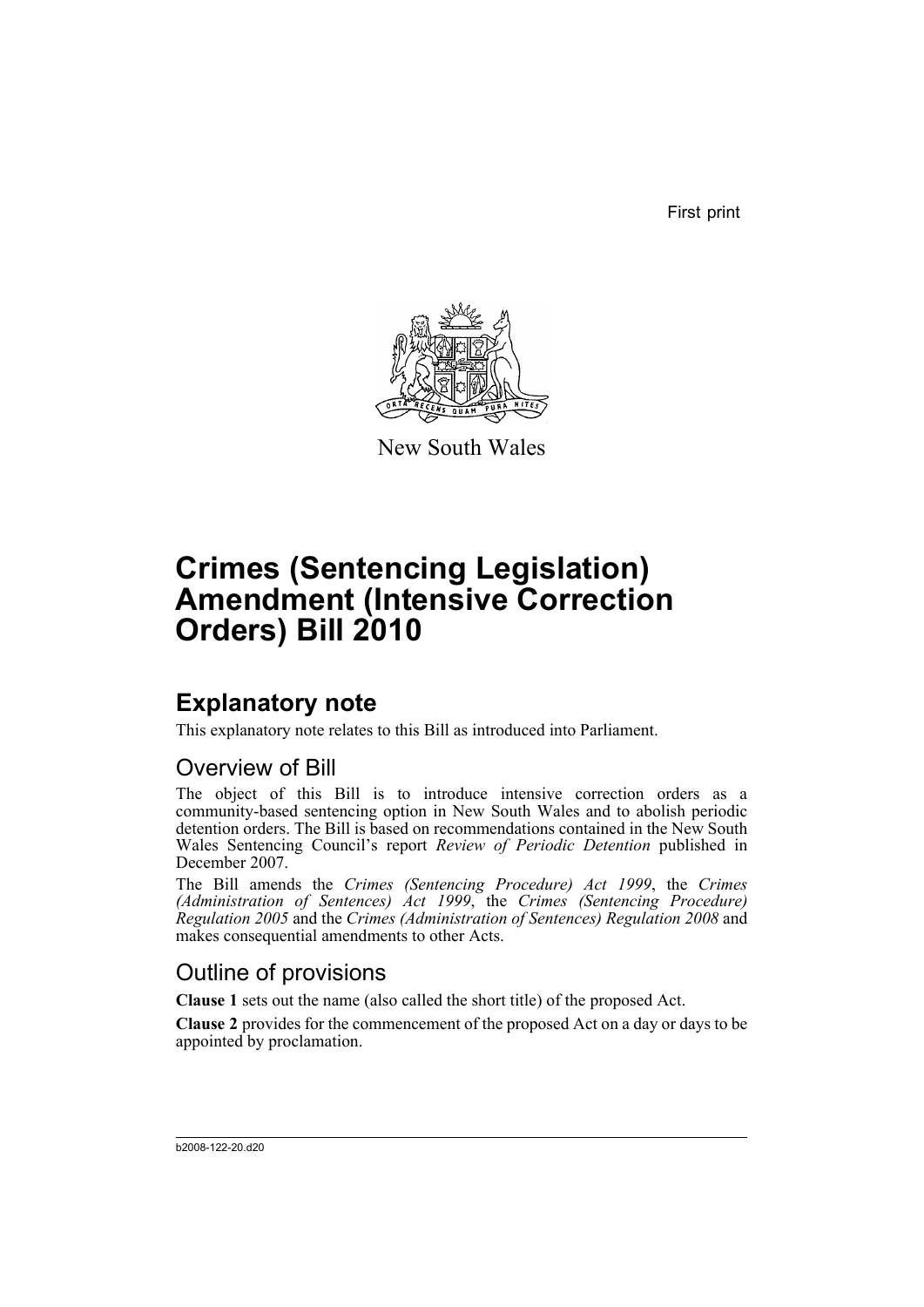First print

New South Wales

# Crimes (Sentencing Legislation) Amendment (Intensive Correction Orders) Bill 2010

## Explanatory note

This explanatory note relates to this Bill as introduced into Parliament.

### Overview of Bill

The object of this Bill is to introduce intensive correction orders as a community-based sentencing option in New South Wales and to abolish periodic detention orders. The Bill is based on recommendations contained in the New South Wales Sentencing Council's report *Review of Periodic Detention* published in December 2007.

The Bill amends the *Crimes (Sentencing Procedure) Act 1999*, the *Crimes (Administration of Sentences) Act 1999*, the *Crimes (Sentencing Procedure) Regulation 2005* and the *Crimes (Administration of Sentences) Regulation 2008* and makes consequential amendments to other Acts.

### Outline of provisions

**Clause 1** sets out the name (also called the short title) of the proposed Act.

**Clause 2** provides for the commencement of the proposed Act on a day or days to be appointed by proclamation.

b2008-122-20.d20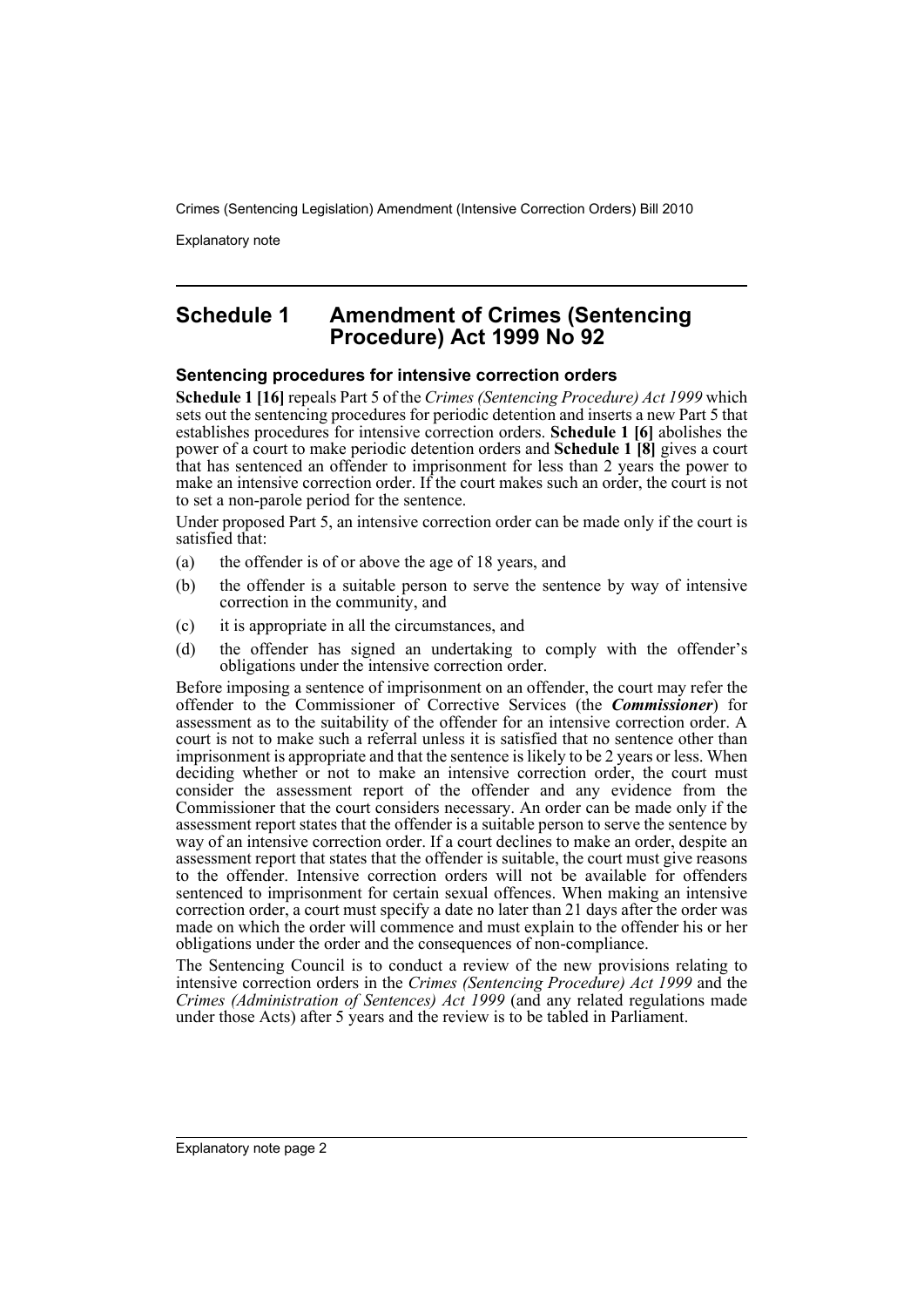## Schedule 1 Amendment of Crimes (Sentencing Procedure) Act 1999 No 92

### Sentencing procedures for intensive correction orders

**Schedule 1 [16]** repeals Part 5 of the *Crimes (Sentencing Procedure) Act 1999* which sets out the sentencing procedures for periodic detention and inserts a new Part 5 that establishes procedures for intensive correction orders. **Schedule 1 [6]** abolishes the power of a court to make periodic detention orders and **Schedule 1 [8]** gives a court that has sentenced an offender to imprisonment for less than 2 years the power to make an intensive correction order. If the court makes such an order, the court is not to set a non-parole period for the sentence.

Under proposed Part 5, an intensive correction order can be made only if the court is satisfied that:

(a) the offender is of or above the age of 18 years, and

(b) the offender is a suitable person to serve the sentence by way of intensive correction in the community, and

(c) it is appropriate in all the circumstances, and

(d) the offender has signed an undertaking to comply with the offender's obligations under the intensive correction order.

Before imposing a sentence of imprisonment on an offender, the court may refer the offender to the Commissioner of Corrective Services (the ***Commissioner***) for assessment as to the suitability of the offender for an intensive correction order. A court is not to make such a referral unless it is satisfied that no sentence other than imprisonment is appropriate and that the sentence is likely to be 2 years or less. When deciding whether or not to make an intensive correction order, the court must consider the assessment report of the offender and any evidence from the Commissioner that the court considers necessary. An order can be made only if the assessment report states that the offender is a suitable person to serve the sentence by way of an intensive correction order. If a court declines to make an order, despite an assessment report that states that the offender is suitable, the court must give reasons to the offender. Intensive correction orders will not be available for offenders sentenced to imprisonment for certain sexual offences. When making an intensive correction order, a court must specify a date no later than 21 days after the order was made on which the order will commence and must explain to the offender his or her obligations under the order and the consequences of non-compliance.

The Sentencing Council is to conduct a review of the new provisions relating to intensive correction orders in the *Crimes (Sentencing Procedure) Act 1999* and the *Crimes (Administration of Sentences) Act 1999* (and any related regulations made under those Acts) after 5 years and the review is to be tabled in Parliament.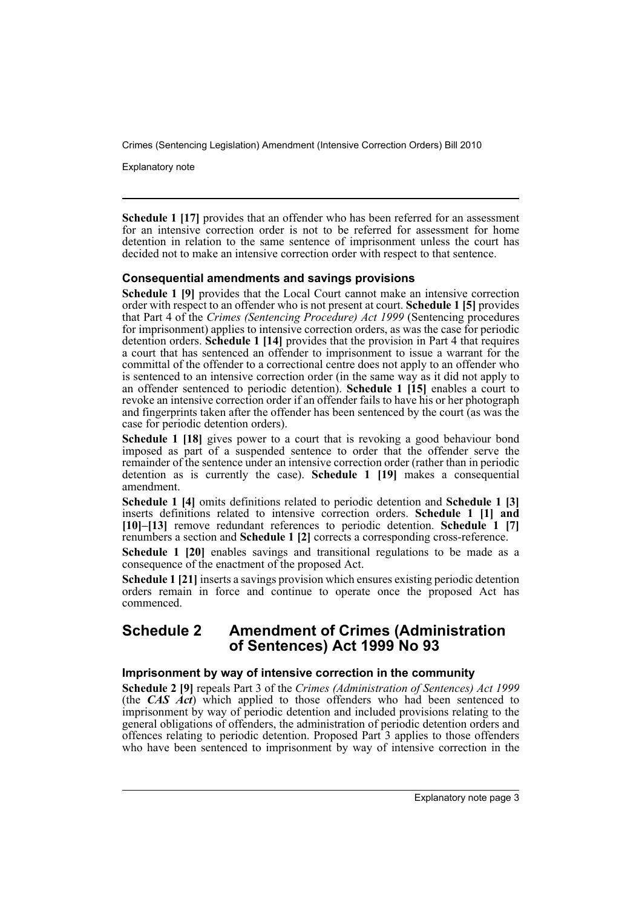**Schedule 1 [17]** provides that an offender who has been referred for an assessment for an intensive correction order is not to be referred for assessment for home detention in relation to the same sentence of imprisonment unless the court has decided not to make an intensive correction order with respect to that sentence.

### Consequential amendments and savings provisions

**Schedule 1 [9]** provides that the Local Court cannot make an intensive correction order with respect to an offender who is not present at court. **Schedule 1 [5]** provides that Part 4 of the *Crimes (Sentencing Procedure) Act 1999* (Sentencing procedures for imprisonment) applies to intensive correction orders, as was the case for periodic detention orders. **Schedule 1 [14]** provides that the provision in Part 4 that requires a court that has sentenced an offender to imprisonment to issue a warrant for the committal of the offender to a correctional centre does not apply to an offender who is sentenced to an intensive correction order (in the same way as it did not apply to an offender sentenced to periodic detention). **Schedule 1 [15]** enables a court to revoke an intensive correction order if an offender fails to have his or her photograph and fingerprints taken after the offender has been sentenced by the court (as was the case for periodic detention orders).

**Schedule 1 [18]** gives power to a court that is revoking a good behaviour bond imposed as part of a suspended sentence to order that the offender serve the remainder of the sentence under an intensive correction order (rather than in periodic detention as is currently the case). **Schedule 1 [19]** makes a consequential amendment.

**Schedule 1 [4]** omits definitions related to periodic detention and **Schedule 1 [3]** inserts definitions related to intensive correction orders. **Schedule 1 [1] and [10]–[13]** remove redundant references to periodic detention. **Schedule 1 [7]** renumbers a section and **Schedule 1 [2]** corrects a corresponding cross-reference.

**Schedule 1 [20]** enables savings and transitional regulations to be made as a consequence of the enactment of the proposed Act.

**Schedule 1 [21]** inserts a savings provision which ensures existing periodic detention orders remain in force and continue to operate once the proposed Act has commenced.

## Schedule 2 Amendment of Crimes (Administration of Sentences) Act 1999 No 93

### Imprisonment by way of intensive correction in the community

**Schedule 2 [9]** repeals Part 3 of the *Crimes (Administration of Sentences) Act 1999* (the ***CAS Act***) which applied to those offenders who had been sentenced to imprisonment by way of periodic detention and included provisions relating to the general obligations of offenders, the administration of periodic detention orders and offences relating to periodic detention. Proposed Part 3 applies to those offenders who have been sentenced to imprisonment by way of intensive correction in the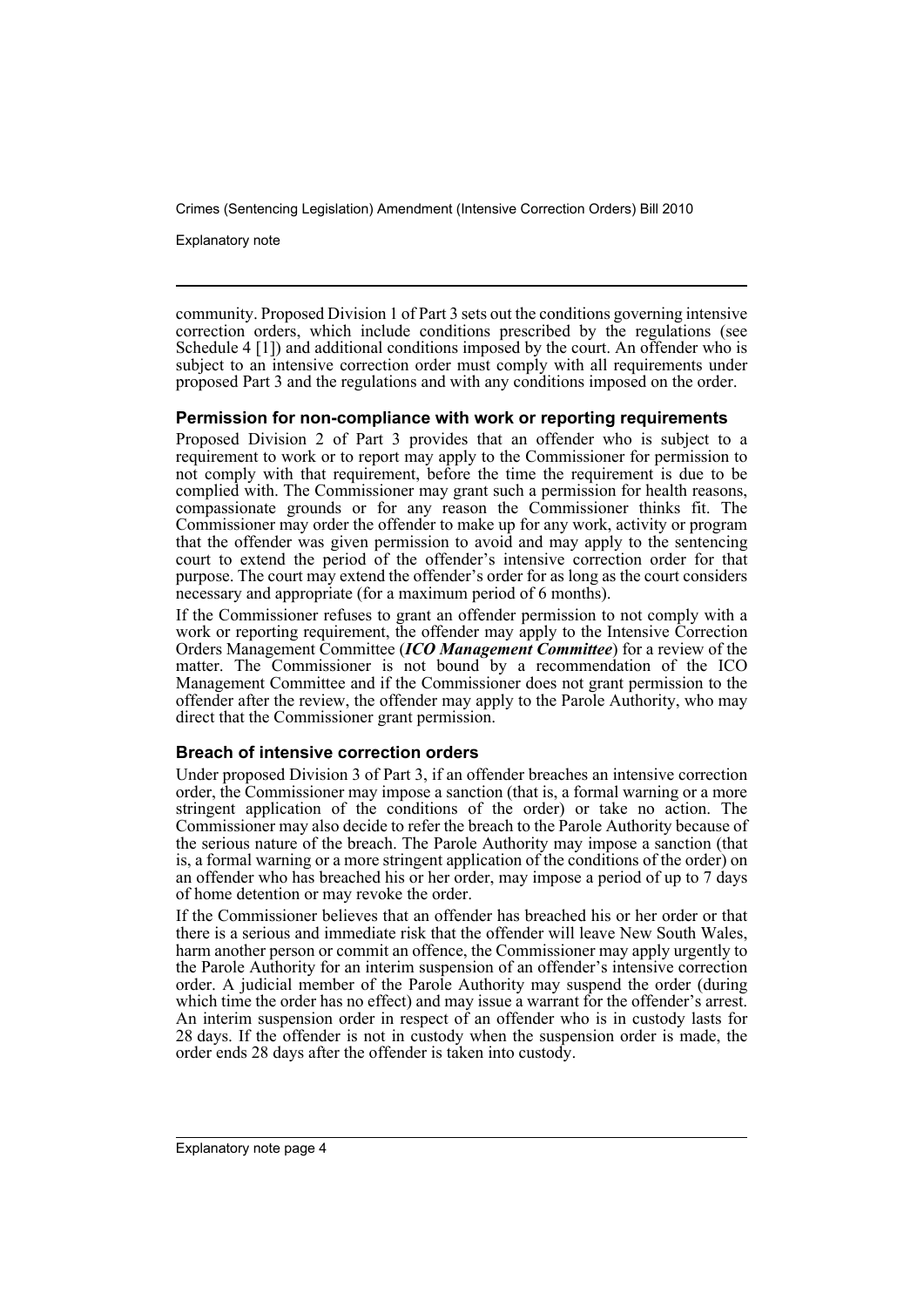community. Proposed Division 1 of Part 3 sets out the conditions governing intensive correction orders, which include conditions prescribed by the regulations (see Schedule 4 [1]) and additional conditions imposed by the court. An offender who is subject to an intensive correction order must comply with all requirements under proposed Part 3 and the regulations and with any conditions imposed on the order.

### Permission for non-compliance with work or reporting requirements

Proposed Division 2 of Part 3 provides that an offender who is subject to a requirement to work or to report may apply to the Commissioner for permission to not comply with that requirement, before the time the requirement is due to be complied with. The Commissioner may grant such a permission for health reasons, compassionate grounds or for any reason the Commissioner thinks fit. The Commissioner may order the offender to make up for any work, activity or program that the offender was given permission to avoid and may apply to the sentencing court to extend the period of the offender's intensive correction order for that purpose. The court may extend the offender's order for as long as the court considers necessary and appropriate (for a maximum period of 6 months).

If the Commissioner refuses to grant an offender permission to not comply with a work or reporting requirement, the offender may apply to the Intensive Correction Orders Management Committee (***ICO Management Committee***) for a review of the matter. The Commissioner is not bound by a recommendation of the ICO Management Committee and if the Commissioner does not grant permission to the offender after the review, the offender may apply to the Parole Authority, who may direct that the Commissioner grant permission.

### Breach of intensive correction orders

Under proposed Division 3 of Part 3, if an offender breaches an intensive correction order, the Commissioner may impose a sanction (that is, a formal warning or a more stringent application of the conditions of the order) or take no action. The Commissioner may also decide to refer the breach to the Parole Authority because of the serious nature of the breach. The Parole Authority may impose a sanction (that is, a formal warning or a more stringent application of the conditions of the order) on an offender who has breached his or her order, may impose a period of up to 7 days of home detention or may revoke the order.

If the Commissioner believes that an offender has breached his or her order or that there is a serious and immediate risk that the offender will leave New South Wales, harm another person or commit an offence, the Commissioner may apply urgently to the Parole Authority for an interim suspension of an offender's intensive correction order. A judicial member of the Parole Authority may suspend the order (during which time the order has no effect) and may issue a warrant for the offender's arrest. An interim suspension order in respect of an offender who is in custody lasts for 28 days. If the offender is not in custody when the suspension order is made, the order ends 28 days after the offender is taken into custody.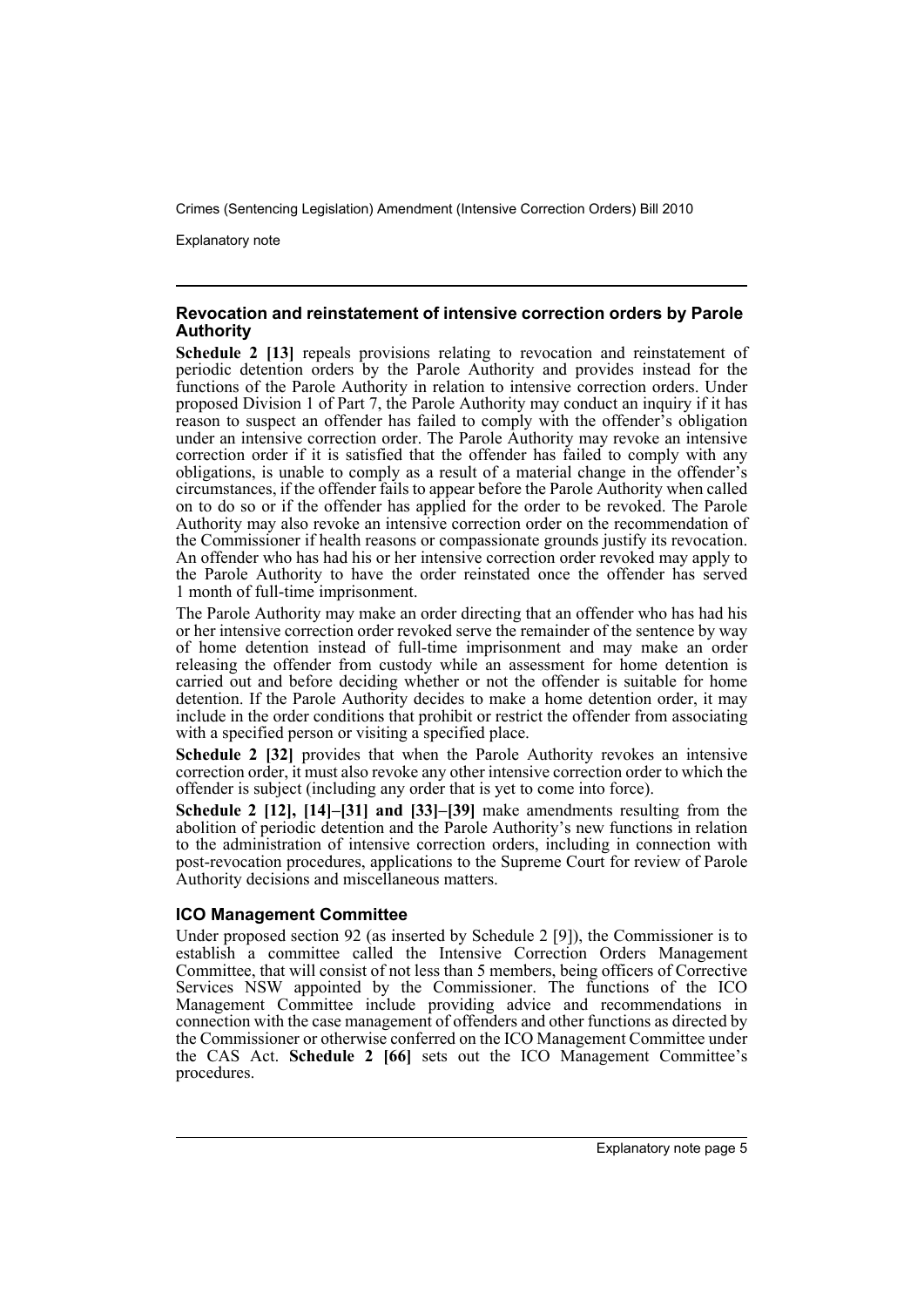### Revocation and reinstatement of intensive correction orders by Parole Authority

**Schedule 2 [13]** repeals provisions relating to revocation and reinstatement of periodic detention orders by the Parole Authority and provides instead for the functions of the Parole Authority in relation to intensive correction orders. Under proposed Division 1 of Part 7, the Parole Authority may conduct an inquiry if it has reason to suspect an offender has failed to comply with the offender's obligation under an intensive correction order. The Parole Authority may revoke an intensive correction order if it is satisfied that the offender has failed to comply with any obligations, is unable to comply as a result of a material change in the offender's circumstances, if the offender fails to appear before the Parole Authority when called on to do so or if the offender has applied for the order to be revoked. The Parole Authority may also revoke an intensive correction order on the recommendation of the Commissioner if health reasons or compassionate grounds justify its revocation. An offender who has had his or her intensive correction order revoked may apply to the Parole Authority to have the order reinstated once the offender has served 1 month of full-time imprisonment.

The Parole Authority may make an order directing that an offender who has had his or her intensive correction order revoked serve the remainder of the sentence by way of home detention instead of full-time imprisonment and may make an order releasing the offender from custody while an assessment for home detention is carried out and before deciding whether or not the offender is suitable for home detention. If the Parole Authority decides to make a home detention order, it may include in the order conditions that prohibit or restrict the offender from associating with a specified person or visiting a specified place.

**Schedule 2 [32]** provides that when the Parole Authority revokes an intensive correction order, it must also revoke any other intensive correction order to which the offender is subject (including any order that is yet to come into force).

**Schedule 2 [12], [14]–[31] and [33]–[39]** make amendments resulting from the abolition of periodic detention and the Parole Authority's new functions in relation to the administration of intensive correction orders, including in connection with post-revocation procedures, applications to the Supreme Court for review of Parole Authority decisions and miscellaneous matters.

### ICO Management Committee

Under proposed section 92 (as inserted by Schedule 2 [9]), the Commissioner is to establish a committee called the Intensive Correction Orders Management Committee, that will consist of not less than 5 members, being officers of Corrective Services NSW appointed by the Commissioner. The functions of the ICO Management Committee include providing advice and recommendations in connection with the case management of offenders and other functions as directed by the Commissioner or otherwise conferred on the ICO Management Committee under the CAS Act. **Schedule 2 [66]** sets out the ICO Management Committee's procedures.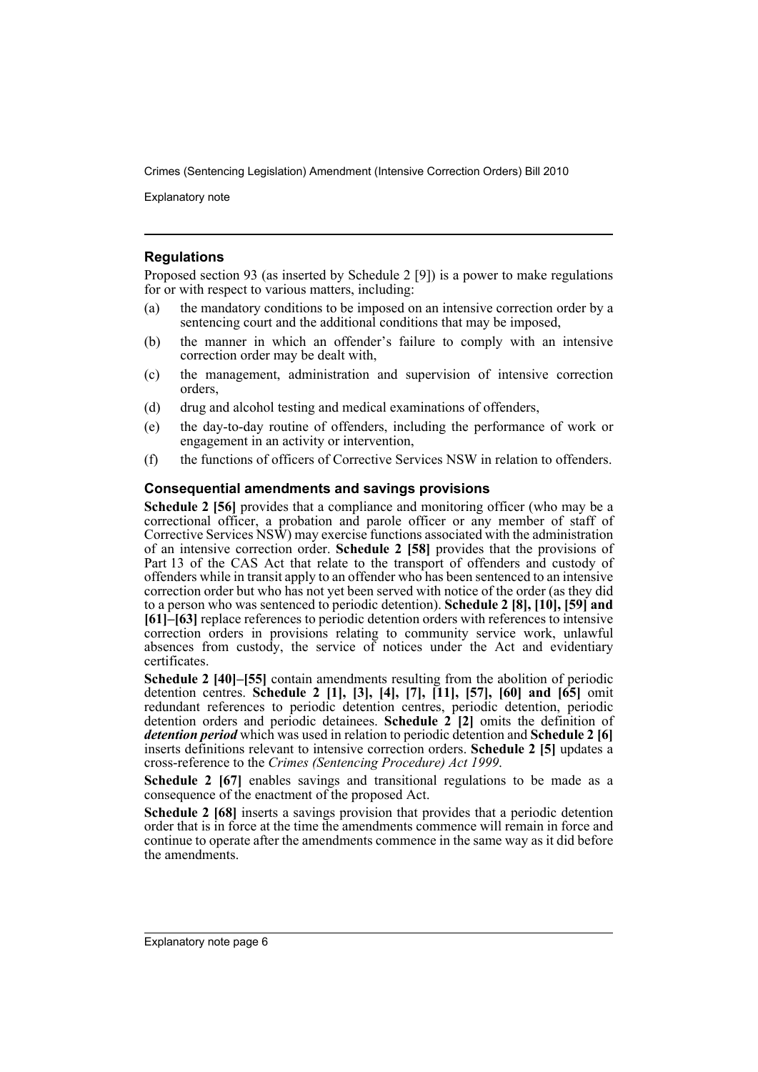### Regulations

Proposed section 93 (as inserted by Schedule 2 [9]) is a power to make regulations for or with respect to various matters, including:

(a) the mandatory conditions to be imposed on an intensive correction order by a sentencing court and the additional conditions that may be imposed,

(b) the manner in which an offender's failure to comply with an intensive correction order may be dealt with,

(c) the management, administration and supervision of intensive correction orders,

(d) drug and alcohol testing and medical examinations of offenders,

(e) the day-to-day routine of offenders, including the performance of work or engagement in an activity or intervention,

(f) the functions of officers of Corrective Services NSW in relation to offenders.

### Consequential amendments and savings provisions

**Schedule 2 [56]** provides that a compliance and monitoring officer (who may be a correctional officer, a probation and parole officer or any member of staff of Corrective Services NSW) may exercise functions associated with the administration of an intensive correction order. **Schedule 2 [58]** provides that the provisions of Part 13 of the CAS Act that relate to the transport of offenders and custody of offenders while in transit apply to an offender who has been sentenced to an intensive correction order but who has not yet been served with notice of the order (as they did to a person who was sentenced to periodic detention). **Schedule 2 [8], [10], [59] and [61]–[63]** replace references to periodic detention orders with references to intensive correction orders in provisions relating to community service work, unlawful absences from custody, the service of notices under the Act and evidentiary certificates.

**Schedule 2 [40]–[55]** contain amendments resulting from the abolition of periodic detention centres. **Schedule 2 [1], [3], [4], [7], [11], [57], [60] and [65]** omit redundant references to periodic detention centres, periodic detention, periodic detention orders and periodic detainees. **Schedule 2 [2]** omits the definition of ***detention period*** which was used in relation to periodic detention and **Schedule 2 [6]** inserts definitions relevant to intensive correction orders. **Schedule 2 [5]** updates a cross-reference to the *Crimes (Sentencing Procedure) Act 1999*.

**Schedule 2 [67]** enables savings and transitional regulations to be made as a consequence of the enactment of the proposed Act.

**Schedule 2 [68]** inserts a savings provision that provides that a periodic detention order that is in force at the time the amendments commence will remain in force and continue to operate after the amendments commence in the same way as it did before the amendments.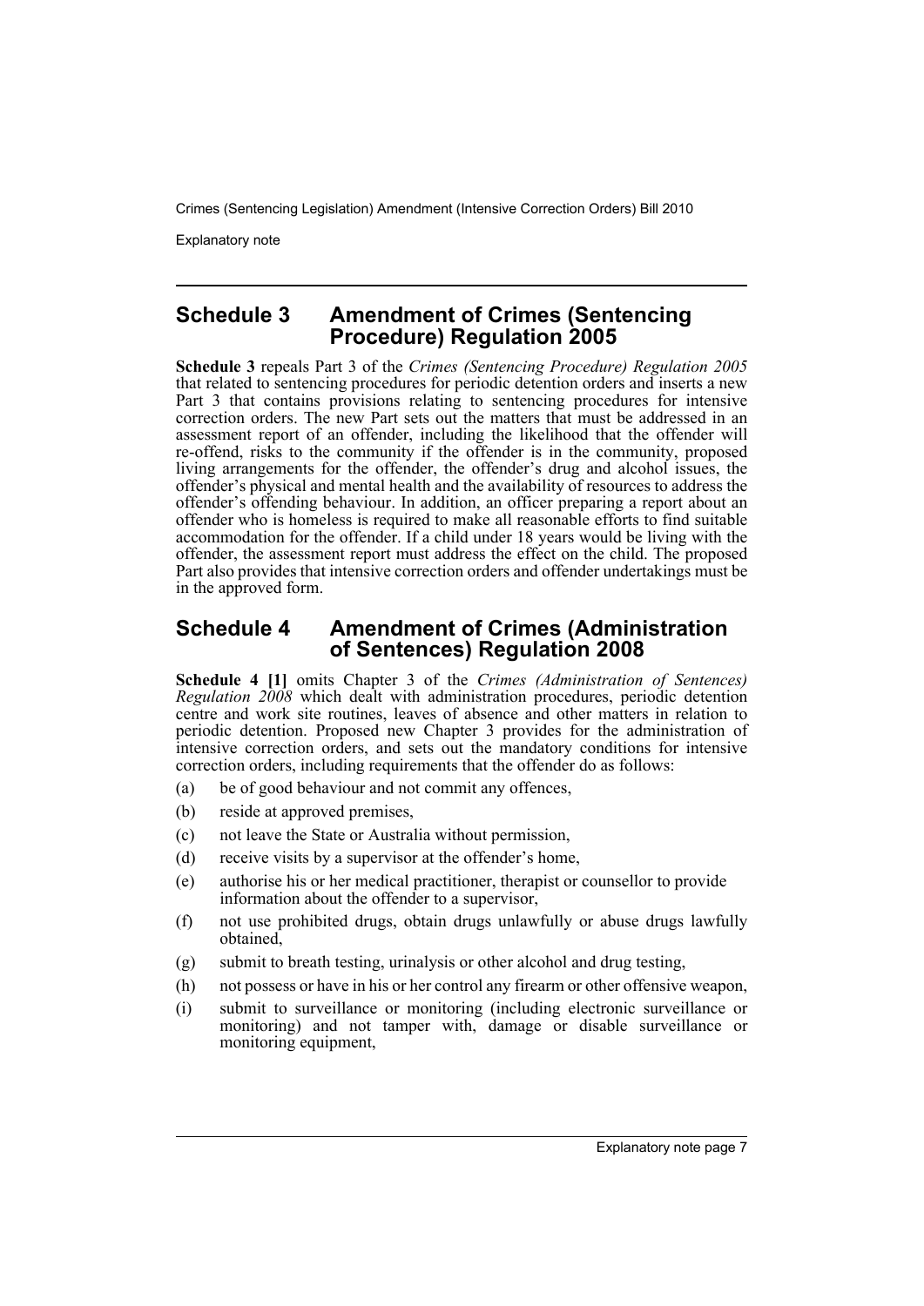## Schedule 3 Amendment of Crimes (Sentencing Procedure) Regulation 2005

**Schedule 3** repeals Part 3 of the *Crimes (Sentencing Procedure) Regulation 2005* that related to sentencing procedures for periodic detention orders and inserts a new Part 3 that contains provisions relating to sentencing procedures for intensive correction orders. The new Part sets out the matters that must be addressed in an assessment report of an offender, including the likelihood that the offender will re-offend, risks to the community if the offender is in the community, proposed living arrangements for the offender, the offender's drug and alcohol issues, the offender's physical and mental health and the availability of resources to address the offender's offending behaviour. In addition, an officer preparing a report about an offender who is homeless is required to make all reasonable efforts to find suitable accommodation for the offender. If a child under 18 years would be living with the offender, the assessment report must address the effect on the child. The proposed Part also provides that intensive correction orders and offender undertakings must be in the approved form.

## Schedule 4 Amendment of Crimes (Administration of Sentences) Regulation 2008

**Schedule 4 [1]** omits Chapter 3 of the *Crimes (Administration of Sentences) Regulation 2008* which dealt with administration procedures, periodic detention centre and work site routines, leaves of absence and other matters in relation to periodic detention. Proposed new Chapter 3 provides for the administration of intensive correction orders, and sets out the mandatory conditions for intensive correction orders, including requirements that the offender do as follows:

(a) be of good behaviour and not commit any offences,

(b) reside at approved premises,

(c) not leave the State or Australia without permission,

(d) receive visits by a supervisor at the offender's home,

(e) authorise his or her medical practitioner, therapist or counsellor to provide information about the offender to a supervisor,

(f) not use prohibited drugs, obtain drugs unlawfully or abuse drugs lawfully obtained,

(g) submit to breath testing, urinalysis or other alcohol and drug testing,

(h) not possess or have in his or her control any firearm or other offensive weapon,

(i) submit to surveillance or monitoring (including electronic surveillance or monitoring) and not tamper with, damage or disable surveillance or monitoring equipment,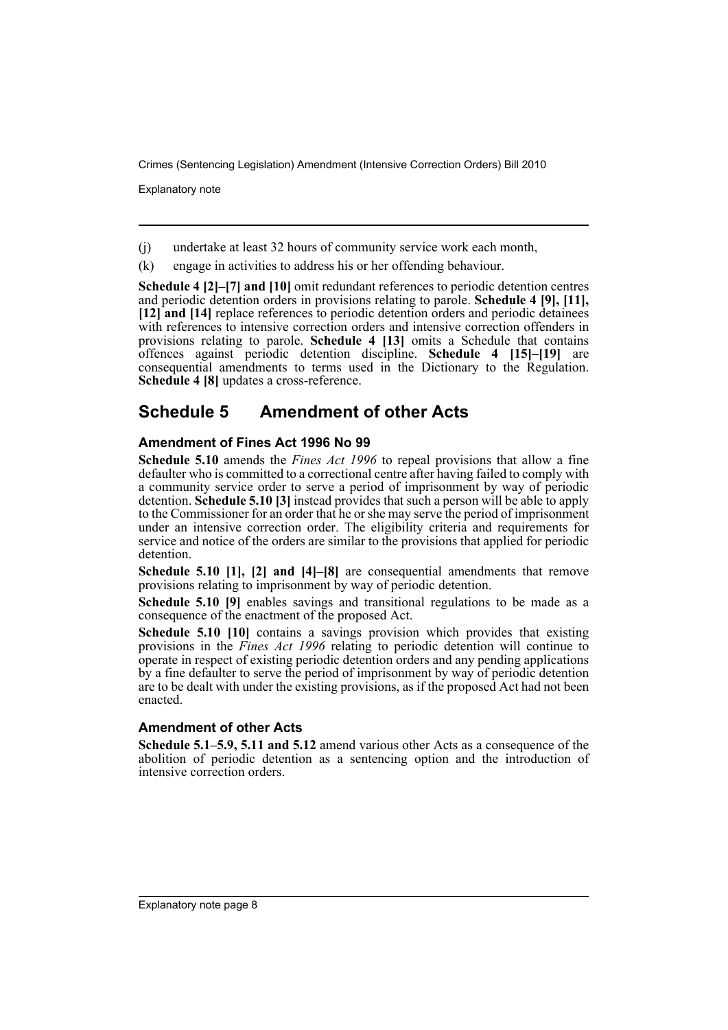(j) undertake at least 32 hours of community service work each month,

(k) engage in activities to address his or her offending behaviour.

**Schedule 4 [2]–[7] and [10]** omit redundant references to periodic detention centres and periodic detention orders in provisions relating to parole. **Schedule 4 [9], [11], [12] and [14]** replace references to periodic detention orders and periodic detainees with references to intensive correction orders and intensive correction offenders in provisions relating to parole. **Schedule 4 [13]** omits a Schedule that contains offences against periodic detention discipline. **Schedule 4 [15]–[19]** are consequential amendments to terms used in the Dictionary to the Regulation. **Schedule 4 [8]** updates a cross-reference.

## Schedule 5 Amendment of other Acts

### Amendment of Fines Act 1996 No 99

**Schedule 5.10** amends the *Fines Act 1996* to repeal provisions that allow a fine defaulter who is committed to a correctional centre after having failed to comply with a community service order to serve a period of imprisonment by way of periodic detention. **Schedule 5.10 [3]** instead provides that such a person will be able to apply to the Commissioner for an order that he or she may serve the period of imprisonment under an intensive correction order. The eligibility criteria and requirements for service and notice of the orders are similar to the provisions that applied for periodic detention.

**Schedule 5.10 [1], [2] and [4]–[8]** are consequential amendments that remove provisions relating to imprisonment by way of periodic detention.

**Schedule 5.10 [9]** enables savings and transitional regulations to be made as a consequence of the enactment of the proposed Act.

**Schedule 5.10 [10]** contains a savings provision which provides that existing provisions in the *Fines Act 1996* relating to periodic detention will continue to operate in respect of existing periodic detention orders and any pending applications by a fine defaulter to serve the period of imprisonment by way of periodic detention are to be dealt with under the existing provisions, as if the proposed Act had not been enacted.

### Amendment of other Acts

**Schedule 5.1–5.9, 5.11 and 5.12** amend various other Acts as a consequence of the abolition of periodic detention as a sentencing option and the introduction of intensive correction orders.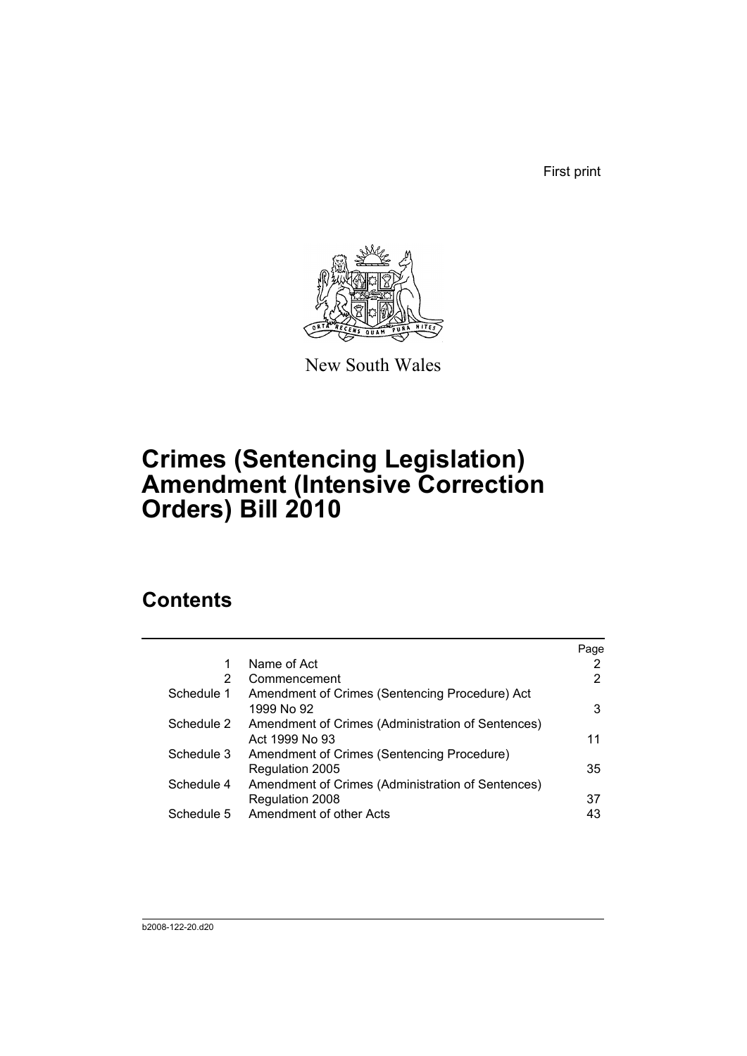First print

New South Wales

# Crimes (Sentencing Legislation) Amendment (Intensive Correction Orders) Bill 2010

## Contents

| | | Page |
|---|---|---|
| 1 | Name of Act | 2 |
| 2 | Commencement | 2 |
| Schedule 1 | Amendment of Crimes (Sentencing Procedure) Act 1999 No 92 | 3 |
| Schedule 2 | Amendment of Crimes (Administration of Sentences) Act 1999 No 93 | 11 |
| Schedule 3 | Amendment of Crimes (Sentencing Procedure) Regulation 2005 | 35 |
| Schedule 4 | Amendment of Crimes (Administration of Sentences) Regulation 2008 | 37 |
| Schedule 5 | Amendment of other Acts | 43 |

b2008-122-20.d20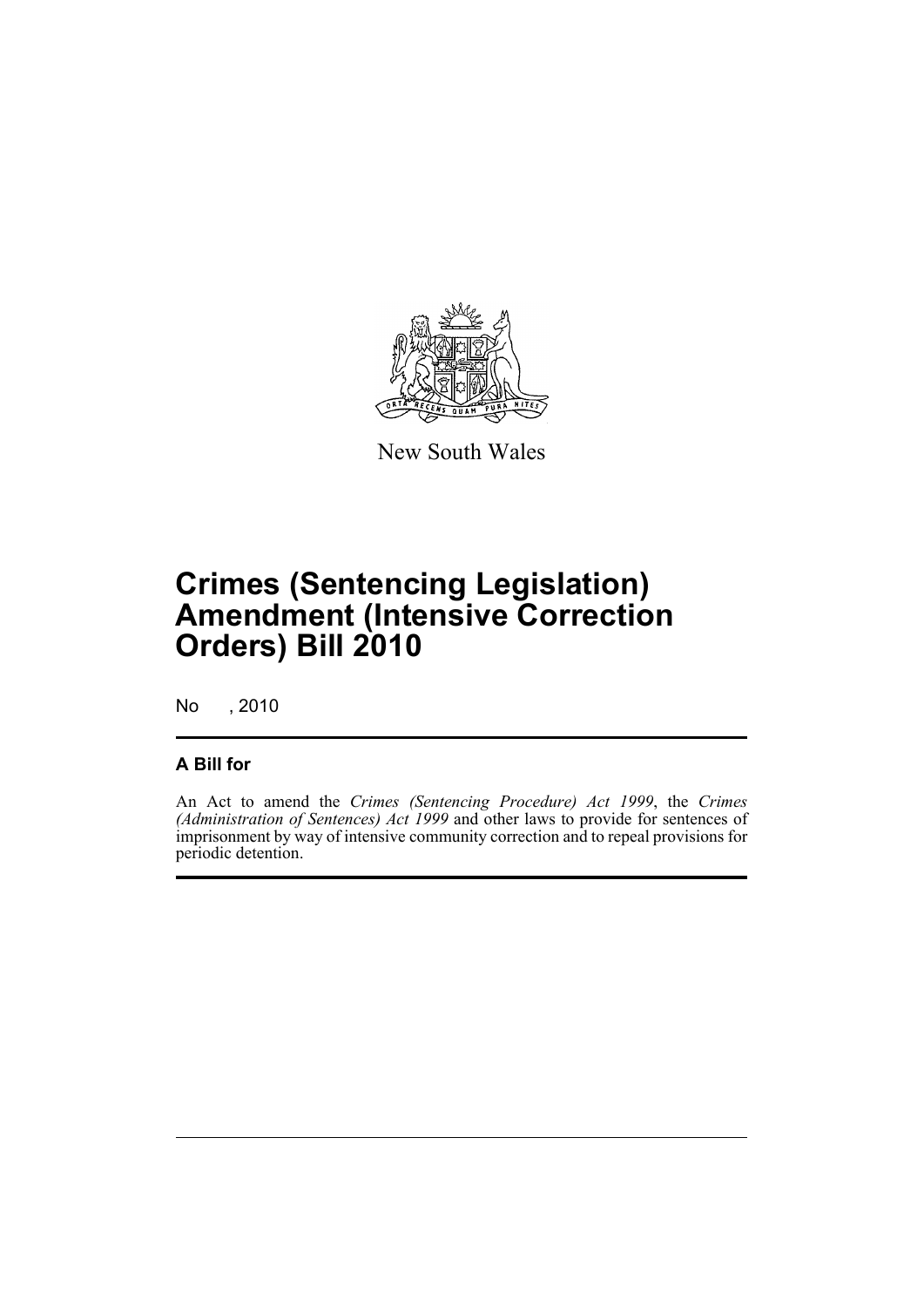New South Wales

# Crimes (Sentencing Legislation) Amendment (Intensive Correction Orders) Bill 2010

No , 2010

## A Bill for

An Act to amend the *Crimes (Sentencing Procedure) Act 1999*, the *Crimes (Administration of Sentences) Act 1999* and other laws to provide for sentences of imprisonment by way of intensive community correction and to repeal provisions for periodic detention.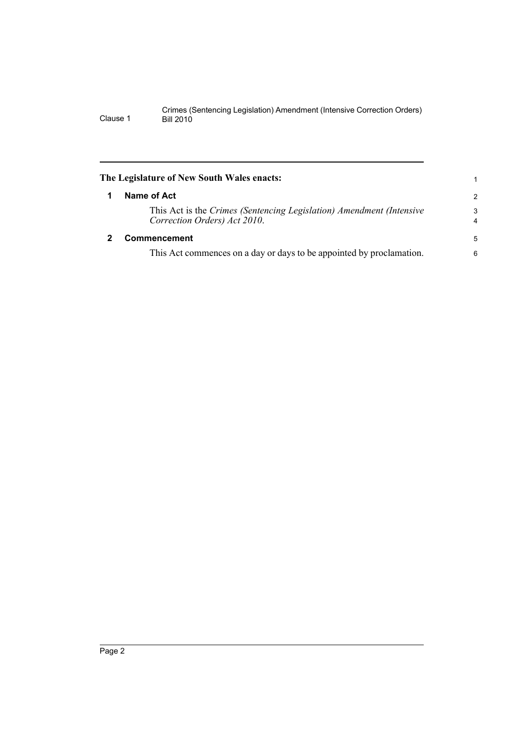**The Legislature of New South Wales enacts:**

## 1 Name of Act

This Act is the *Crimes (Sentencing Legislation) Amendment (Intensive Correction Orders) Act 2010*.

## 2 Commencement

This Act commences on a day or days to be appointed by proclamation.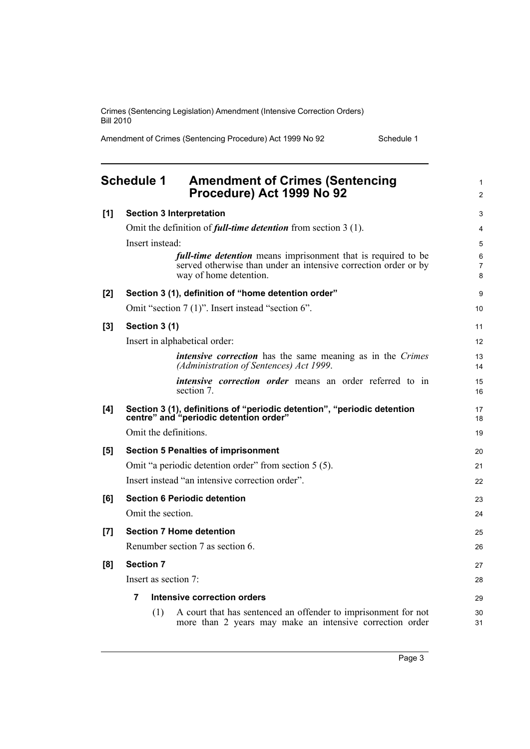## Schedule 1 Amendment of Crimes (Sentencing Procedure) Act 1999 No 92

**[1] Section 3 Interpretation**

Omit the definition of ***full-time detention*** from section 3 (1).

Insert instead:

> ***full-time detention*** means imprisonment that is required to be served otherwise than under an intensive correction order or by way of home detention.

**[2] Section 3 (1), definition of "home detention order"**

Omit "section 7 (1)". Insert instead "section 6".

**[3] Section 3 (1)**

Insert in alphabetical order:

> ***intensive correction*** has the same meaning as in the *Crimes (Administration of Sentences) Act 1999*.
>
> ***intensive correction order*** means an order referred to in section 7.

**[4] Section 3 (1), definitions of "periodic detention", "periodic detention centre" and "periodic detention order"**

Omit the definitions.

**[5] Section 5 Penalties of imprisonment**

Omit "a periodic detention order" from section 5 (5).

Insert instead "an intensive correction order".

**[6] Section 6 Periodic detention**

Omit the section.

**[7] Section 7 Home detention**

Renumber section 7 as section 6.

**[8] Section 7**

Insert as section 7:

**7 Intensive correction orders**

(1) A court that has sentenced an offender to imprisonment for not more than 2 years may make an intensive correction order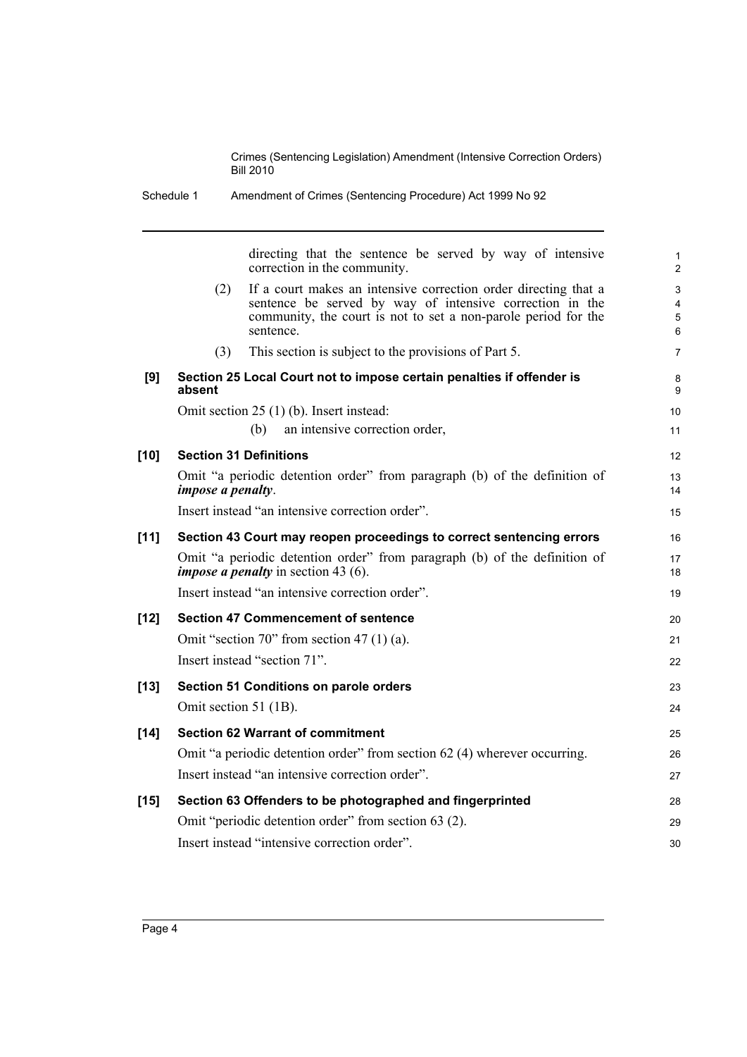directing that the sentence be served by way of intensive correction in the community.

(2) If a court makes an intensive correction order directing that a sentence be served by way of intensive correction in the community, the court is not to set a non-parole period for the sentence.

(3) This section is subject to the provisions of Part 5.

**[9] Section 25 Local Court not to impose certain penalties if offender is absent**

Omit section 25 (1) (b). Insert instead:

(b) an intensive correction order,

**[10] Section 31 Definitions**

Omit "a periodic detention order" from paragraph (b) of the definition of ***impose a penalty***.

Insert instead "an intensive correction order".

**[11] Section 43 Court may reopen proceedings to correct sentencing errors**

Omit "a periodic detention order" from paragraph (b) of the definition of ***impose a penalty*** in section 43 (6).

Insert instead "an intensive correction order".

**[12] Section 47 Commencement of sentence**

Omit "section 70" from section 47 (1) (a).

Insert instead "section 71".

**[13] Section 51 Conditions on parole orders**

Omit section 51 (1B).

**[14] Section 62 Warrant of commitment**

Omit "a periodic detention order" from section 62 (4) wherever occurring.

Insert instead "an intensive correction order".

**[15] Section 63 Offenders to be photographed and fingerprinted**

Omit "periodic detention order" from section 63 (2).

Insert instead "intensive correction order".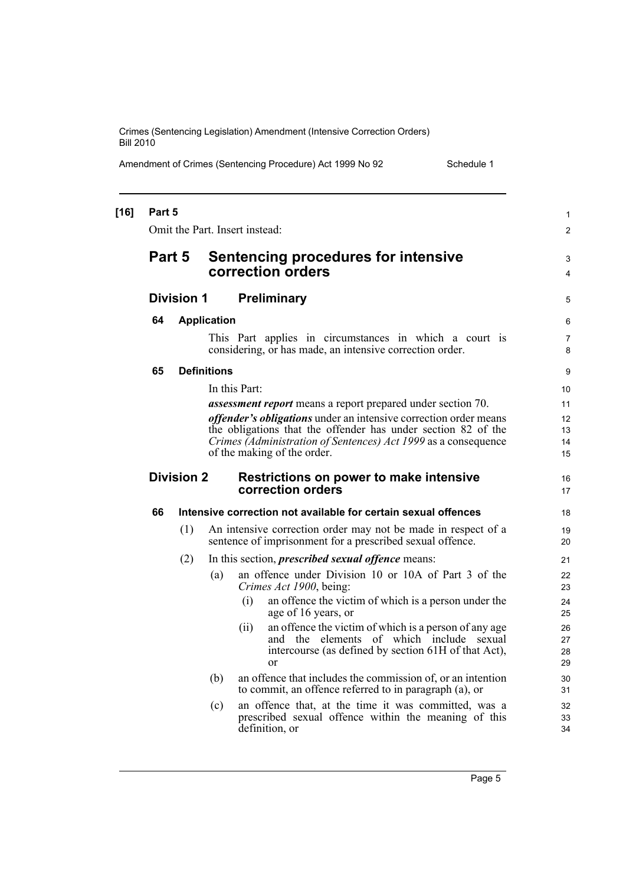**[16] Part 5**

Omit the Part. Insert instead:

# Part 5 Sentencing procedures for intensive correction orders

## Division 1 Preliminary

### 64 Application

This Part applies in circumstances in which a court is considering, or has made, an intensive correction order.

### 65 Definitions

In this Part:

***assessment report*** means a report prepared under section 70.

***offender's obligations*** under an intensive correction order means the obligations that the offender has under section 82 of the *Crimes (Administration of Sentences) Act 1999* as a consequence of the making of the order.

## Division 2 Restrictions on power to make intensive correction orders

### 66 Intensive correction not available for certain sexual offences

(1) An intensive correction order may not be made in respect of a sentence of imprisonment for a prescribed sexual offence.

(2) In this section, ***prescribed sexual offence*** means:

(a) an offence under Division 10 or 10A of Part 3 of the *Crimes Act 1900*, being:

(i) an offence the victim of which is a person under the age of 16 years, or

(ii) an offence the victim of which is a person of any age and the elements of which include sexual intercourse (as defined by section 61H of that Act), or

(b) an offence that includes the commission of, or an intention to commit, an offence referred to in paragraph (a), or

(c) an offence that, at the time it was committed, was a prescribed sexual offence within the meaning of this definition, or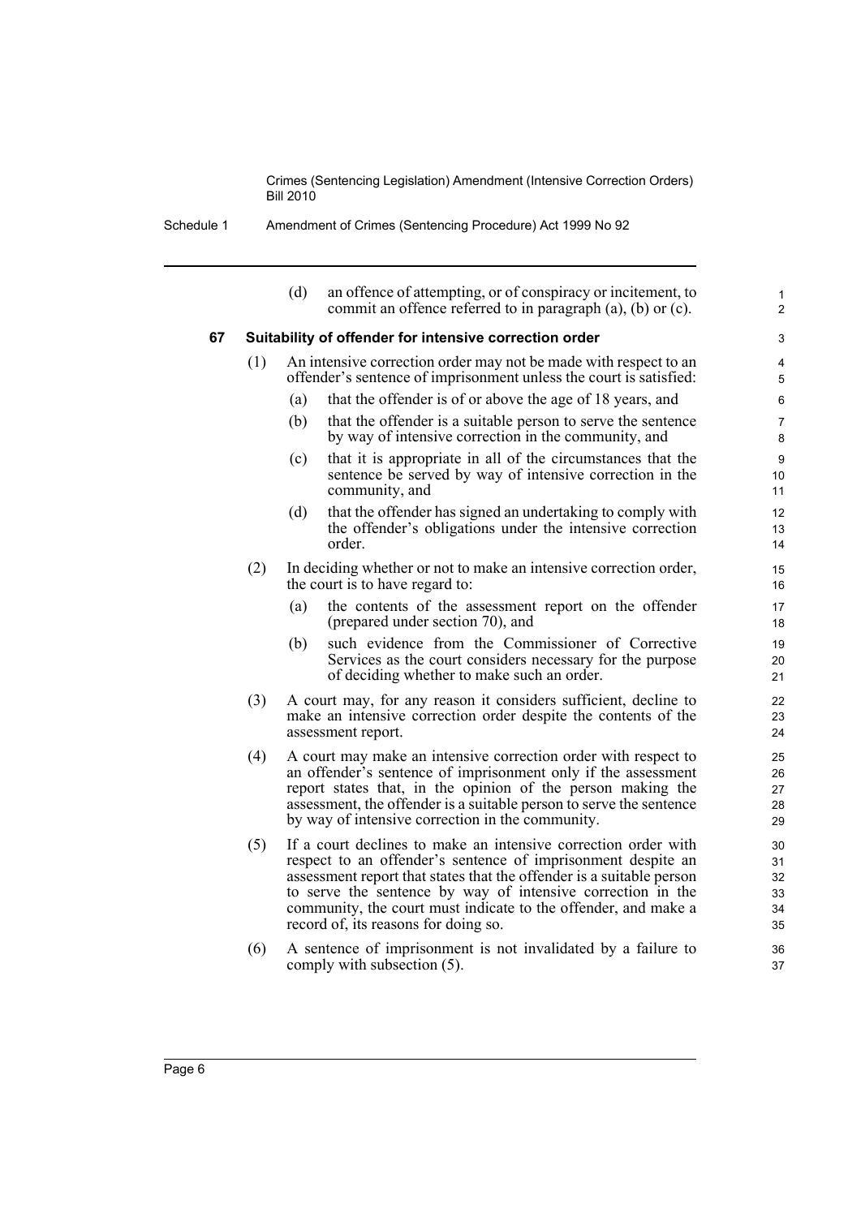(d) an offence of attempting, or of conspiracy or incitement, to commit an offence referred to in paragraph (a), (b) or (c).

### 67 Suitability of offender for intensive correction order

(1) An intensive correction order may not be made with respect to an offender's sentence of imprisonment unless the court is satisfied:

(a) that the offender is of or above the age of 18 years, and

(b) that the offender is a suitable person to serve the sentence by way of intensive correction in the community, and

(c) that it is appropriate in all of the circumstances that the sentence be served by way of intensive correction in the community, and

(d) that the offender has signed an undertaking to comply with the offender's obligations under the intensive correction order.

(2) In deciding whether or not to make an intensive correction order, the court is to have regard to:

(a) the contents of the assessment report on the offender (prepared under section 70), and

(b) such evidence from the Commissioner of Corrective Services as the court considers necessary for the purpose of deciding whether to make such an order.

(3) A court may, for any reason it considers sufficient, decline to make an intensive correction order despite the contents of the assessment report.

(4) A court may make an intensive correction order with respect to an offender's sentence of imprisonment only if the assessment report states that, in the opinion of the person making the assessment, the offender is a suitable person to serve the sentence by way of intensive correction in the community.

(5) If a court declines to make an intensive correction order with respect to an offender's sentence of imprisonment despite an assessment report that states that the offender is a suitable person to serve the sentence by way of intensive correction in the community, the court must indicate to the offender, and make a record of, its reasons for doing so.

(6) A sentence of imprisonment is not invalidated by a failure to comply with subsection (5).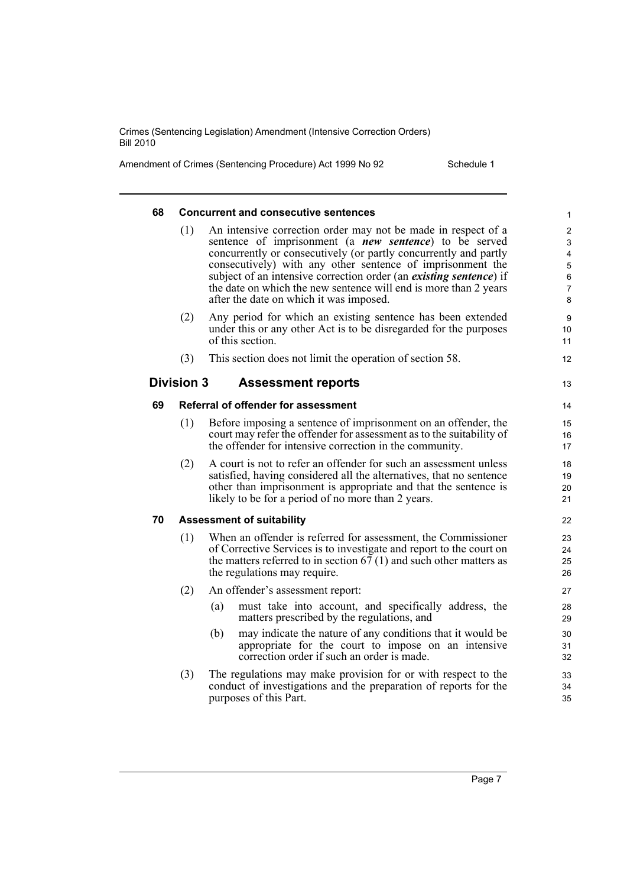#### 68 Concurrent and consecutive sentences

(1) An intensive correction order may not be made in respect of a sentence of imprisonment (a ***new sentence***) to be served concurrently or consecutively (or partly concurrently and partly consecutively) with any other sentence of imprisonment the subject of an intensive correction order (an ***existing sentence***) if the date on which the new sentence will end is more than 2 years after the date on which it was imposed.

(2) Any period for which an existing sentence has been extended under this or any other Act is to be disregarded for the purposes of this section.

(3) This section does not limit the operation of section 58.

### Division 3 Assessment reports

#### 69 Referral of offender for assessment

(1) Before imposing a sentence of imprisonment on an offender, the court may refer the offender for assessment as to the suitability of the offender for intensive correction in the community.

(2) A court is not to refer an offender for such an assessment unless satisfied, having considered all the alternatives, that no sentence other than imprisonment is appropriate and that the sentence is likely to be for a period of no more than 2 years.

#### 70 Assessment of suitability

(1) When an offender is referred for assessment, the Commissioner of Corrective Services is to investigate and report to the court on the matters referred to in section 67 (1) and such other matters as the regulations may require.

(2) An offender's assessment report:

(a) must take into account, and specifically address, the matters prescribed by the regulations, and

(b) may indicate the nature of any conditions that it would be appropriate for the court to impose on an intensive correction order if such an order is made.

(3) The regulations may make provision for or with respect to the conduct of investigations and the preparation of reports for the purposes of this Part.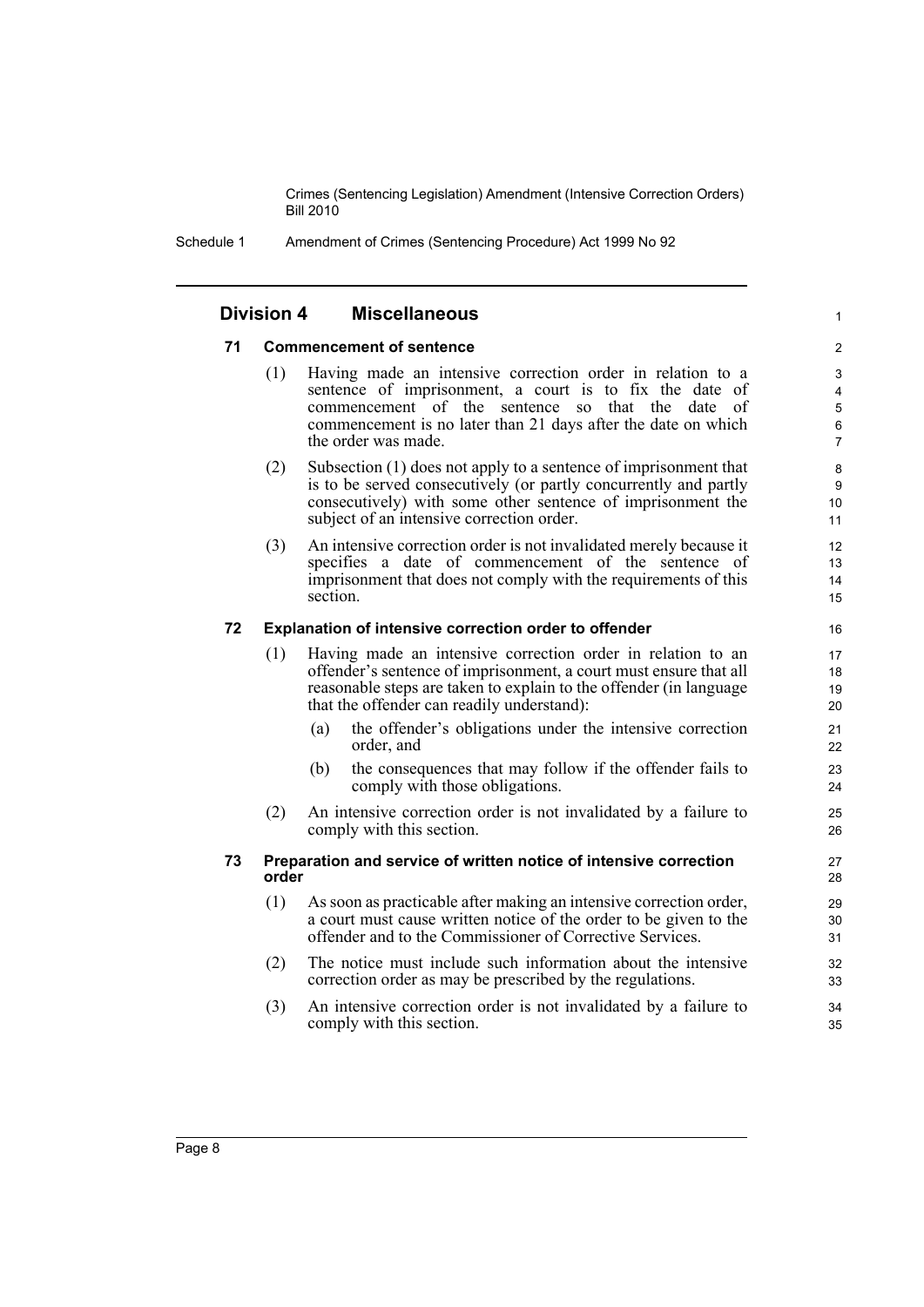## Division 4 Miscellaneous

### 71 Commencement of sentence

(1) Having made an intensive correction order in relation to a sentence of imprisonment, a court is to fix the date of commencement of the sentence so that the date of commencement is no later than 21 days after the date on which the order was made.

(2) Subsection (1) does not apply to a sentence of imprisonment that is to be served consecutively (or partly concurrently and partly consecutively) with some other sentence of imprisonment the subject of an intensive correction order.

(3) An intensive correction order is not invalidated merely because it specifies a date of commencement of the sentence of imprisonment that does not comply with the requirements of this section.

### 72 Explanation of intensive correction order to offender

(1) Having made an intensive correction order in relation to an offender's sentence of imprisonment, a court must ensure that all reasonable steps are taken to explain to the offender (in language that the offender can readily understand):

- (a) the offender's obligations under the intensive correction order, and
- (b) the consequences that may follow if the offender fails to comply with those obligations.

(2) An intensive correction order is not invalidated by a failure to comply with this section.

### 73 Preparation and service of written notice of intensive correction order

(1) As soon as practicable after making an intensive correction order, a court must cause written notice of the order to be given to the offender and to the Commissioner of Corrective Services.

(2) The notice must include such information about the intensive correction order as may be prescribed by the regulations.

(3) An intensive correction order is not invalidated by a failure to comply with this section.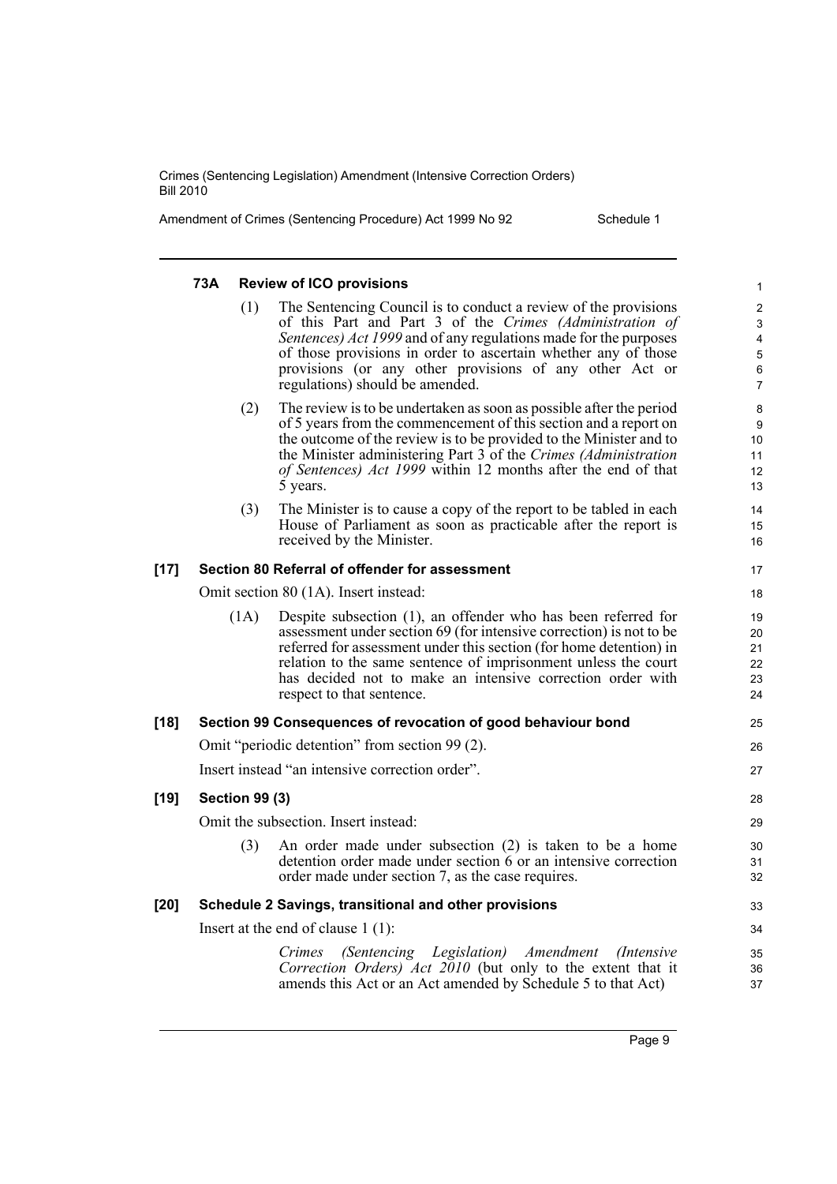#### 73A Review of ICO provisions

(1) The Sentencing Council is to conduct a review of the provisions of this Part and Part 3 of the *Crimes (Administration of Sentences) Act 1999* and of any regulations made for the purposes of those provisions in order to ascertain whether any of those provisions (or any other provisions of any other Act or regulations) should be amended.

(2) The review is to be undertaken as soon as possible after the period of 5 years from the commencement of this section and a report on the outcome of the review is to be provided to the Minister and to the Minister administering Part 3 of the *Crimes (Administration of Sentences) Act 1999* within 12 months after the end of that 5 years.

(3) The Minister is to cause a copy of the report to be tabled in each House of Parliament as soon as practicable after the report is received by the Minister.

### [17] Section 80 Referral of offender for assessment

Omit section 80 (1A). Insert instead:

(1A) Despite subsection (1), an offender who has been referred for assessment under section 69 (for intensive correction) is not to be referred for assessment under this section (for home detention) in relation to the same sentence of imprisonment unless the court has decided not to make an intensive correction order with respect to that sentence.

### [18] Section 99 Consequences of revocation of good behaviour bond

Omit "periodic detention" from section 99 (2).

Insert instead "an intensive correction order".

### [19] Section 99 (3)

Omit the subsection. Insert instead:

(3) An order made under subsection (2) is taken to be a home detention order made under section 6 or an intensive correction order made under section 7, as the case requires.

### [20] Schedule 2 Savings, transitional and other provisions

Insert at the end of clause 1 (1):

*Crimes (Sentencing Legislation) Amendment (Intensive Correction Orders) Act 2010* (but only to the extent that it amends this Act or an Act amended by Schedule 5 to that Act)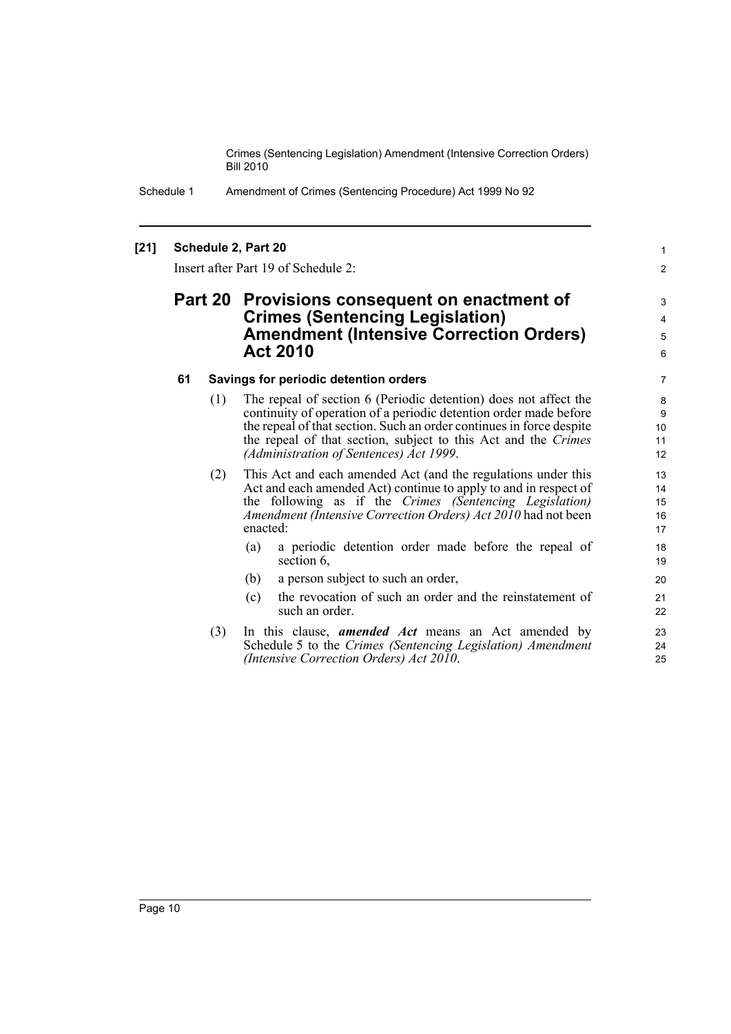**[21] Schedule 2, Part 20**

Insert after Part 19 of Schedule 2:

## Part 20 Provisions consequent on enactment of Crimes (Sentencing Legislation) Amendment (Intensive Correction Orders) Act 2010

**61 Savings for periodic detention orders**

(1) The repeal of section 6 (Periodic detention) does not affect the continuity of operation of a periodic detention order made before the repeal of that section. Such an order continues in force despite the repeal of that section, subject to this Act and the *Crimes (Administration of Sentences) Act 1999*.

(2) This Act and each amended Act (and the regulations under this Act and each amended Act) continue to apply to and in respect of the following as if the *Crimes (Sentencing Legislation) Amendment (Intensive Correction Orders) Act 2010* had not been enacted:

(a) a periodic detention order made before the repeal of section 6,

(b) a person subject to such an order,

(c) the revocation of such an order and the reinstatement of such an order.

(3) In this clause, ***amended Act*** means an Act amended by Schedule 5 to the *Crimes (Sentencing Legislation) Amendment (Intensive Correction Orders) Act 2010*.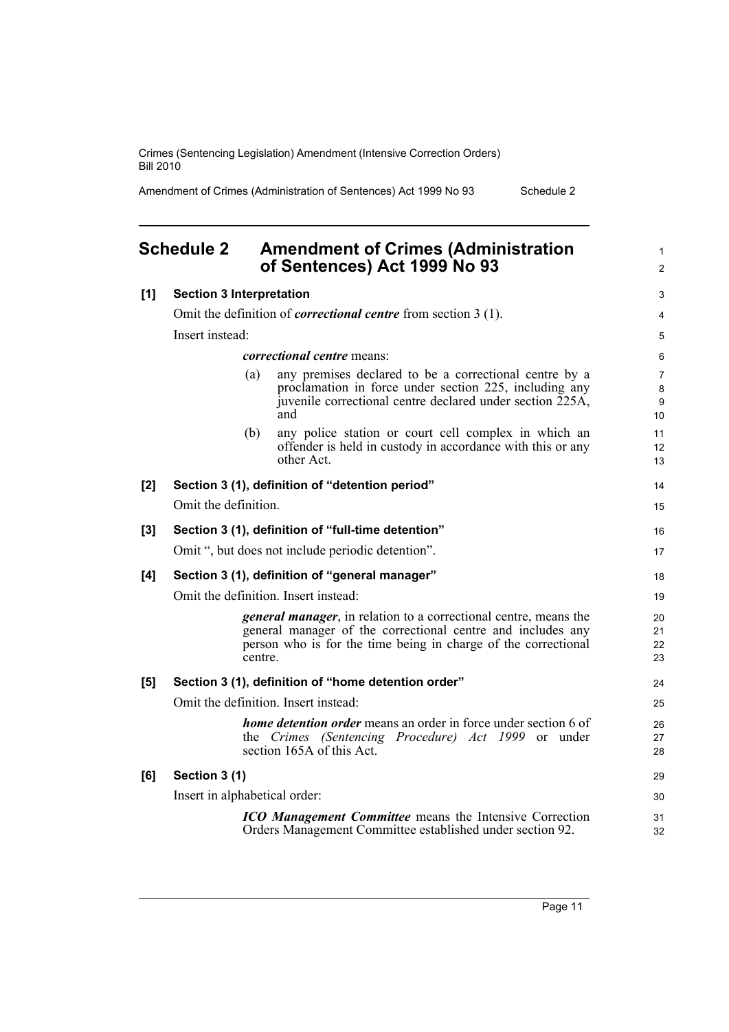## Schedule 2 Amendment of Crimes (Administration of Sentences) Act 1999 No 93

**[1] Section 3 Interpretation**

Omit the definition of ***correctional centre*** from section 3 (1).

Insert instead:

> ***correctional centre*** means:
>
> (a) any premises declared to be a correctional centre by a proclamation in force under section 225, including any juvenile correctional centre declared under section 225A, and
>
> (b) any police station or court cell complex in which an offender is held in custody in accordance with this or any other Act.

**[2] Section 3 (1), definition of "detention period"**

Omit the definition.

**[3] Section 3 (1), definition of "full-time detention"**

Omit ", but does not include periodic detention".

**[4] Section 3 (1), definition of "general manager"**

Omit the definition. Insert instead:

> ***general manager***, in relation to a correctional centre, means the general manager of the correctional centre and includes any person who is for the time being in charge of the correctional centre.

**[5] Section 3 (1), definition of "home detention order"**

Omit the definition. Insert instead:

> ***home detention order*** means an order in force under section 6 of the *Crimes (Sentencing Procedure) Act 1999* or under section 165A of this Act.

**[6] Section 3 (1)**

Insert in alphabetical order:

> ***ICO Management Committee*** means the Intensive Correction Orders Management Committee established under section 92.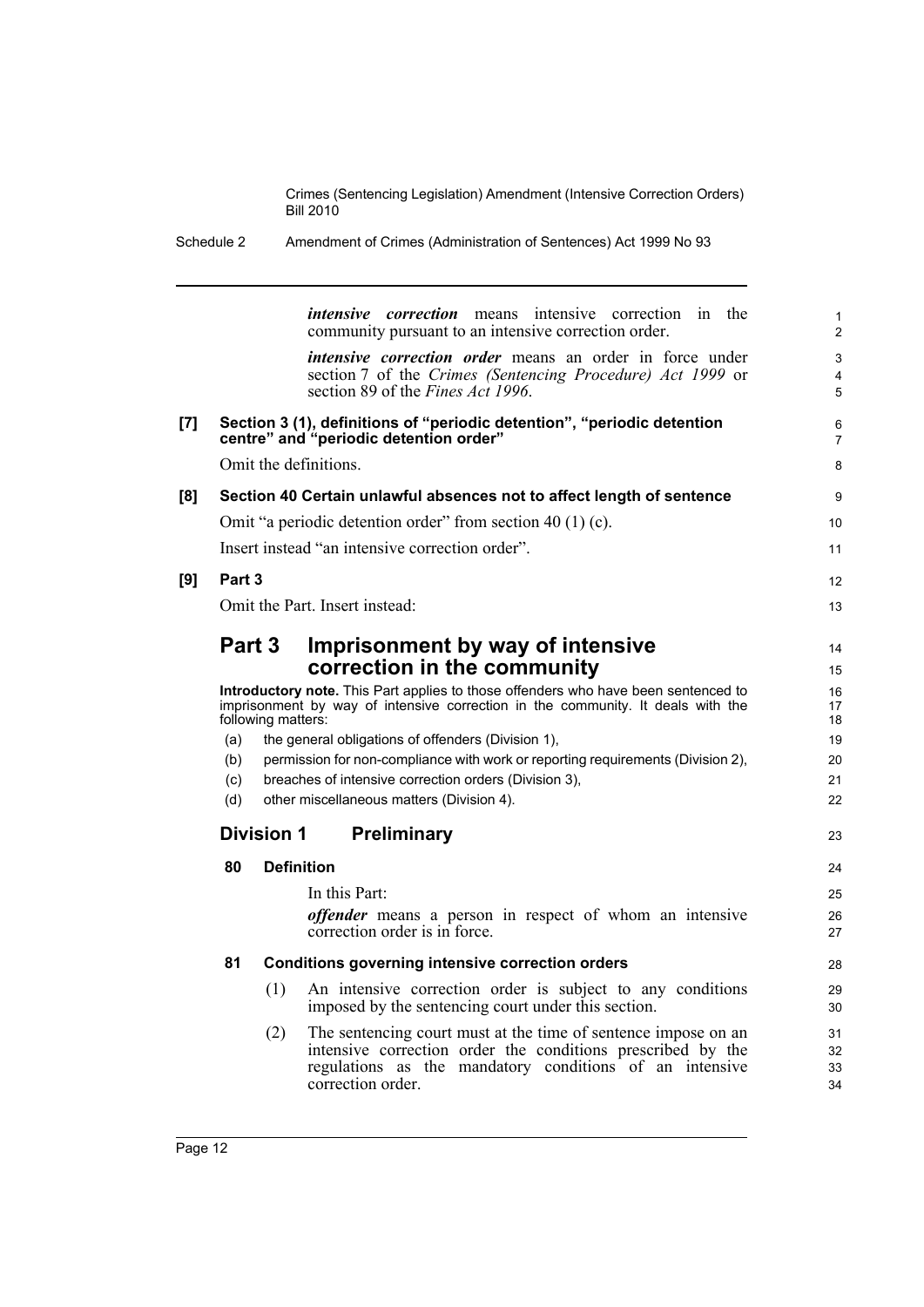***intensive correction*** means intensive correction in the community pursuant to an intensive correction order.

***intensive correction order*** means an order in force under section 7 of the *Crimes (Sentencing Procedure) Act 1999* or section 89 of the *Fines Act 1996*.

**[7] Section 3 (1), definitions of "periodic detention", "periodic detention centre" and "periodic detention order"**

Omit the definitions.

**[8] Section 40 Certain unlawful absences not to affect length of sentence**

Omit "a periodic detention order" from section 40 (1) (c).

Insert instead "an intensive correction order".

**[9] Part 3**

Omit the Part. Insert instead:

## Part 3 Imprisonment by way of intensive correction in the community

**Introductory note.** This Part applies to those offenders who have been sentenced to imprisonment by way of intensive correction in the community. It deals with the following matters:

(a) the general obligations of offenders (Division 1),

(b) permission for non-compliance with work or reporting requirements (Division 2),

(c) breaches of intensive correction orders (Division 3),

(d) other miscellaneous matters (Division 4).

### Division 1 Preliminary

**80 Definition**

In this Part:

***offender*** means a person in respect of whom an intensive correction order is in force.

**81 Conditions governing intensive correction orders**

(1) An intensive correction order is subject to any conditions imposed by the sentencing court under this section.

(2) The sentencing court must at the time of sentence impose on an intensive correction order the conditions prescribed by the regulations as the mandatory conditions of an intensive correction order.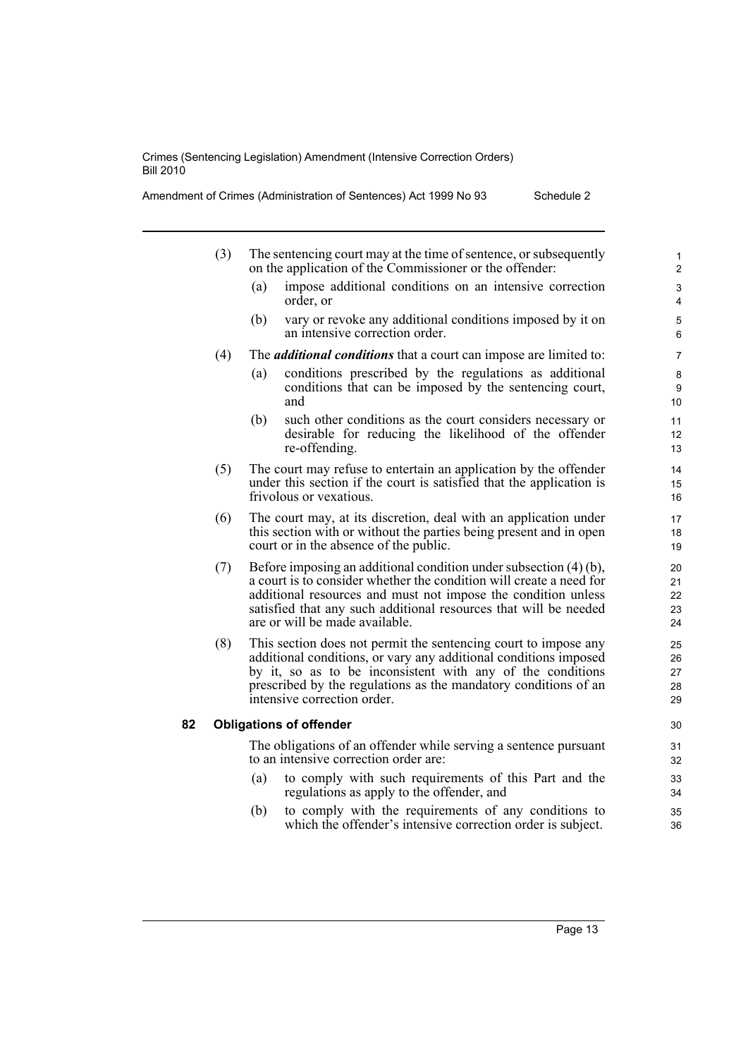(3) The sentencing court may at the time of sentence, or subsequently on the application of the Commissioner or the offender:

(a) impose additional conditions on an intensive correction order, or

(b) vary or revoke any additional conditions imposed by it on an intensive correction order.

(4) The ***additional conditions*** that a court can impose are limited to:

(a) conditions prescribed by the regulations as additional conditions that can be imposed by the sentencing court, and

(b) such other conditions as the court considers necessary or desirable for reducing the likelihood of the offender re-offending.

(5) The court may refuse to entertain an application by the offender under this section if the court is satisfied that the application is frivolous or vexatious.

(6) The court may, at its discretion, deal with an application under this section with or without the parties being present and in open court or in the absence of the public.

(7) Before imposing an additional condition under subsection (4) (b), a court is to consider whether the condition will create a need for additional resources and must not impose the condition unless satisfied that any such additional resources that will be needed are or will be made available.

(8) This section does not permit the sentencing court to impose any additional conditions, or vary any additional conditions imposed by it, so as to be inconsistent with any of the conditions prescribed by the regulations as the mandatory conditions of an intensive correction order.

**82 Obligations of offender**

The obligations of an offender while serving a sentence pursuant to an intensive correction order are:

(a) to comply with such requirements of this Part and the regulations as apply to the offender, and

(b) to comply with the requirements of any conditions to which the offender's intensive correction order is subject.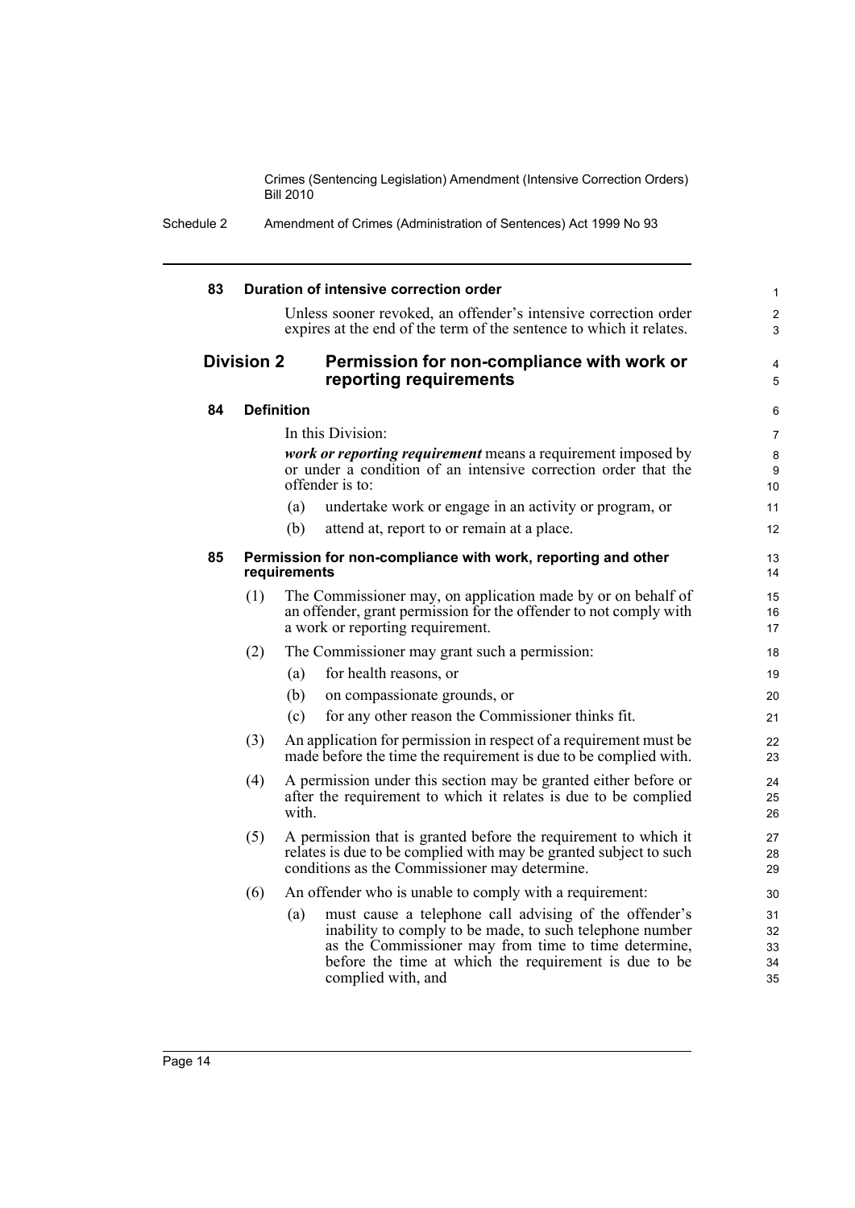#### 83 Duration of intensive correction order

Unless sooner revoked, an offender's intensive correction order expires at the end of the term of the sentence to which it relates.

### Division 2 Permission for non-compliance with work or reporting requirements

#### 84 Definition

In this Division:

***work or reporting requirement*** means a requirement imposed by or under a condition of an intensive correction order that the offender is to:

(a) undertake work or engage in an activity or program, or

(b) attend at, report to or remain at a place.

#### 85 Permission for non-compliance with work, reporting and other requirements

(1) The Commissioner may, on application made by or on behalf of an offender, grant permission for the offender to not comply with a work or reporting requirement.

(2) The Commissioner may grant such a permission:

(a) for health reasons, or

(b) on compassionate grounds, or

(c) for any other reason the Commissioner thinks fit.

(3) An application for permission in respect of a requirement must be made before the time the requirement is due to be complied with.

(4) A permission under this section may be granted either before or after the requirement to which it relates is due to be complied with.

(5) A permission that is granted before the requirement to which it relates is due to be complied with may be granted subject to such conditions as the Commissioner may determine.

(6) An offender who is unable to comply with a requirement:

(a) must cause a telephone call advising of the offender's inability to comply to be made, to such telephone number as the Commissioner may from time to time determine, before the time at which the requirement is due to be complied with, and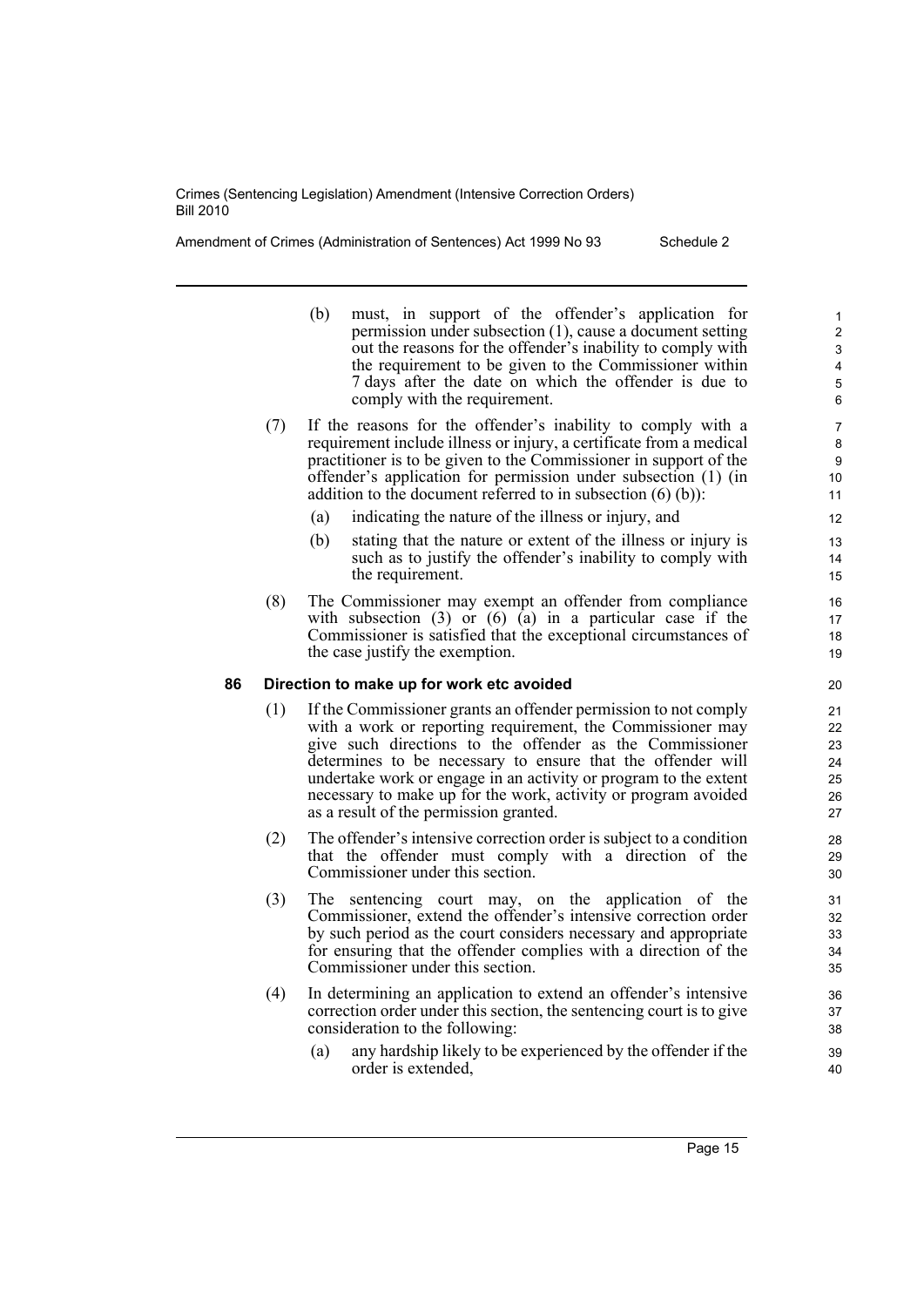(b) must, in support of the offender's application for permission under subsection (1), cause a document setting out the reasons for the offender's inability to comply with the requirement to be given to the Commissioner within 7 days after the date on which the offender is due to comply with the requirement.

(7) If the reasons for the offender's inability to comply with a requirement include illness or injury, a certificate from a medical practitioner is to be given to the Commissioner in support of the offender's application for permission under subsection (1) (in addition to the document referred to in subsection (6) (b)):

(a) indicating the nature of the illness or injury, and

(b) stating that the nature or extent of the illness or injury is such as to justify the offender's inability to comply with the requirement.

(8) The Commissioner may exempt an offender from compliance with subsection (3) or (6) (a) in a particular case if the Commissioner is satisfied that the exceptional circumstances of the case justify the exemption.

**86 Direction to make up for work etc avoided**

(1) If the Commissioner grants an offender permission to not comply with a work or reporting requirement, the Commissioner may give such directions to the offender as the Commissioner determines to be necessary to ensure that the offender will undertake work or engage in an activity or program to the extent necessary to make up for the work, activity or program avoided as a result of the permission granted.

(2) The offender's intensive correction order is subject to a condition that the offender must comply with a direction of the Commissioner under this section.

(3) The sentencing court may, on the application of the Commissioner, extend the offender's intensive correction order by such period as the court considers necessary and appropriate for ensuring that the offender complies with a direction of the Commissioner under this section.

(4) In determining an application to extend an offender's intensive correction order under this section, the sentencing court is to give consideration to the following:

(a) any hardship likely to be experienced by the offender if the order is extended,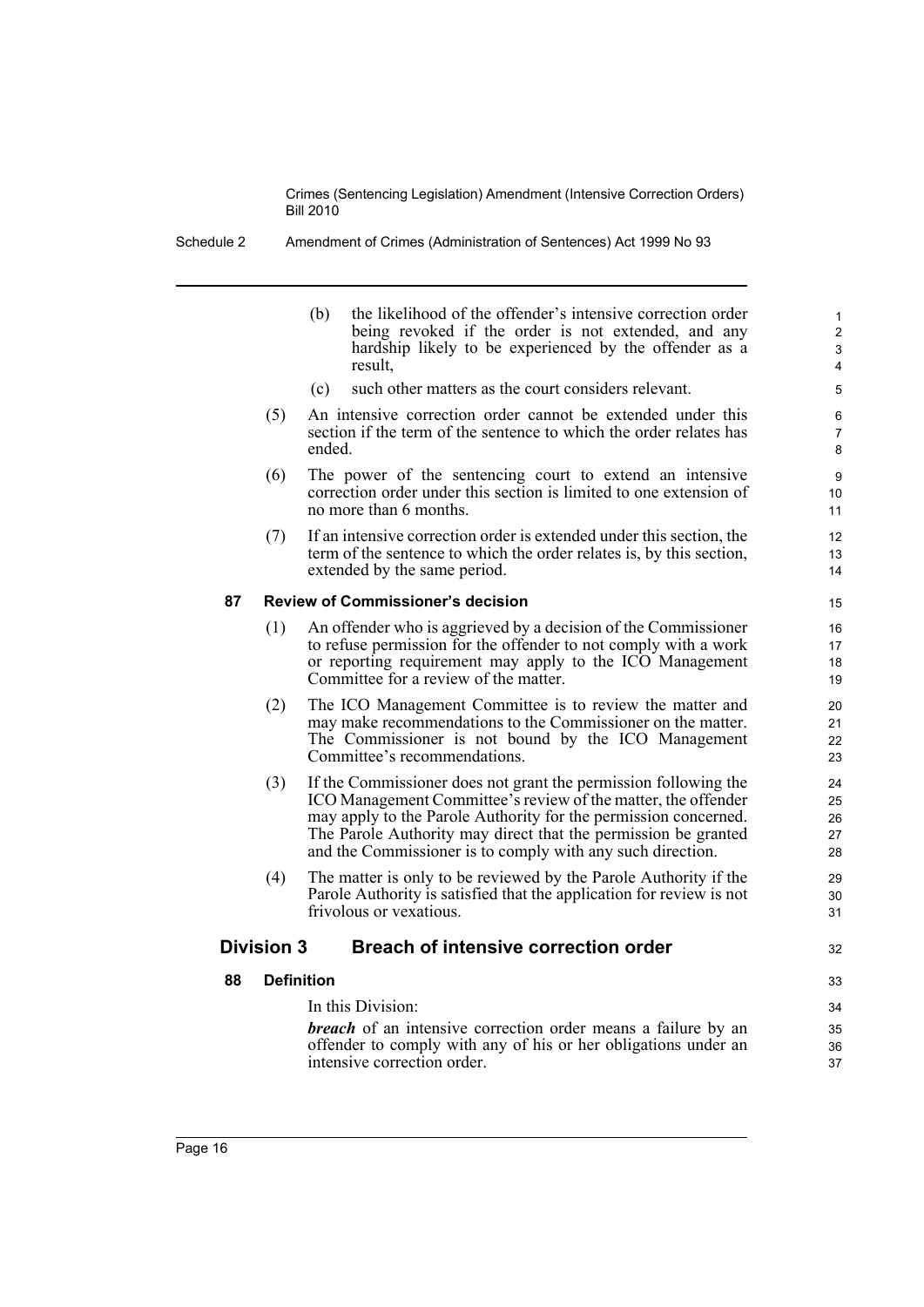(b) the likelihood of the offender's intensive correction order being revoked if the order is not extended, and any hardship likely to be experienced by the offender as a result,

(c) such other matters as the court considers relevant.

(5) An intensive correction order cannot be extended under this section if the term of the sentence to which the order relates has ended.

(6) The power of the sentencing court to extend an intensive correction order under this section is limited to one extension of no more than 6 months.

(7) If an intensive correction order is extended under this section, the term of the sentence to which the order relates is, by this section, extended by the same period.

#### 87 Review of Commissioner's decision

(1) An offender who is aggrieved by a decision of the Commissioner to refuse permission for the offender to not comply with a work or reporting requirement may apply to the ICO Management Committee for a review of the matter.

(2) The ICO Management Committee is to review the matter and may make recommendations to the Commissioner on the matter. The Commissioner is not bound by the ICO Management Committee's recommendations.

(3) If the Commissioner does not grant the permission following the ICO Management Committee's review of the matter, the offender may apply to the Parole Authority for the permission concerned. The Parole Authority may direct that the permission be granted and the Commissioner is to comply with any such direction.

(4) The matter is only to be reviewed by the Parole Authority if the Parole Authority is satisfied that the application for review is not frivolous or vexatious.

### Division 3 Breach of intensive correction order

#### 88 Definition

In this Division:

***breach*** of an intensive correction order means a failure by an offender to comply with any of his or her obligations under an intensive correction order.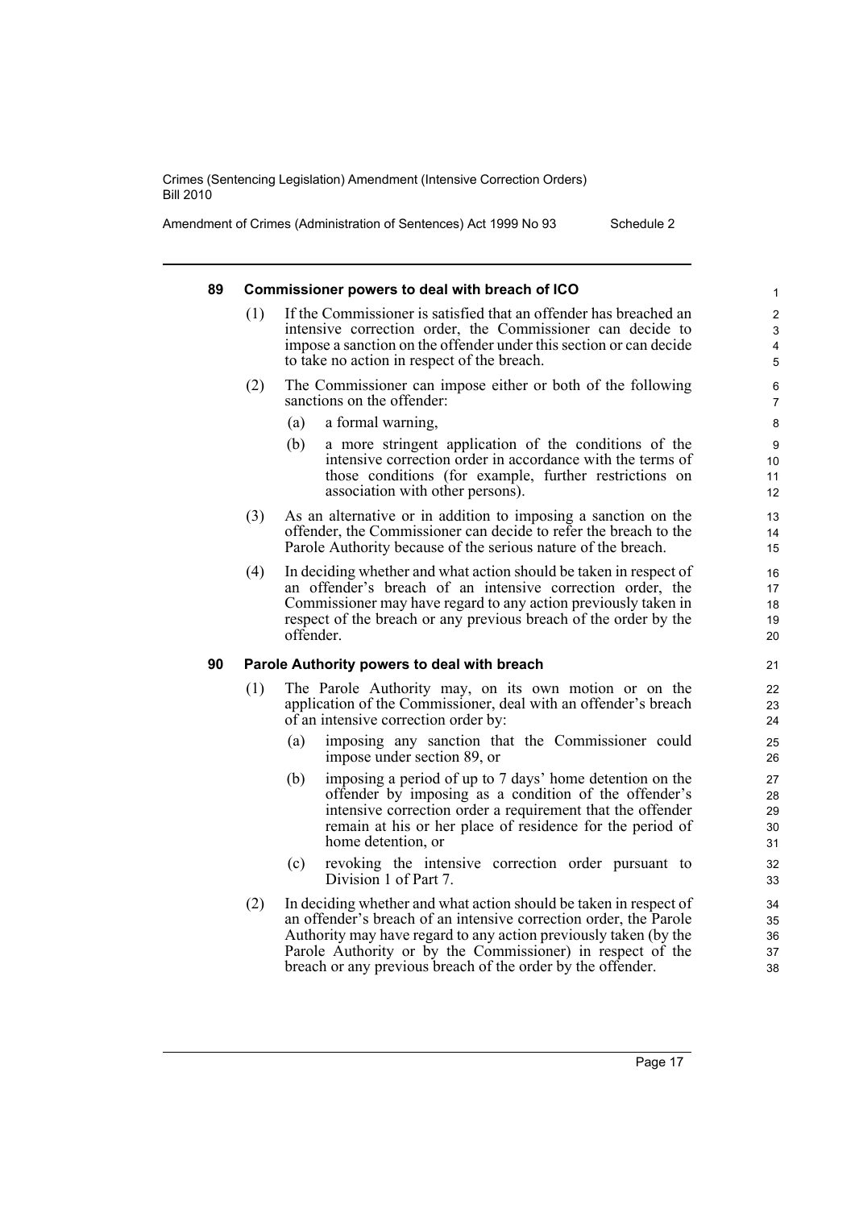### 89 Commissioner powers to deal with breach of ICO

(1) If the Commissioner is satisfied that an offender has breached an intensive correction order, the Commissioner can decide to impose a sanction on the offender under this section or can decide to take no action in respect of the breach.

(2) The Commissioner can impose either or both of the following sanctions on the offender:

(a) a formal warning,

(b) a more stringent application of the conditions of the intensive correction order in accordance with the terms of those conditions (for example, further restrictions on association with other persons).

(3) As an alternative or in addition to imposing a sanction on the offender, the Commissioner can decide to refer the breach to the Parole Authority because of the serious nature of the breach.

(4) In deciding whether and what action should be taken in respect of an offender's breach of an intensive correction order, the Commissioner may have regard to any action previously taken in respect of the breach or any previous breach of the order by the offender.

### 90 Parole Authority powers to deal with breach

(1) The Parole Authority may, on its own motion or on the application of the Commissioner, deal with an offender's breach of an intensive correction order by:

(a) imposing any sanction that the Commissioner could impose under section 89, or

(b) imposing a period of up to 7 days' home detention on the offender by imposing as a condition of the offender's intensive correction order a requirement that the offender remain at his or her place of residence for the period of home detention, or

(c) revoking the intensive correction order pursuant to Division 1 of Part 7.

(2) In deciding whether and what action should be taken in respect of an offender's breach of an intensive correction order, the Parole Authority may have regard to any action previously taken (by the Parole Authority or by the Commissioner) in respect of the breach or any previous breach of the order by the offender.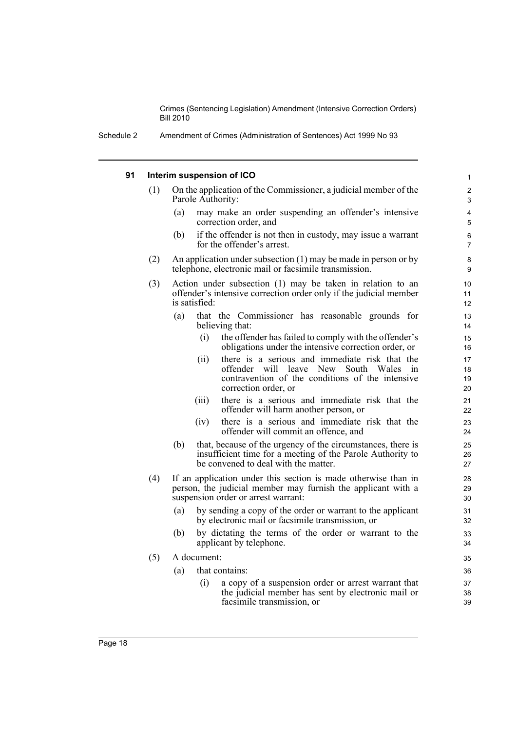#### 91 Interim suspension of ICO

(1) On the application of the Commissioner, a judicial member of the Parole Authority:

(a) may make an order suspending an offender's intensive correction order, and

(b) if the offender is not then in custody, may issue a warrant for the offender's arrest.

(2) An application under subsection (1) may be made in person or by telephone, electronic mail or facsimile transmission.

(3) Action under subsection (1) may be taken in relation to an offender's intensive correction order only if the judicial member is satisfied:

(a) that the Commissioner has reasonable grounds for believing that:

(i) the offender has failed to comply with the offender's obligations under the intensive correction order, or

(ii) there is a serious and immediate risk that the offender will leave New South Wales in contravention of the conditions of the intensive correction order, or

(iii) there is a serious and immediate risk that the offender will harm another person, or

(iv) there is a serious and immediate risk that the offender will commit an offence, and

(b) that, because of the urgency of the circumstances, there is insufficient time for a meeting of the Parole Authority to be convened to deal with the matter.

(4) If an application under this section is made otherwise than in person, the judicial member may furnish the applicant with a suspension order or arrest warrant:

(a) by sending a copy of the order or warrant to the applicant by electronic mail or facsimile transmission, or

(b) by dictating the terms of the order or warrant to the applicant by telephone.

(5) A document:

(a) that contains:

(i) a copy of a suspension order or arrest warrant that the judicial member has sent by electronic mail or facsimile transmission, or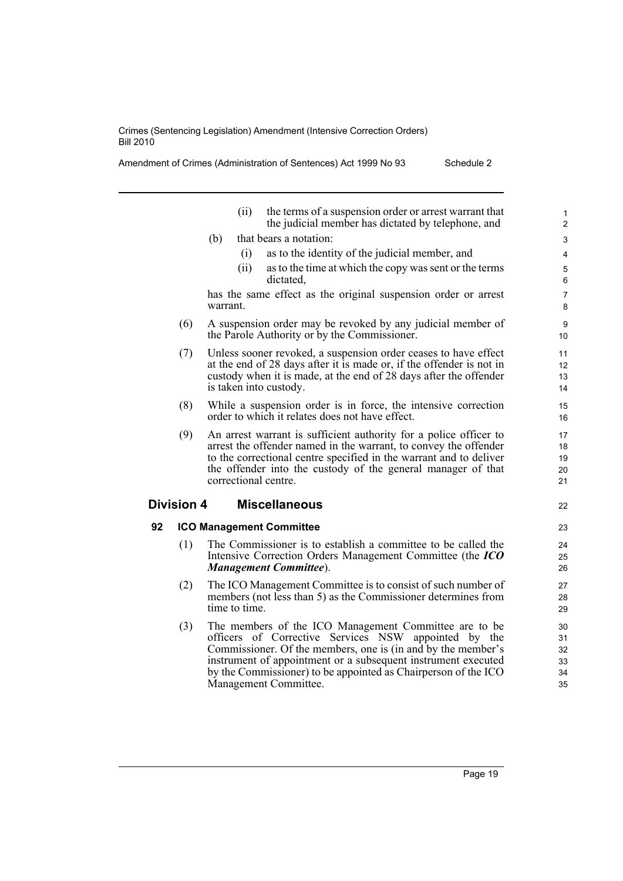(ii) the terms of a suspension order or arrest warrant that the judicial member has dictated by telephone, and

(b) that bears a notation:

(i) as to the identity of the judicial member, and

(ii) as to the time at which the copy was sent or the terms dictated,

has the same effect as the original suspension order or arrest warrant.

(6) A suspension order may be revoked by any judicial member of the Parole Authority or by the Commissioner.

(7) Unless sooner revoked, a suspension order ceases to have effect at the end of 28 days after it is made or, if the offender is not in custody when it is made, at the end of 28 days after the offender is taken into custody.

(8) While a suspension order is in force, the intensive correction order to which it relates does not have effect.

(9) An arrest warrant is sufficient authority for a police officer to arrest the offender named in the warrant, to convey the offender to the correctional centre specified in the warrant and to deliver the offender into the custody of the general manager of that correctional centre.

## Division 4 Miscellaneous

### 92 ICO Management Committee

(1) The Commissioner is to establish a committee to be called the Intensive Correction Orders Management Committee (the ***ICO Management Committee***).

(2) The ICO Management Committee is to consist of such number of members (not less than 5) as the Commissioner determines from time to time.

(3) The members of the ICO Management Committee are to be officers of Corrective Services NSW appointed by the Commissioner. Of the members, one is (in and by the member's instrument of appointment or a subsequent instrument executed by the Commissioner) to be appointed as Chairperson of the ICO Management Committee.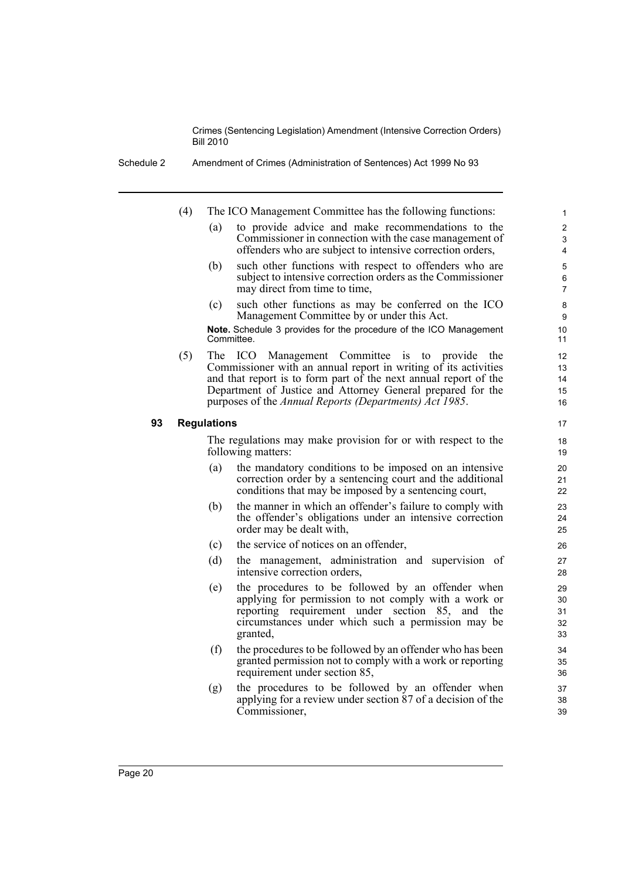(4) The ICO Management Committee has the following functions:

(a) to provide advice and make recommendations to the Commissioner in connection with the case management of offenders who are subject to intensive correction orders,

(b) such other functions with respect to offenders who are subject to intensive correction orders as the Commissioner may direct from time to time,

(c) such other functions as may be conferred on the ICO Management Committee by or under this Act.

**Note.** Schedule 3 provides for the procedure of the ICO Management Committee.

(5) The ICO Management Committee is to provide the Commissioner with an annual report in writing of its activities and that report is to form part of the next annual report of the Department of Justice and Attorney General prepared for the purposes of the *Annual Reports (Departments) Act 1985*.

### 93 Regulations

The regulations may make provision for or with respect to the following matters:

(a) the mandatory conditions to be imposed on an intensive correction order by a sentencing court and the additional conditions that may be imposed by a sentencing court,

(b) the manner in which an offender's failure to comply with the offender's obligations under an intensive correction order may be dealt with,

(c) the service of notices on an offender,

(d) the management, administration and supervision of intensive correction orders,

(e) the procedures to be followed by an offender when applying for permission to not comply with a work or reporting requirement under section 85, and the circumstances under which such a permission may be granted,

(f) the procedures to be followed by an offender who has been granted permission not to comply with a work or reporting requirement under section 85,

(g) the procedures to be followed by an offender when applying for a review under section 87 of a decision of the Commissioner,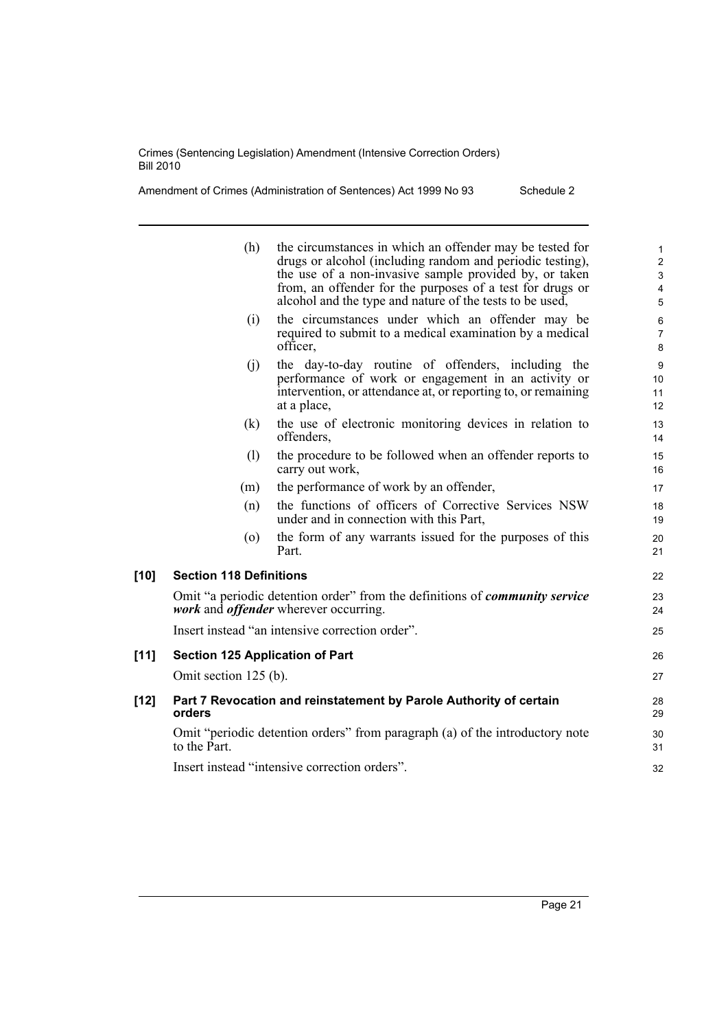(h) the circumstances in which an offender may be tested for drugs or alcohol (including random and periodic testing), the use of a non-invasive sample provided by, or taken from, an offender for the purposes of a test for drugs or alcohol and the type and nature of the tests to be used,

(i) the circumstances under which an offender may be required to submit to a medical examination by a medical officer,

(j) the day-to-day routine of offenders, including the performance of work or engagement in an activity or intervention, or attendance at, or reporting to, or remaining at a place,

(k) the use of electronic monitoring devices in relation to offenders,

(l) the procedure to be followed when an offender reports to carry out work,

(m) the performance of work by an offender,

(n) the functions of officers of Corrective Services NSW under and in connection with this Part,

(o) the form of any warrants issued for the purposes of this Part.

### [10] Section 118 Definitions

Omit "a periodic detention order" from the definitions of ***community service work*** and ***offender*** wherever occurring.

Insert instead "an intensive correction order".

### [11] Section 125 Application of Part

Omit section 125 (b).

### [12] Part 7 Revocation and reinstatement by Parole Authority of certain orders

Omit "periodic detention orders" from paragraph (a) of the introductory note to the Part.

Insert instead "intensive correction orders".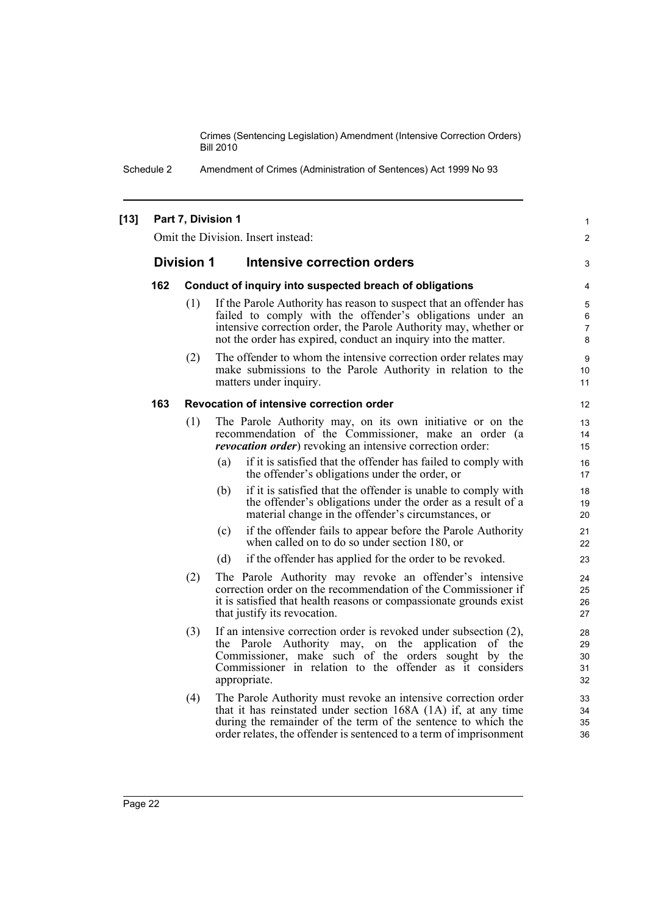**[13] Part 7, Division 1**

Omit the Division. Insert instead:

## Division 1 Intensive correction orders

### 162 Conduct of inquiry into suspected breach of obligations

(1) If the Parole Authority has reason to suspect that an offender has failed to comply with the offender's obligations under an intensive correction order, the Parole Authority may, whether or not the order has expired, conduct an inquiry into the matter.

(2) The offender to whom the intensive correction order relates may make submissions to the Parole Authority in relation to the matters under inquiry.

### 163 Revocation of intensive correction order

(1) The Parole Authority may, on its own initiative or on the recommendation of the Commissioner, make an order (a ***revocation order***) revoking an intensive correction order:

- (a) if it is satisfied that the offender has failed to comply with the offender's obligations under the order, or
- (b) if it is satisfied that the offender is unable to comply with the offender's obligations under the order as a result of a material change in the offender's circumstances, or
- (c) if the offender fails to appear before the Parole Authority when called on to do so under section 180, or
- (d) if the offender has applied for the order to be revoked.

(2) The Parole Authority may revoke an offender's intensive correction order on the recommendation of the Commissioner if it is satisfied that health reasons or compassionate grounds exist that justify its revocation.

(3) If an intensive correction order is revoked under subsection (2), the Parole Authority may, on the application of the Commissioner, make such of the orders sought by the Commissioner in relation to the offender as it considers appropriate.

(4) The Parole Authority must revoke an intensive correction order that it has reinstated under section 168A (1A) if, at any time during the remainder of the term of the sentence to which the order relates, the offender is sentenced to a term of imprisonment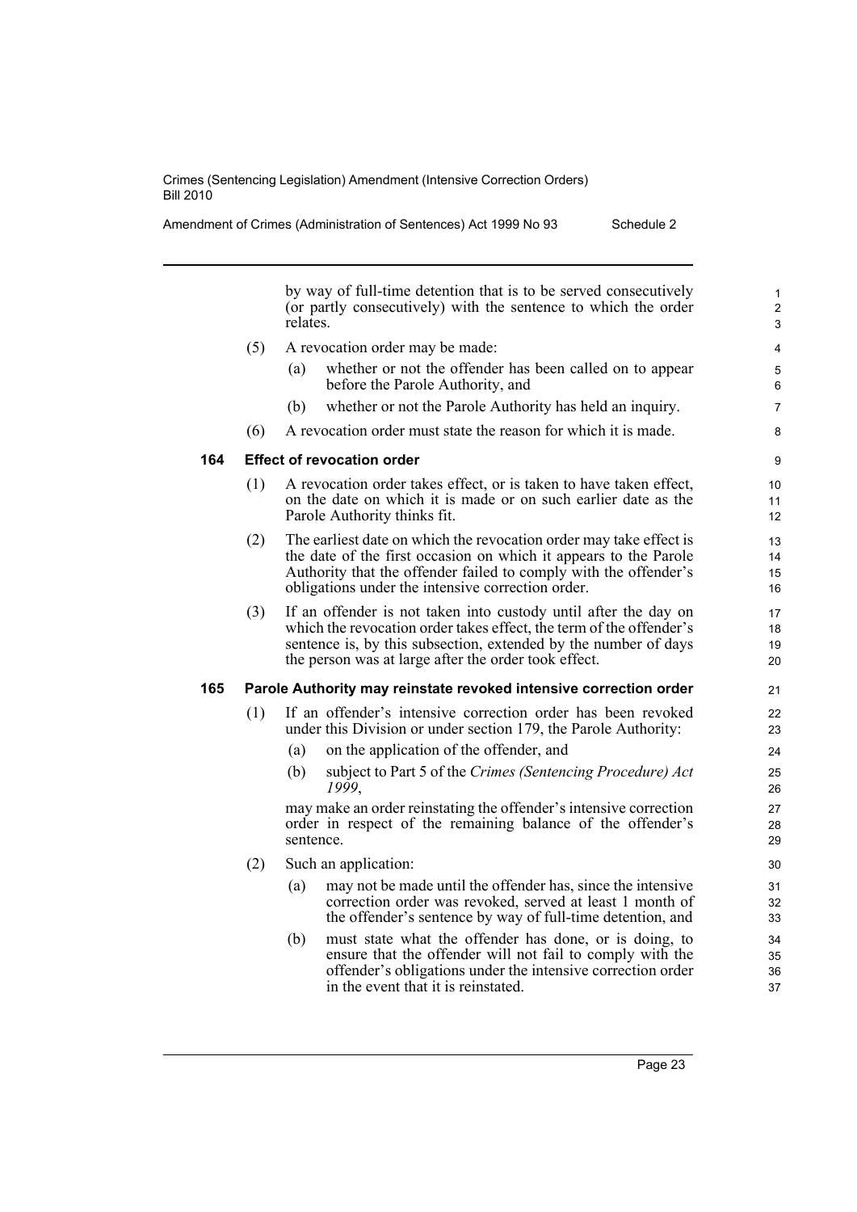by way of full-time detention that is to be served consecutively (or partly consecutively) with the sentence to which the order relates.

(5) A revocation order may be made:

- (a) whether or not the offender has been called on to appear before the Parole Authority, and
- (b) whether or not the Parole Authority has held an inquiry.

(6) A revocation order must state the reason for which it is made.

### 164 Effect of revocation order

(1) A revocation order takes effect, or is taken to have taken effect, on the date on which it is made or on such earlier date as the Parole Authority thinks fit.

(2) The earliest date on which the revocation order may take effect is the date of the first occasion on which it appears to the Parole Authority that the offender failed to comply with the offender's obligations under the intensive correction order.

(3) If an offender is not taken into custody until after the day on which the revocation order takes effect, the term of the offender's sentence is, by this subsection, extended by the number of days the person was at large after the order took effect.

### 165 Parole Authority may reinstate revoked intensive correction order

(1) If an offender's intensive correction order has been revoked under this Division or under section 179, the Parole Authority:

- (a) on the application of the offender, and
- (b) subject to Part 5 of the *Crimes (Sentencing Procedure) Act 1999*,

may make an order reinstating the offender's intensive correction order in respect of the remaining balance of the offender's sentence.

(2) Such an application:

- (a) may not be made until the offender has, since the intensive correction order was revoked, served at least 1 month of the offender's sentence by way of full-time detention, and
- (b) must state what the offender has done, or is doing, to ensure that the offender will not fail to comply with the offender's obligations under the intensive correction order in the event that it is reinstated.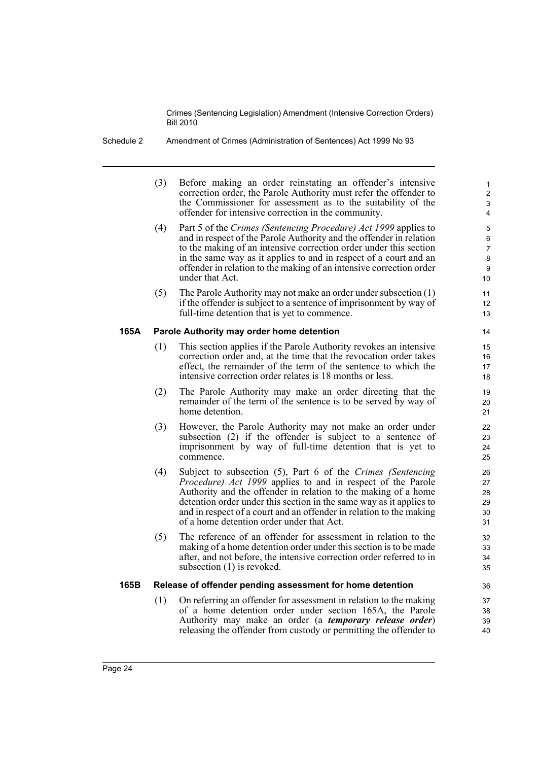(3) Before making an order reinstating an offender's intensive correction order, the Parole Authority must refer the offender to the Commissioner for assessment as to the suitability of the offender for intensive correction in the community.

(4) Part 5 of the *Crimes (Sentencing Procedure) Act 1999* applies to and in respect of the Parole Authority and the offender in relation to the making of an intensive correction order under this section in the same way as it applies to and in respect of a court and an offender in relation to the making of an intensive correction order under that Act.

(5) The Parole Authority may not make an order under subsection (1) if the offender is subject to a sentence of imprisonment by way of full-time detention that is yet to commence.

### 165A Parole Authority may order home detention

(1) This section applies if the Parole Authority revokes an intensive correction order and, at the time that the revocation order takes effect, the remainder of the term of the sentence to which the intensive correction order relates is 18 months or less.

(2) The Parole Authority may make an order directing that the remainder of the term of the sentence is to be served by way of home detention.

(3) However, the Parole Authority may not make an order under subsection (2) if the offender is subject to a sentence of imprisonment by way of full-time detention that is yet to commence.

(4) Subject to subsection (5), Part 6 of the *Crimes (Sentencing Procedure) Act 1999* applies to and in respect of the Parole Authority and the offender in relation to the making of a home detention order under this section in the same way as it applies to and in respect of a court and an offender in relation to the making of a home detention order under that Act.

(5) The reference of an offender for assessment in relation to the making of a home detention order under this section is to be made after, and not before, the intensive correction order referred to in subsection (1) is revoked.

### 165B Release of offender pending assessment for home detention

(1) On referring an offender for assessment in relation to the making of a home detention order under section 165A, the Parole Authority may make an order (a ***temporary release order***) releasing the offender from custody or permitting the offender to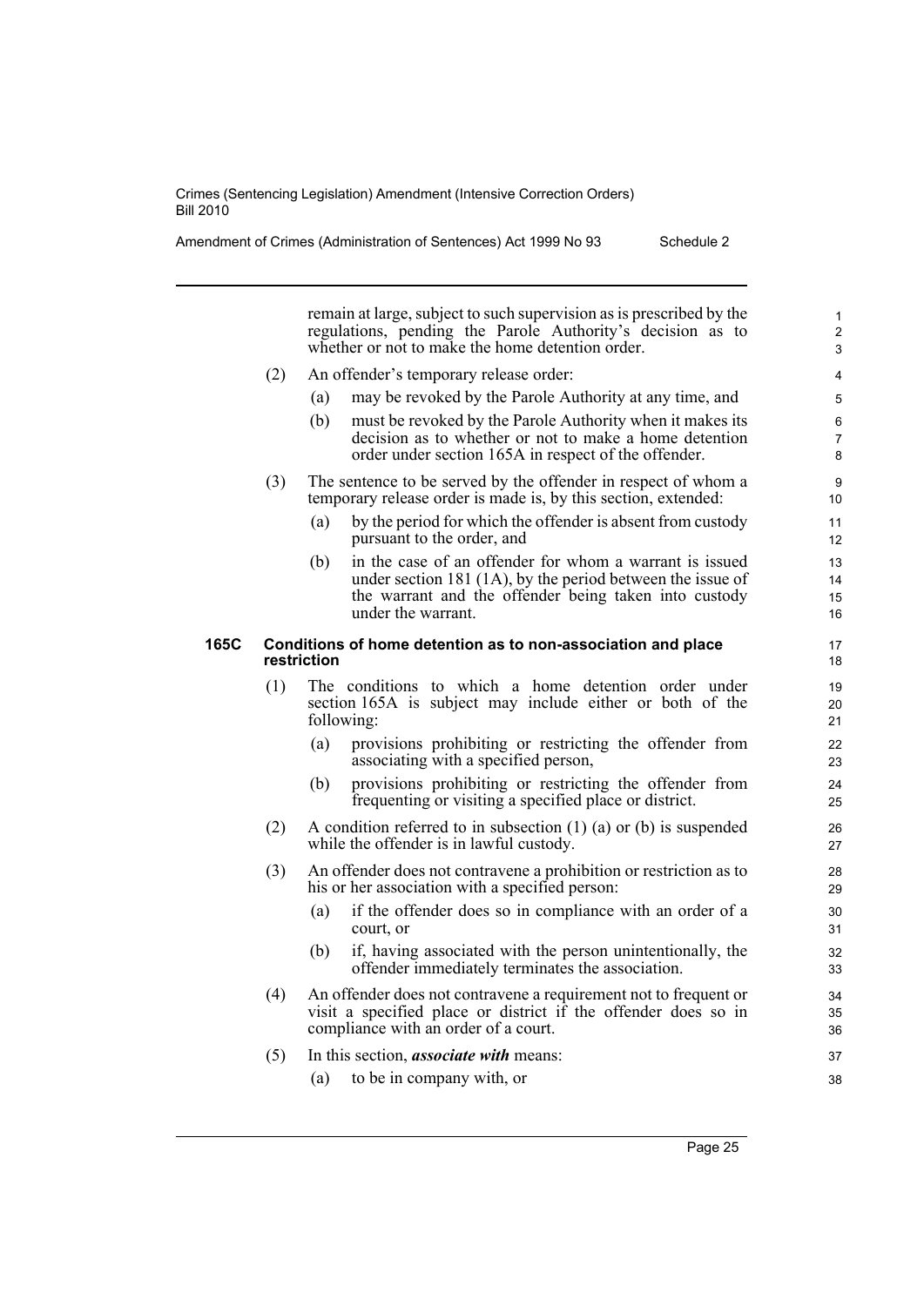remain at large, subject to such supervision as is prescribed by the regulations, pending the Parole Authority's decision as to whether or not to make the home detention order.

(2) An offender's temporary release order:

(a) may be revoked by the Parole Authority at any time, and

(b) must be revoked by the Parole Authority when it makes its decision as to whether or not to make a home detention order under section 165A in respect of the offender.

(3) The sentence to be served by the offender in respect of whom a temporary release order is made is, by this section, extended:

(a) by the period for which the offender is absent from custody pursuant to the order, and

(b) in the case of an offender for whom a warrant is issued under section 181 (1A), by the period between the issue of the warrant and the offender being taken into custody under the warrant.

### 165C Conditions of home detention as to non-association and place restriction

(1) The conditions to which a home detention order under section 165A is subject may include either or both of the following:

(a) provisions prohibiting or restricting the offender from associating with a specified person,

(b) provisions prohibiting or restricting the offender from frequenting or visiting a specified place or district.

(2) A condition referred to in subsection (1) (a) or (b) is suspended while the offender is in lawful custody.

(3) An offender does not contravene a prohibition or restriction as to his or her association with a specified person:

(a) if the offender does so in compliance with an order of a court, or

(b) if, having associated with the person unintentionally, the offender immediately terminates the association.

(4) An offender does not contravene a requirement not to frequent or visit a specified place or district if the offender does so in compliance with an order of a court.

(5) In this section, ***associate with*** means:

(a) to be in company with, or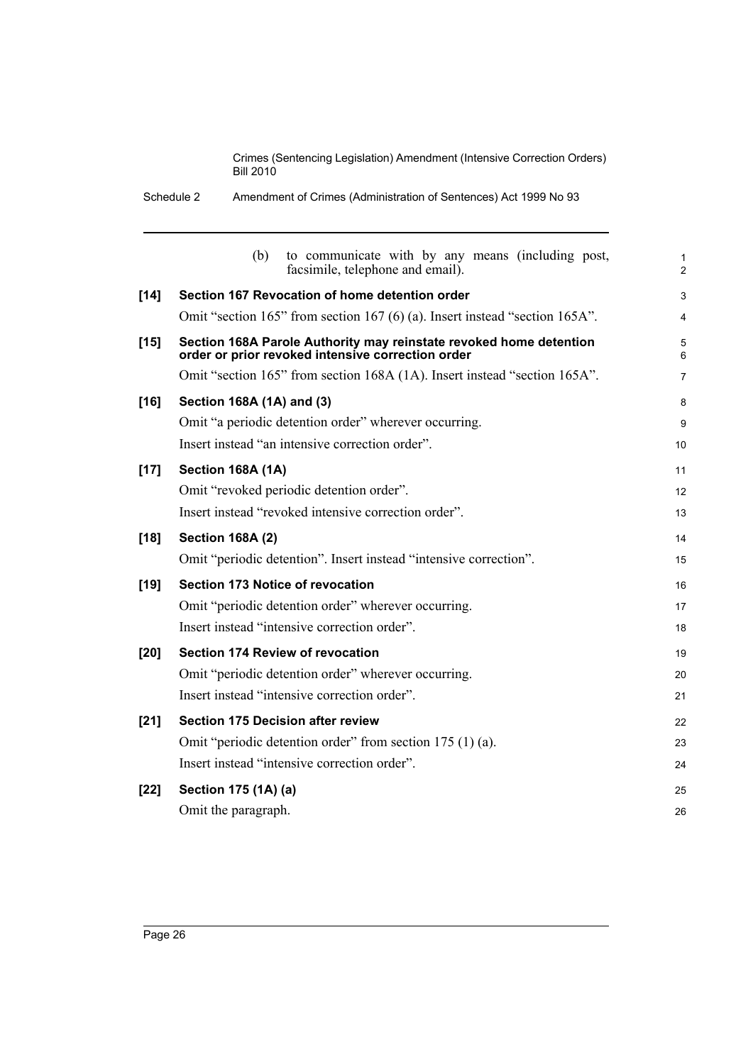(b) to communicate with by any means (including post, facsimile, telephone and email).

**[14] Section 167 Revocation of home detention order**

Omit "section 165" from section 167 (6) (a). Insert instead "section 165A".

**[15] Section 168A Parole Authority may reinstate revoked home detention order or prior revoked intensive correction order**

Omit "section 165" from section 168A (1A). Insert instead "section 165A".

**[16] Section 168A (1A) and (3)**

Omit "a periodic detention order" wherever occurring.

Insert instead "an intensive correction order".

**[17] Section 168A (1A)**

Omit "revoked periodic detention order".

Insert instead "revoked intensive correction order".

**[18] Section 168A (2)**

Omit "periodic detention". Insert instead "intensive correction".

**[19] Section 173 Notice of revocation**

Omit "periodic detention order" wherever occurring.

Insert instead "intensive correction order".

**[20] Section 174 Review of revocation**

Omit "periodic detention order" wherever occurring.

Insert instead "intensive correction order".

**[21] Section 175 Decision after review**

Omit "periodic detention order" from section 175 (1) (a).

Insert instead "intensive correction order".

**[22] Section 175 (1A) (a)**

Omit the paragraph.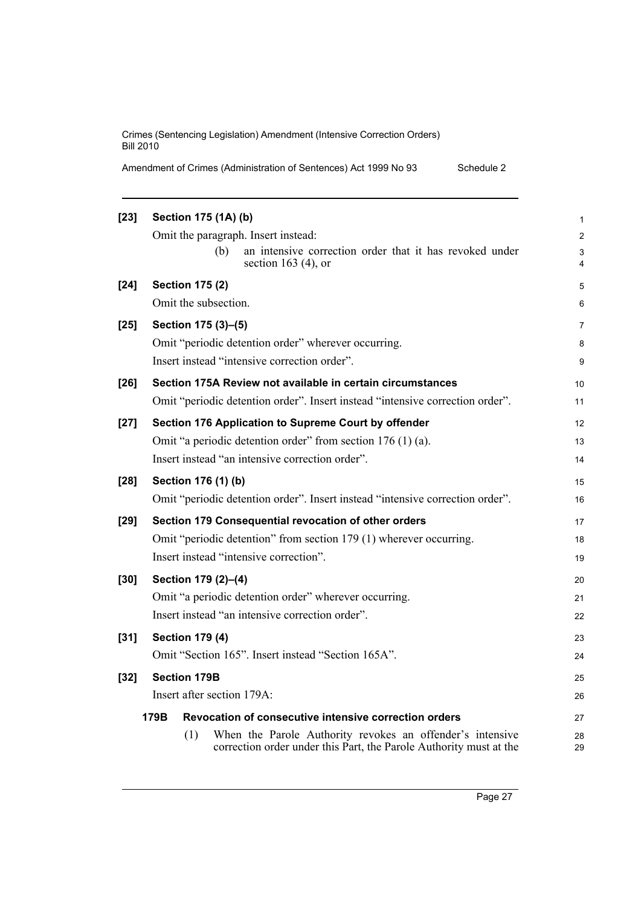**[23] Section 175 (1A) (b)**

Omit the paragraph. Insert instead:

(b) an intensive correction order that it has revoked under section 163 (4), or

**[24] Section 175 (2)**

Omit the subsection.

**[25] Section 175 (3)–(5)**

Omit "periodic detention order" wherever occurring.

Insert instead "intensive correction order".

**[26] Section 175A Review not available in certain circumstances**

Omit "periodic detention order". Insert instead "intensive correction order".

**[27] Section 176 Application to Supreme Court by offender**

Omit "a periodic detention order" from section 176 (1) (a).

Insert instead "an intensive correction order".

**[28] Section 176 (1) (b)**

Omit "periodic detention order". Insert instead "intensive correction order".

**[29] Section 179 Consequential revocation of other orders**

Omit "periodic detention" from section 179 (1) wherever occurring.

Insert instead "intensive correction".

**[30] Section 179 (2)–(4)**

Omit "a periodic detention order" wherever occurring.

Insert instead "an intensive correction order".

**[31] Section 179 (4)**

Omit "Section 165". Insert instead "Section 165A".

**[32] Section 179B**

Insert after section 179A:

**179B Revocation of consecutive intensive correction orders**

(1) When the Parole Authority revokes an offender's intensive correction order under this Part, the Parole Authority must at the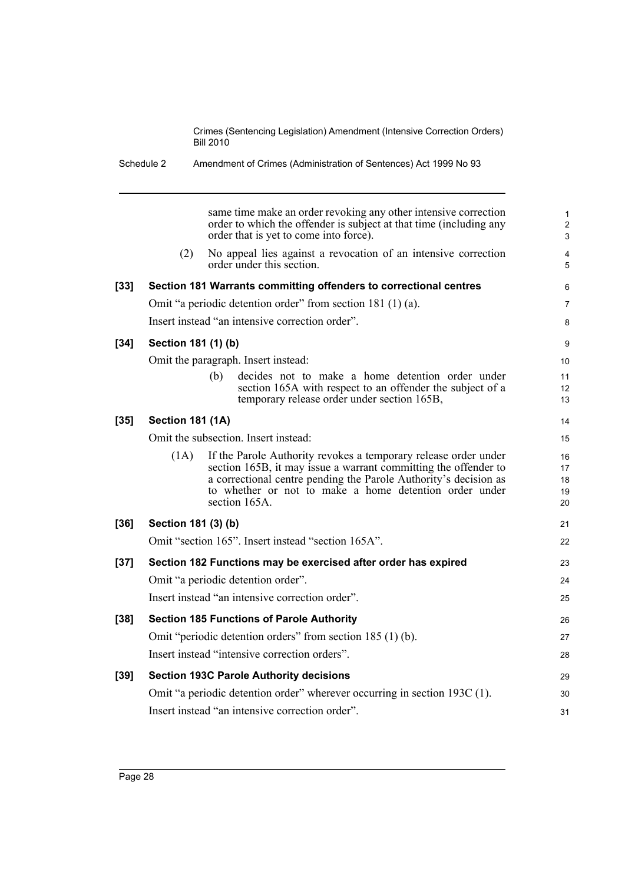same time make an order revoking any other intensive correction order to which the offender is subject at that time (including any order that is yet to come into force).

(2) No appeal lies against a revocation of an intensive correction order under this section.

**[33] Section 181 Warrants committing offenders to correctional centres**

Omit "a periodic detention order" from section 181 (1) (a).

Insert instead "an intensive correction order".

**[34] Section 181 (1) (b)**

Omit the paragraph. Insert instead:

(b) decides not to make a home detention order under section 165A with respect to an offender the subject of a temporary release order under section 165B,

**[35] Section 181 (1A)**

Omit the subsection. Insert instead:

(1A) If the Parole Authority revokes a temporary release order under section 165B, it may issue a warrant committing the offender to a correctional centre pending the Parole Authority's decision as to whether or not to make a home detention order under section 165A.

**[36] Section 181 (3) (b)**

Omit "section 165". Insert instead "section 165A".

**[37] Section 182 Functions may be exercised after order has expired**

Omit "a periodic detention order".

Insert instead "an intensive correction order".

**[38] Section 185 Functions of Parole Authority**

Omit "periodic detention orders" from section 185 (1) (b).

Insert instead "intensive correction orders".

**[39] Section 193C Parole Authority decisions**

Omit "a periodic detention order" wherever occurring in section 193C (1).

Insert instead "an intensive correction order".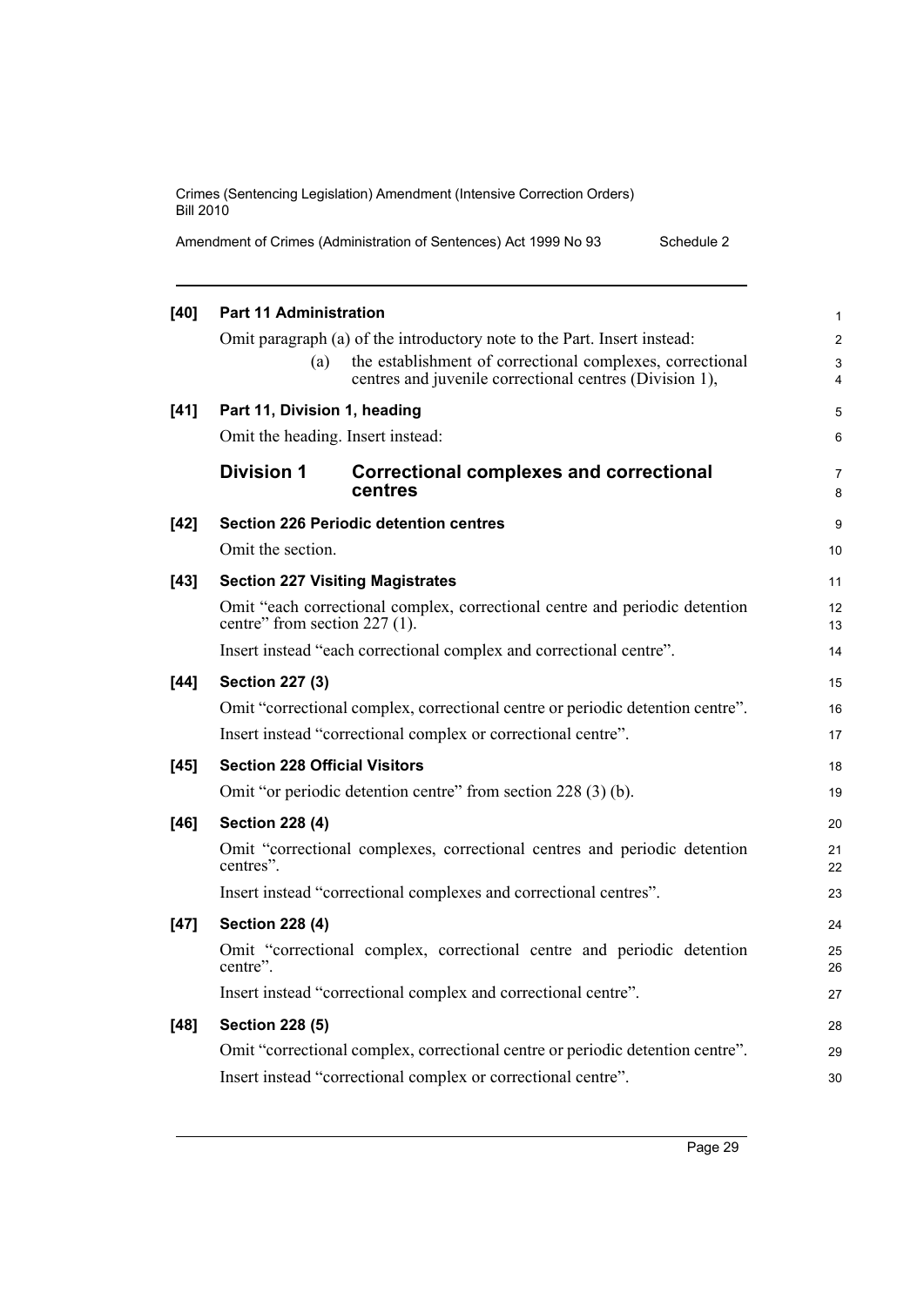**[40] Part 11 Administration**

Omit paragraph (a) of the introductory note to the Part. Insert instead:

(a) the establishment of correctional complexes, correctional centres and juvenile correctional centres (Division 1),

**[41] Part 11, Division 1, heading**

Omit the heading. Insert instead:

## Division 1 Correctional complexes and correctional centres

**[42] Section 226 Periodic detention centres**

Omit the section.

**[43] Section 227 Visiting Magistrates**

Omit "each correctional complex, correctional centre and periodic detention centre" from section 227 (1).

Insert instead "each correctional complex and correctional centre".

**[44] Section 227 (3)**

Omit "correctional complex, correctional centre or periodic detention centre".

Insert instead "correctional complex or correctional centre".

**[45] Section 228 Official Visitors**

Omit "or periodic detention centre" from section 228 (3) (b).

**[46] Section 228 (4)**

Omit "correctional complexes, correctional centres and periodic detention centres".

Insert instead "correctional complexes and correctional centres".

**[47] Section 228 (4)**

Omit "correctional complex, correctional centre and periodic detention centre".

Insert instead "correctional complex and correctional centre".

**[48] Section 228 (5)**

Omit "correctional complex, correctional centre or periodic detention centre".

Insert instead "correctional complex or correctional centre".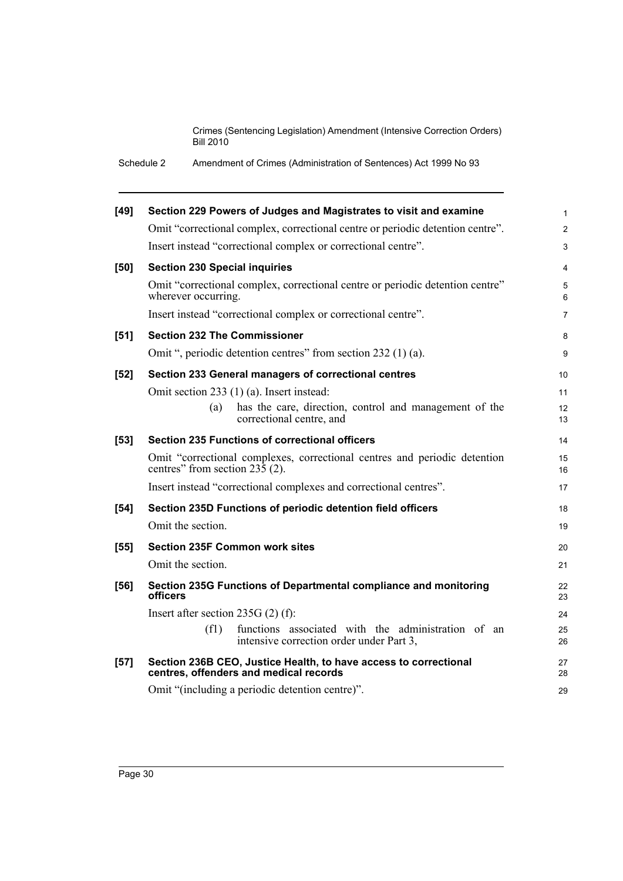**[49] Section 229 Powers of Judges and Magistrates to visit and examine**

Omit "correctional complex, correctional centre or periodic detention centre".

Insert instead "correctional complex or correctional centre".

**[50] Section 230 Special inquiries**

Omit "correctional complex, correctional centre or periodic detention centre" wherever occurring.

Insert instead "correctional complex or correctional centre".

**[51] Section 232 The Commissioner**

Omit ", periodic detention centres" from section 232 (1) (a).

**[52] Section 233 General managers of correctional centres**

Omit section 233 (1) (a). Insert instead:

> (a) has the care, direction, control and management of the correctional centre, and

**[53] Section 235 Functions of correctional officers**

Omit "correctional complexes, correctional centres and periodic detention centres" from section 235 (2).

Insert instead "correctional complexes and correctional centres".

**[54] Section 235D Functions of periodic detention field officers**

Omit the section.

**[55] Section 235F Common work sites**

Omit the section.

**[56] Section 235G Functions of Departmental compliance and monitoring officers**

Insert after section 235G (2) (f):

> (f1) functions associated with the administration of an intensive correction order under Part 3,

**[57] Section 236B CEO, Justice Health, to have access to correctional centres, offenders and medical records**

Omit "(including a periodic detention centre)".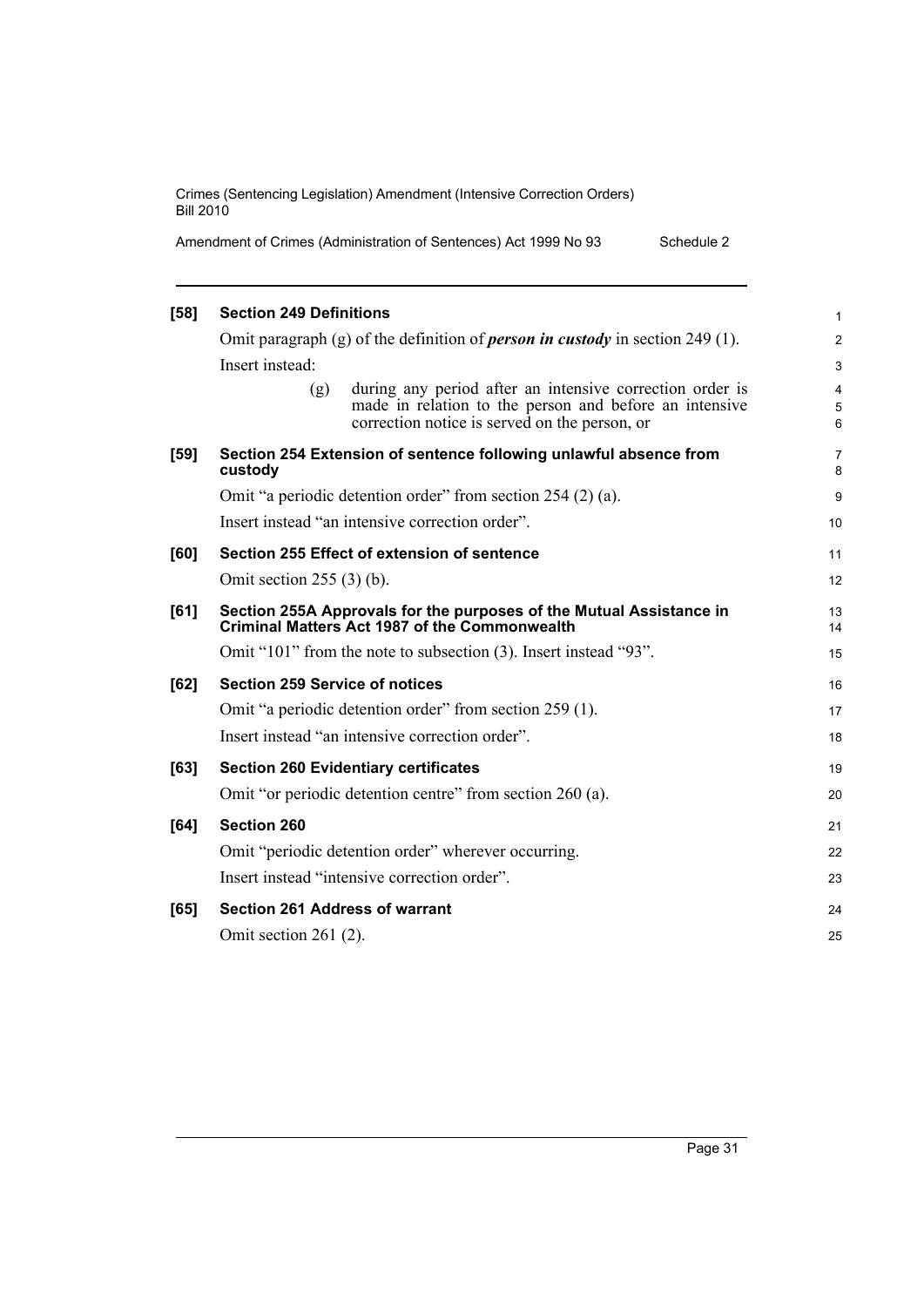**[58] Section 249 Definitions**

Omit paragraph (g) of the definition of ***person in custody*** in section 249 (1).

Insert instead:

> (g) during any period after an intensive correction order is made in relation to the person and before an intensive correction notice is served on the person, or

**[59] Section 254 Extension of sentence following unlawful absence from custody**

Omit "a periodic detention order" from section 254 (2) (a).

Insert instead "an intensive correction order".

**[60] Section 255 Effect of extension of sentence**

Omit section 255 (3) (b).

**[61] Section 255A Approvals for the purposes of the Mutual Assistance in Criminal Matters Act 1987 of the Commonwealth**

Omit "101" from the note to subsection (3). Insert instead "93".

**[62] Section 259 Service of notices**

Omit "a periodic detention order" from section 259 (1).

Insert instead "an intensive correction order".

**[63] Section 260 Evidentiary certificates**

Omit "or periodic detention centre" from section 260 (a).

**[64] Section 260**

Omit "periodic detention order" wherever occurring.

Insert instead "intensive correction order".

**[65] Section 261 Address of warrant**

Omit section 261 (2).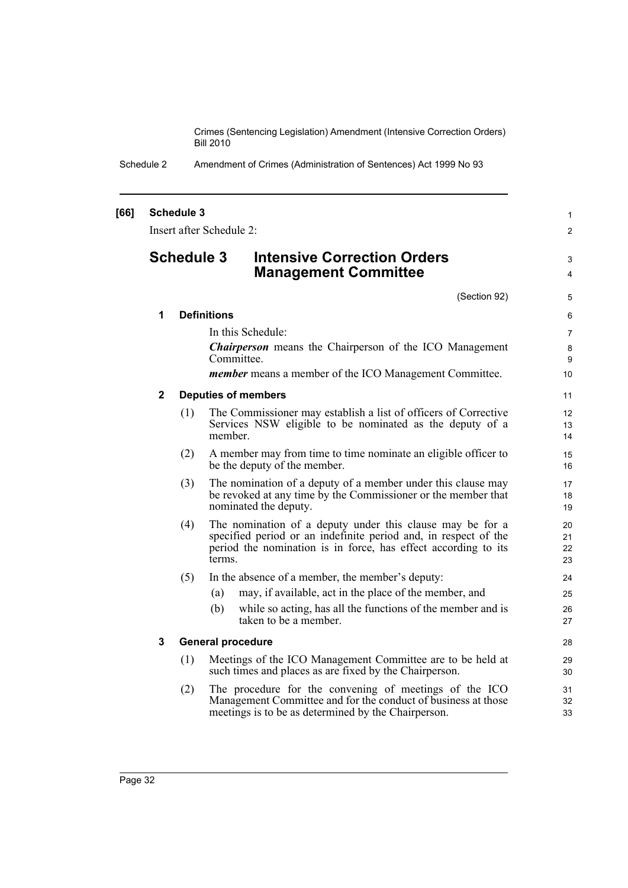**[66] Schedule 3**

Insert after Schedule 2:

# Schedule 3 Intensive Correction Orders Management Committee

(Section 92)

**1 Definitions**

In this Schedule:

***Chairperson*** means the Chairperson of the ICO Management Committee.

***member*** means a member of the ICO Management Committee.

**2 Deputies of members**

(1) The Commissioner may establish a list of officers of Corrective Services NSW eligible to be nominated as the deputy of a member.

(2) A member may from time to time nominate an eligible officer to be the deputy of the member.

(3) The nomination of a deputy of a member under this clause may be revoked at any time by the Commissioner or the member that nominated the deputy.

(4) The nomination of a deputy under this clause may be for a specified period or an indefinite period and, in respect of the period the nomination is in force, has effect according to its terms.

(5) In the absence of a member, the member's deputy:

(a) may, if available, act in the place of the member, and

(b) while so acting, has all the functions of the member and is taken to be a member.

**3 General procedure**

(1) Meetings of the ICO Management Committee are to be held at such times and places as are fixed by the Chairperson.

(2) The procedure for the convening of meetings of the ICO Management Committee and for the conduct of business at those meetings is to be as determined by the Chairperson.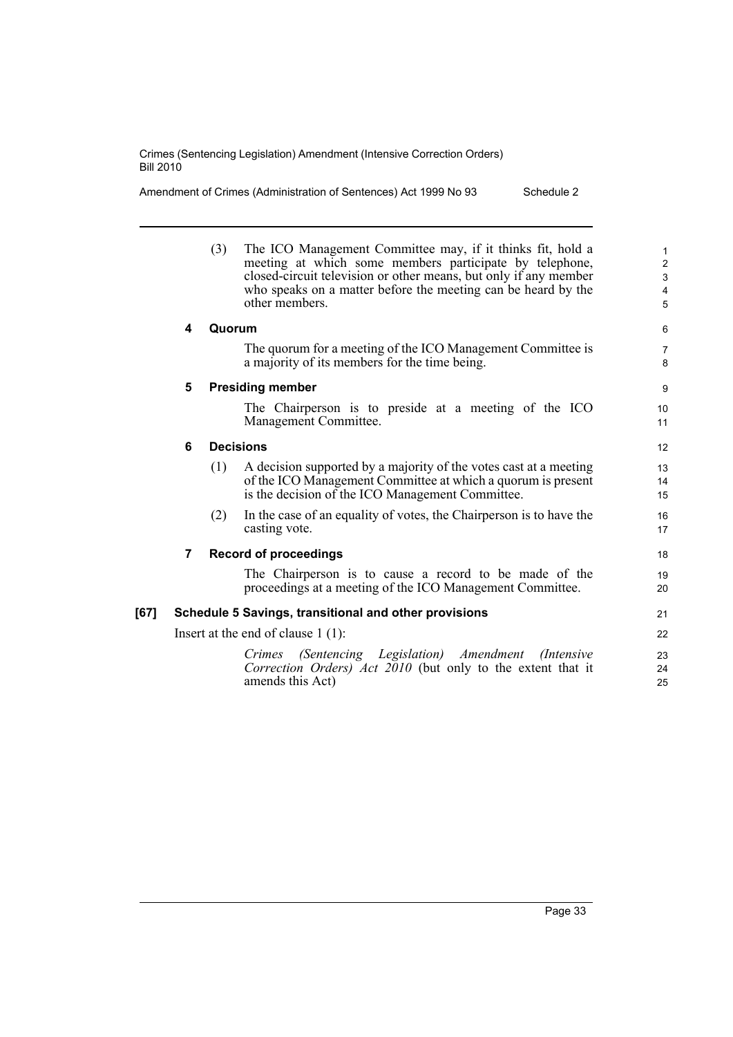(3) The ICO Management Committee may, if it thinks fit, hold a meeting at which some members participate by telephone, closed-circuit television or other means, but only if any member who speaks on a matter before the meeting can be heard by the other members.

**4 Quorum**

The quorum for a meeting of the ICO Management Committee is a majority of its members for the time being.

**5 Presiding member**

The Chairperson is to preside at a meeting of the ICO Management Committee.

**6 Decisions**

(1) A decision supported by a majority of the votes cast at a meeting of the ICO Management Committee at which a quorum is present is the decision of the ICO Management Committee.

(2) In the case of an equality of votes, the Chairperson is to have the casting vote.

**7 Record of proceedings**

The Chairperson is to cause a record to be made of the proceedings at a meeting of the ICO Management Committee.

**[67] Schedule 5 Savings, transitional and other provisions**

Insert at the end of clause 1 (1):

*Crimes (Sentencing Legislation) Amendment (Intensive Correction Orders) Act 2010* (but only to the extent that it amends this Act)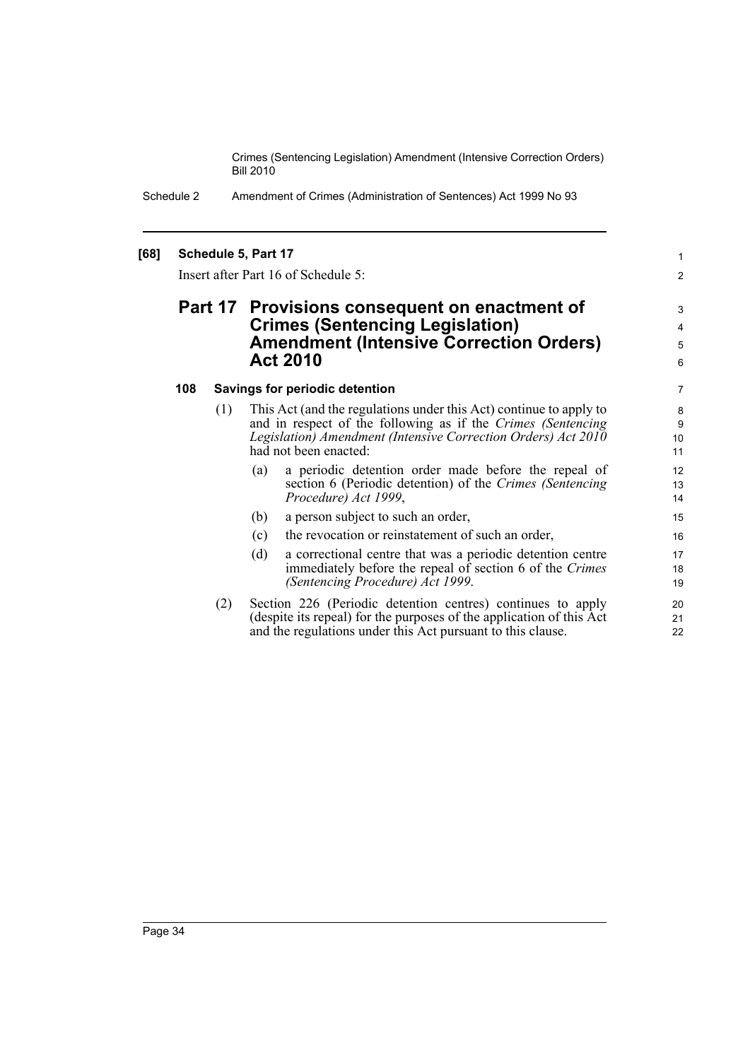**[68] Schedule 5, Part 17**

Insert after Part 16 of Schedule 5:

## Part 17 Provisions consequent on enactment of Crimes (Sentencing Legislation) Amendment (Intensive Correction Orders) Act 2010

### 108 Savings for periodic detention

(1) This Act (and the regulations under this Act) continue to apply to and in respect of the following as if the *Crimes (Sentencing Legislation) Amendment (Intensive Correction Orders) Act 2010* had not been enacted:

- (a) a periodic detention order made before the repeal of section 6 (Periodic detention) of the *Crimes (Sentencing Procedure) Act 1999*,
- (b) a person subject to such an order,
- (c) the revocation or reinstatement of such an order,
- (d) a correctional centre that was a periodic detention centre immediately before the repeal of section 6 of the *Crimes (Sentencing Procedure) Act 1999*.

(2) Section 226 (Periodic detention centres) continues to apply (despite its repeal) for the purposes of the application of this Act and the regulations under this Act pursuant to this clause.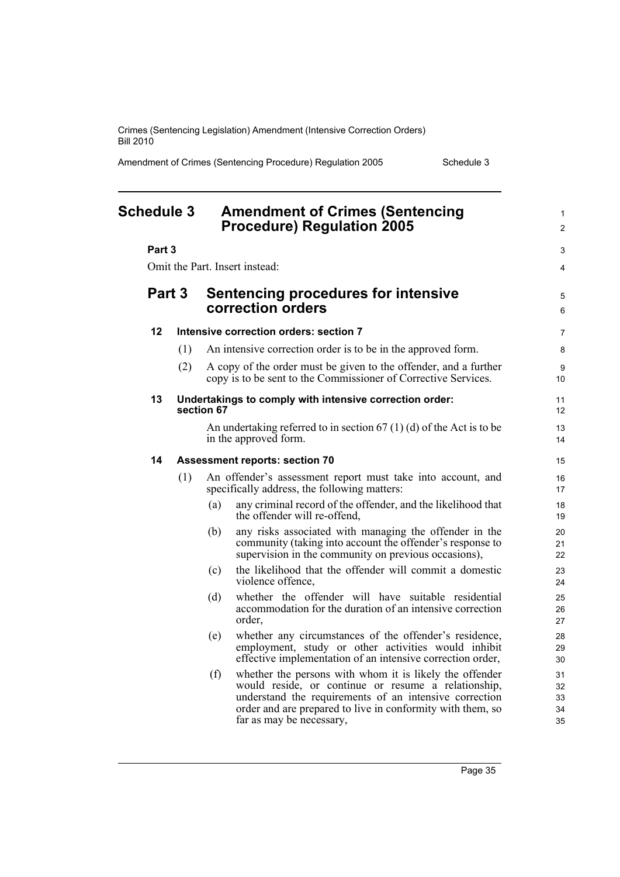# Schedule 3 Amendment of Crimes (Sentencing Procedure) Regulation 2005

**Part 3**

Omit the Part. Insert instead:

## Part 3 Sentencing procedures for intensive correction orders

### 12 Intensive correction orders: section 7

(1) An intensive correction order is to be in the approved form.

(2) A copy of the order must be given to the offender, and a further copy is to be sent to the Commissioner of Corrective Services.

### 13 Undertakings to comply with intensive correction order: section 67

An undertaking referred to in section 67 (1) (d) of the Act is to be in the approved form.

### 14 Assessment reports: section 70

(1) An offender's assessment report must take into account, and specifically address, the following matters:

- (a) any criminal record of the offender, and the likelihood that the offender will re-offend,
- (b) any risks associated with managing the offender in the community (taking into account the offender's response to supervision in the community on previous occasions),
- (c) the likelihood that the offender will commit a domestic violence offence,
- (d) whether the offender will have suitable residential accommodation for the duration of an intensive correction order,
- (e) whether any circumstances of the offender's residence, employment, study or other activities would inhibit effective implementation of an intensive correction order,
- (f) whether the persons with whom it is likely the offender would reside, or continue or resume a relationship, understand the requirements of an intensive correction order and are prepared to live in conformity with them, so far as may be necessary,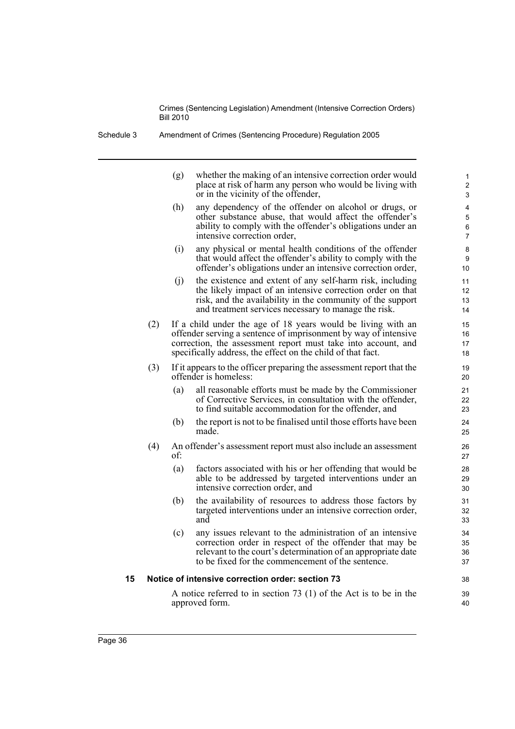(g) whether the making of an intensive correction order would place at risk of harm any person who would be living with or in the vicinity of the offender,

(h) any dependency of the offender on alcohol or drugs, or other substance abuse, that would affect the offender's ability to comply with the offender's obligations under an intensive correction order,

(i) any physical or mental health conditions of the offender that would affect the offender's ability to comply with the offender's obligations under an intensive correction order,

(j) the existence and extent of any self-harm risk, including the likely impact of an intensive correction order on that risk, and the availability in the community of the support and treatment services necessary to manage the risk.

(2) If a child under the age of 18 years would be living with an offender serving a sentence of imprisonment by way of intensive correction, the assessment report must take into account, and specifically address, the effect on the child of that fact.

(3) If it appears to the officer preparing the assessment report that the offender is homeless:

(a) all reasonable efforts must be made by the Commissioner of Corrective Services, in consultation with the offender, to find suitable accommodation for the offender, and

(b) the report is not to be finalised until those efforts have been made.

(4) An offender's assessment report must also include an assessment of:

(a) factors associated with his or her offending that would be able to be addressed by targeted interventions under an intensive correction order, and

(b) the availability of resources to address those factors by targeted interventions under an intensive correction order, and

(c) any issues relevant to the administration of an intensive correction order in respect of the offender that may be relevant to the court's determination of an appropriate date to be fixed for the commencement of the sentence.

### 15 Notice of intensive correction order: section 73

A notice referred to in section 73 (1) of the Act is to be in the approved form.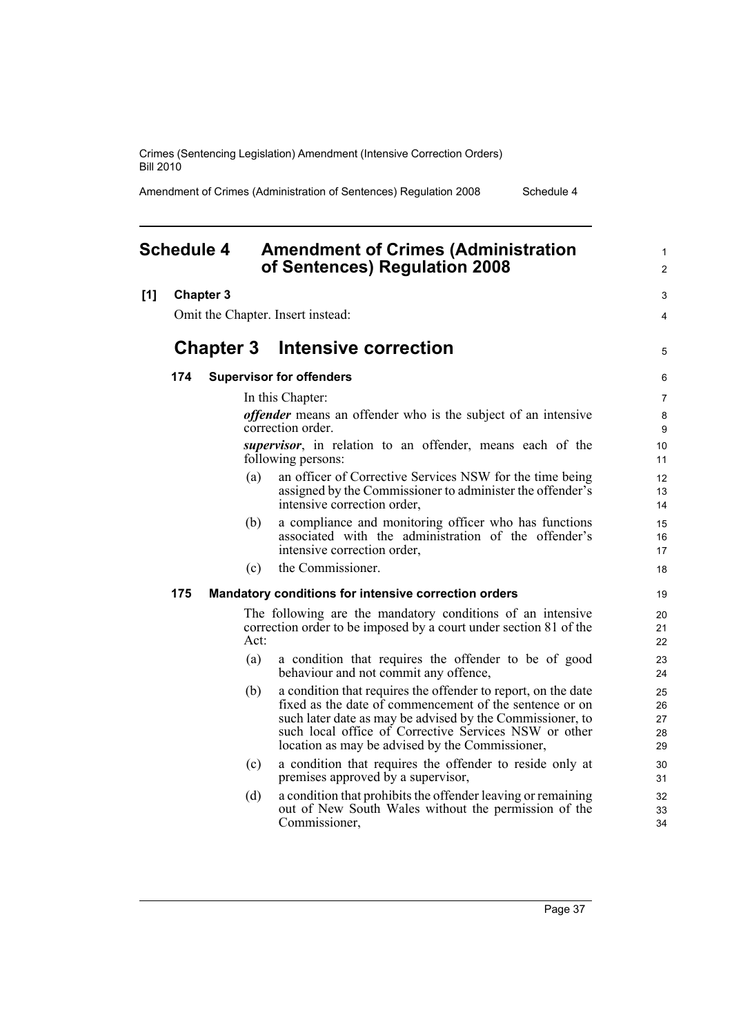# Schedule 4 Amendment of Crimes (Administration of Sentences) Regulation 2008

**[1] Chapter 3**

Omit the Chapter. Insert instead:

## Chapter 3 Intensive correction

### 174 Supervisor for offenders

In this Chapter:

***offender*** means an offender who is the subject of an intensive correction order.

***supervisor***, in relation to an offender, means each of the following persons:

(a) an officer of Corrective Services NSW for the time being assigned by the Commissioner to administer the offender's intensive correction order,

(b) a compliance and monitoring officer who has functions associated with the administration of the offender's intensive correction order,

(c) the Commissioner.

### 175 Mandatory conditions for intensive correction orders

The following are the mandatory conditions of an intensive correction order to be imposed by a court under section 81 of the Act:

(a) a condition that requires the offender to be of good behaviour and not commit any offence,

(b) a condition that requires the offender to report, on the date fixed as the date of commencement of the sentence or on such later date as may be advised by the Commissioner, to such local office of Corrective Services NSW or other location as may be advised by the Commissioner,

(c) a condition that requires the offender to reside only at premises approved by a supervisor,

(d) a condition that prohibits the offender leaving or remaining out of New South Wales without the permission of the Commissioner,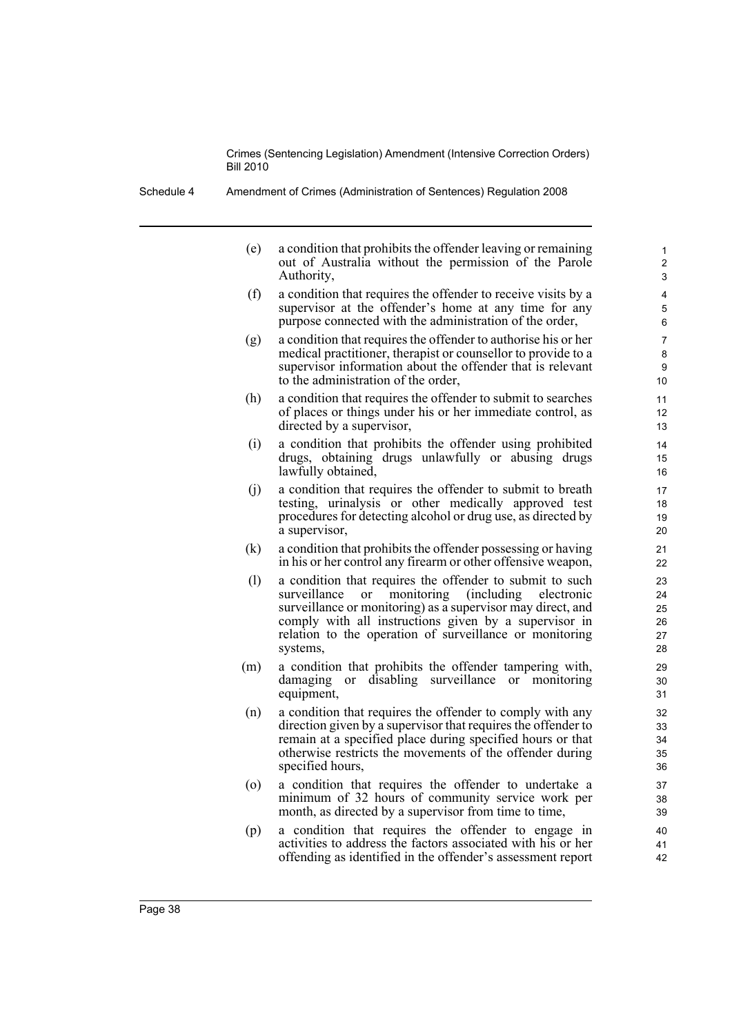(e) a condition that prohibits the offender leaving or remaining out of Australia without the permission of the Parole Authority,

(f) a condition that requires the offender to receive visits by a supervisor at the offender's home at any time for any purpose connected with the administration of the order,

(g) a condition that requires the offender to authorise his or her medical practitioner, therapist or counsellor to provide to a supervisor information about the offender that is relevant to the administration of the order,

(h) a condition that requires the offender to submit to searches of places or things under his or her immediate control, as directed by a supervisor,

(i) a condition that prohibits the offender using prohibited drugs, obtaining drugs unlawfully or abusing drugs lawfully obtained,

(j) a condition that requires the offender to submit to breath testing, urinalysis or other medically approved test procedures for detecting alcohol or drug use, as directed by a supervisor,

(k) a condition that prohibits the offender possessing or having in his or her control any firearm or other offensive weapon,

(l) a condition that requires the offender to submit to such surveillance or monitoring (including electronic surveillance or monitoring) as a supervisor may direct, and comply with all instructions given by a supervisor in relation to the operation of surveillance or monitoring systems,

(m) a condition that prohibits the offender tampering with, damaging or disabling surveillance or monitoring equipment,

(n) a condition that requires the offender to comply with any direction given by a supervisor that requires the offender to remain at a specified place during specified hours or that otherwise restricts the movements of the offender during specified hours,

(o) a condition that requires the offender to undertake a minimum of 32 hours of community service work per month, as directed by a supervisor from time to time,

(p) a condition that requires the offender to engage in activities to address the factors associated with his or her offending as identified in the offender's assessment report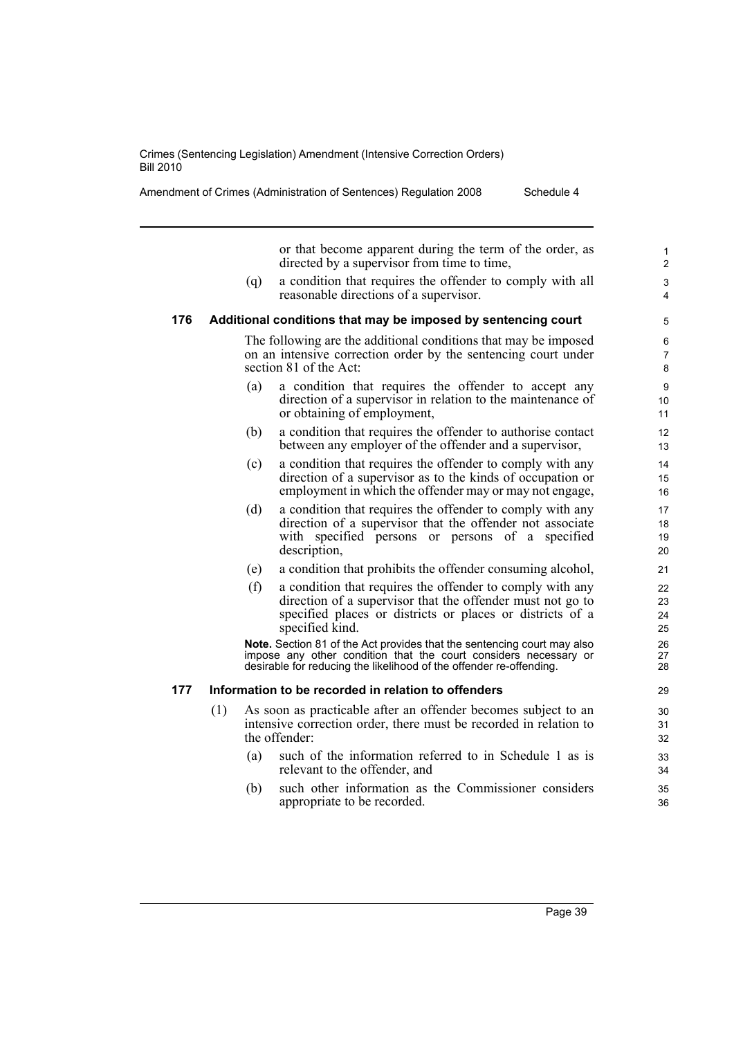or that become apparent during the term of the order, as directed by a supervisor from time to time,

(q) a condition that requires the offender to comply with all reasonable directions of a supervisor.

### 176 Additional conditions that may be imposed by sentencing court

The following are the additional conditions that may be imposed on an intensive correction order by the sentencing court under section 81 of the Act:

(a) a condition that requires the offender to accept any direction of a supervisor in relation to the maintenance of or obtaining of employment,

(b) a condition that requires the offender to authorise contact between any employer of the offender and a supervisor,

(c) a condition that requires the offender to comply with any direction of a supervisor as to the kinds of occupation or employment in which the offender may or may not engage,

(d) a condition that requires the offender to comply with any direction of a supervisor that the offender not associate with specified persons or persons of a specified description,

(e) a condition that prohibits the offender consuming alcohol,

(f) a condition that requires the offender to comply with any direction of a supervisor that the offender must not go to specified places or districts or places or districts of a specified kind.

**Note.** Section 81 of the Act provides that the sentencing court may also impose any other condition that the court considers necessary or desirable for reducing the likelihood of the offender re-offending.

### 177 Information to be recorded in relation to offenders

(1) As soon as practicable after an offender becomes subject to an intensive correction order, there must be recorded in relation to the offender:

(a) such of the information referred to in Schedule 1 as is relevant to the offender, and

(b) such other information as the Commissioner considers appropriate to be recorded.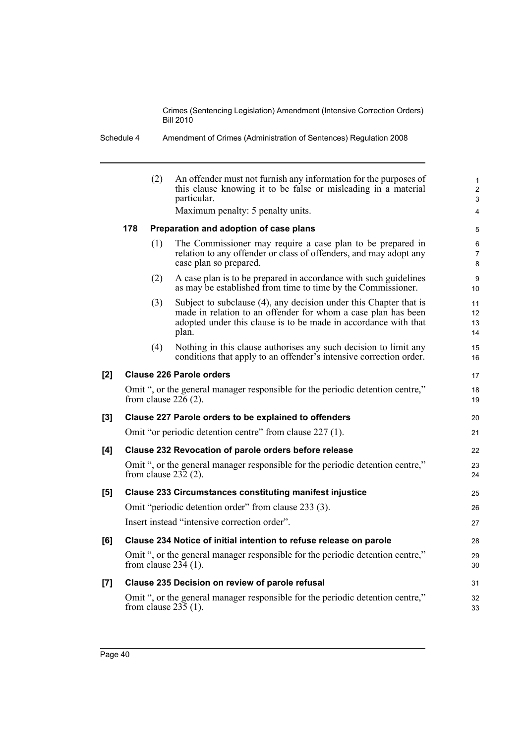(2) An offender must not furnish any information for the purposes of this clause knowing it to be false or misleading in a material particular.

Maximum penalty: 5 penalty units.

**178 Preparation and adoption of case plans**

(1) The Commissioner may require a case plan to be prepared in relation to any offender or class of offenders, and may adopt any case plan so prepared.

(2) A case plan is to be prepared in accordance with such guidelines as may be established from time to time by the Commissioner.

(3) Subject to subclause (4), any decision under this Chapter that is made in relation to an offender for whom a case plan has been adopted under this clause is to be made in accordance with that plan.

(4) Nothing in this clause authorises any such decision to limit any conditions that apply to an offender's intensive correction order.

**[2] Clause 226 Parole orders**

Omit ", or the general manager responsible for the periodic detention centre," from clause 226 (2).

**[3] Clause 227 Parole orders to be explained to offenders**

Omit "or periodic detention centre" from clause 227 (1).

**[4] Clause 232 Revocation of parole orders before release**

Omit ", or the general manager responsible for the periodic detention centre," from clause 232 (2).

**[5] Clause 233 Circumstances constituting manifest injustice**

Omit "periodic detention order" from clause 233 (3).

Insert instead "intensive correction order".

**[6] Clause 234 Notice of initial intention to refuse release on parole**

Omit ", or the general manager responsible for the periodic detention centre," from clause 234 (1).

**[7] Clause 235 Decision on review of parole refusal**

Omit ", or the general manager responsible for the periodic detention centre," from clause 235 (1).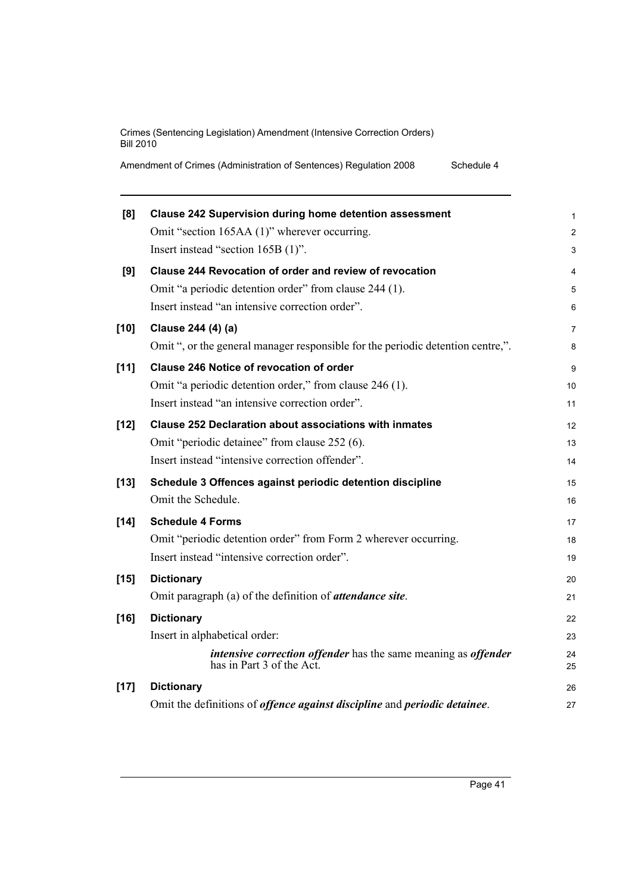**[8] Clause 242 Supervision during home detention assessment**

Omit "section 165AA (1)" wherever occurring.

Insert instead "section 165B (1)".

**[9] Clause 244 Revocation of order and review of revocation**

Omit "a periodic detention order" from clause 244 (1).

Insert instead "an intensive correction order".

**[10] Clause 244 (4) (a)**

Omit ", or the general manager responsible for the periodic detention centre,".

**[11] Clause 246 Notice of revocation of order**

Omit "a periodic detention order," from clause 246 (1).

Insert instead "an intensive correction order".

**[12] Clause 252 Declaration about associations with inmates**

Omit "periodic detainee" from clause 252 (6).

Insert instead "intensive correction offender".

**[13] Schedule 3 Offences against periodic detention discipline**

Omit the Schedule.

**[14] Schedule 4 Forms**

Omit "periodic detention order" from Form 2 wherever occurring.

Insert instead "intensive correction order".

**[15] Dictionary**

Omit paragraph (a) of the definition of ***attendance site***.

**[16] Dictionary**

Insert in alphabetical order:

> ***intensive correction offender*** has the same meaning as ***offender*** has in Part 3 of the Act.

**[17] Dictionary**

Omit the definitions of ***offence against discipline*** and ***periodic detainee***.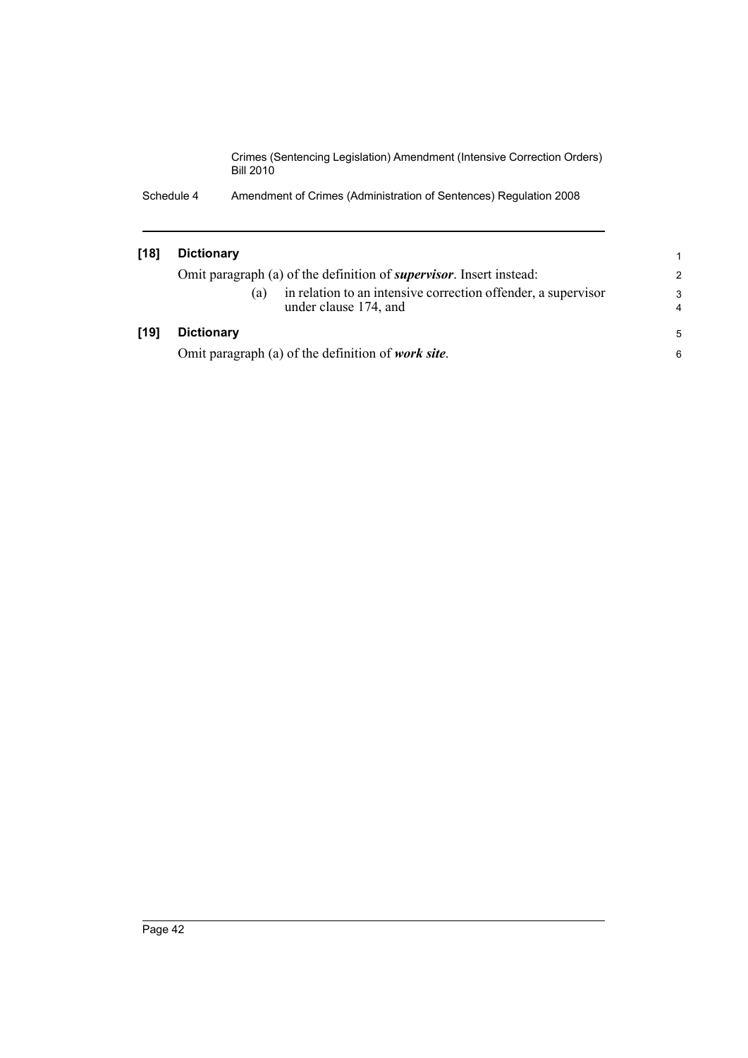### [18] Dictionary

Omit paragraph (a) of the definition of ***supervisor***. Insert instead:

(a) in relation to an intensive correction offender, a supervisor under clause 174, and

### [19] Dictionary

Omit paragraph (a) of the definition of ***work site***.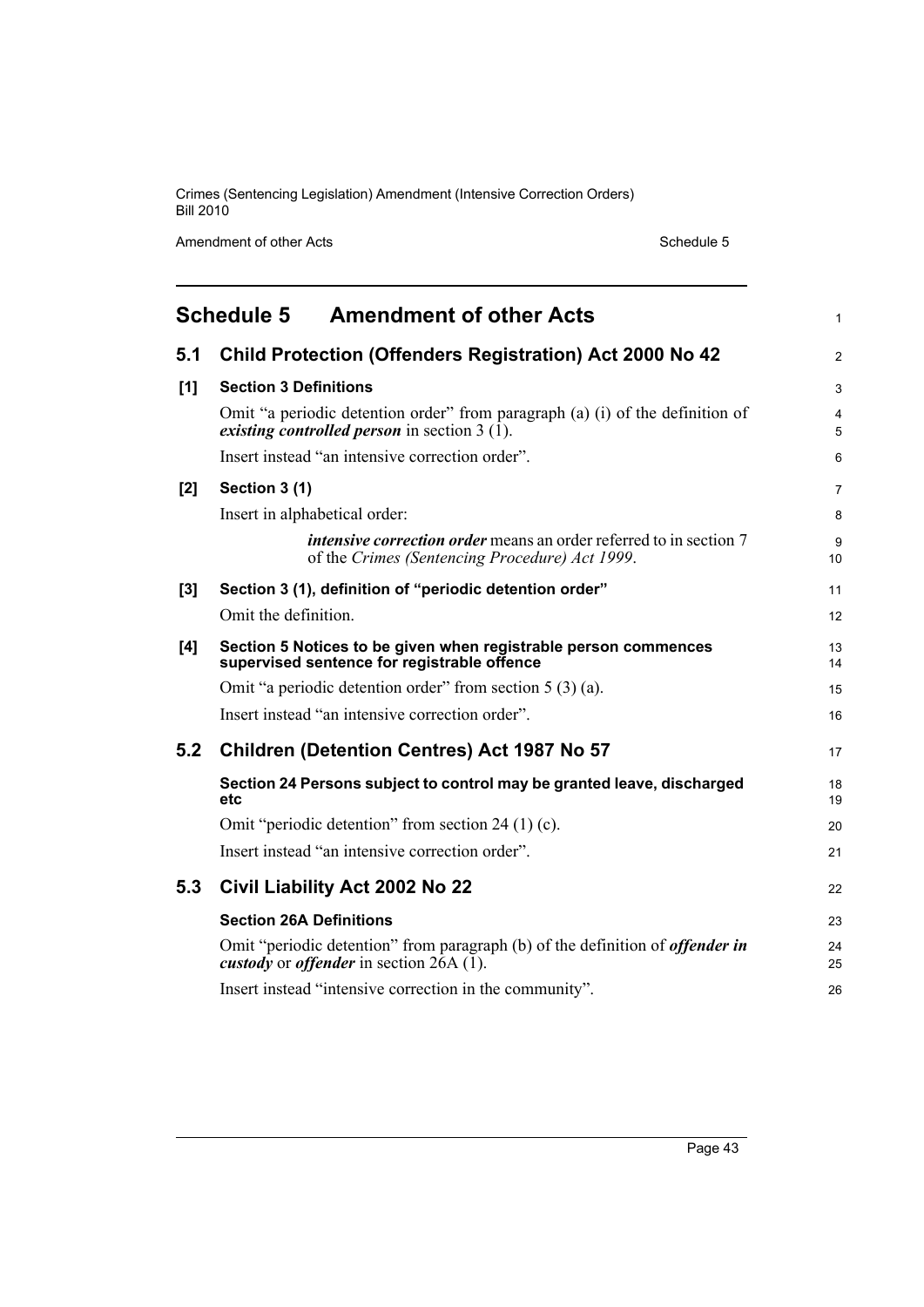# Schedule 5 Amendment of other Acts

## 5.1 Child Protection (Offenders Registration) Act 2000 No 42

### [1] Section 3 Definitions

Omit "a periodic detention order" from paragraph (a) (i) of the definition of ***existing controlled person*** in section 3 (1).

Insert instead "an intensive correction order".

### [2] Section 3 (1)

Insert in alphabetical order:

> ***intensive correction order*** means an order referred to in section 7 of the *Crimes (Sentencing Procedure) Act 1999*.

### [3] Section 3 (1), definition of "periodic detention order"

Omit the definition.

### [4] Section 5 Notices to be given when registrable person commences supervised sentence for registrable offence

Omit "a periodic detention order" from section 5 (3) (a).

Insert instead "an intensive correction order".

## 5.2 Children (Detention Centres) Act 1987 No 57

### Section 24 Persons subject to control may be granted leave, discharged etc

Omit "periodic detention" from section 24 (1) (c).

Insert instead "an intensive correction order".

## 5.3 Civil Liability Act 2002 No 22

### Section 26A Definitions

Omit "periodic detention" from paragraph (b) of the definition of ***offender in custody*** or ***offender*** in section 26A (1).

Insert instead "intensive correction in the community".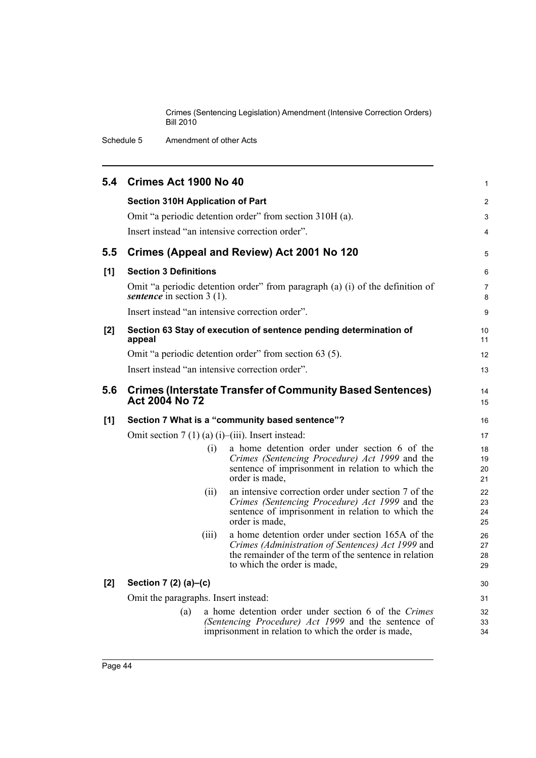## 5.4 Crimes Act 1900 No 40

**Section 310H Application of Part**

Omit "a periodic detention order" from section 310H (a).

Insert instead "an intensive correction order".

## 5.5 Crimes (Appeal and Review) Act 2001 No 120

**[1] Section 3 Definitions**

Omit "a periodic detention order" from paragraph (a) (i) of the definition of ***sentence*** in section 3 (1).

Insert instead "an intensive correction order".

**[2] Section 63 Stay of execution of sentence pending determination of appeal**

Omit "a periodic detention order" from section 63 (5).

Insert instead "an intensive correction order".

## 5.6 Crimes (Interstate Transfer of Community Based Sentences) Act 2004 No 72

**[1] Section 7 What is a "community based sentence"?**

Omit section 7 (1) (a) (i)–(iii). Insert instead:

- (i) a home detention order under section 6 of the *Crimes (Sentencing Procedure) Act 1999* and the sentence of imprisonment in relation to which the order is made,
- (ii) an intensive correction order under section 7 of the *Crimes (Sentencing Procedure) Act 1999* and the sentence of imprisonment in relation to which the order is made,
- (iii) a home detention order under section 165A of the *Crimes (Administration of Sentences) Act 1999* and the remainder of the term of the sentence in relation to which the order is made,

**[2] Section 7 (2) (a)–(c)**

Omit the paragraphs. Insert instead:

- (a) a home detention order under section 6 of the *Crimes (Sentencing Procedure) Act 1999* and the sentence of imprisonment in relation to which the order is made,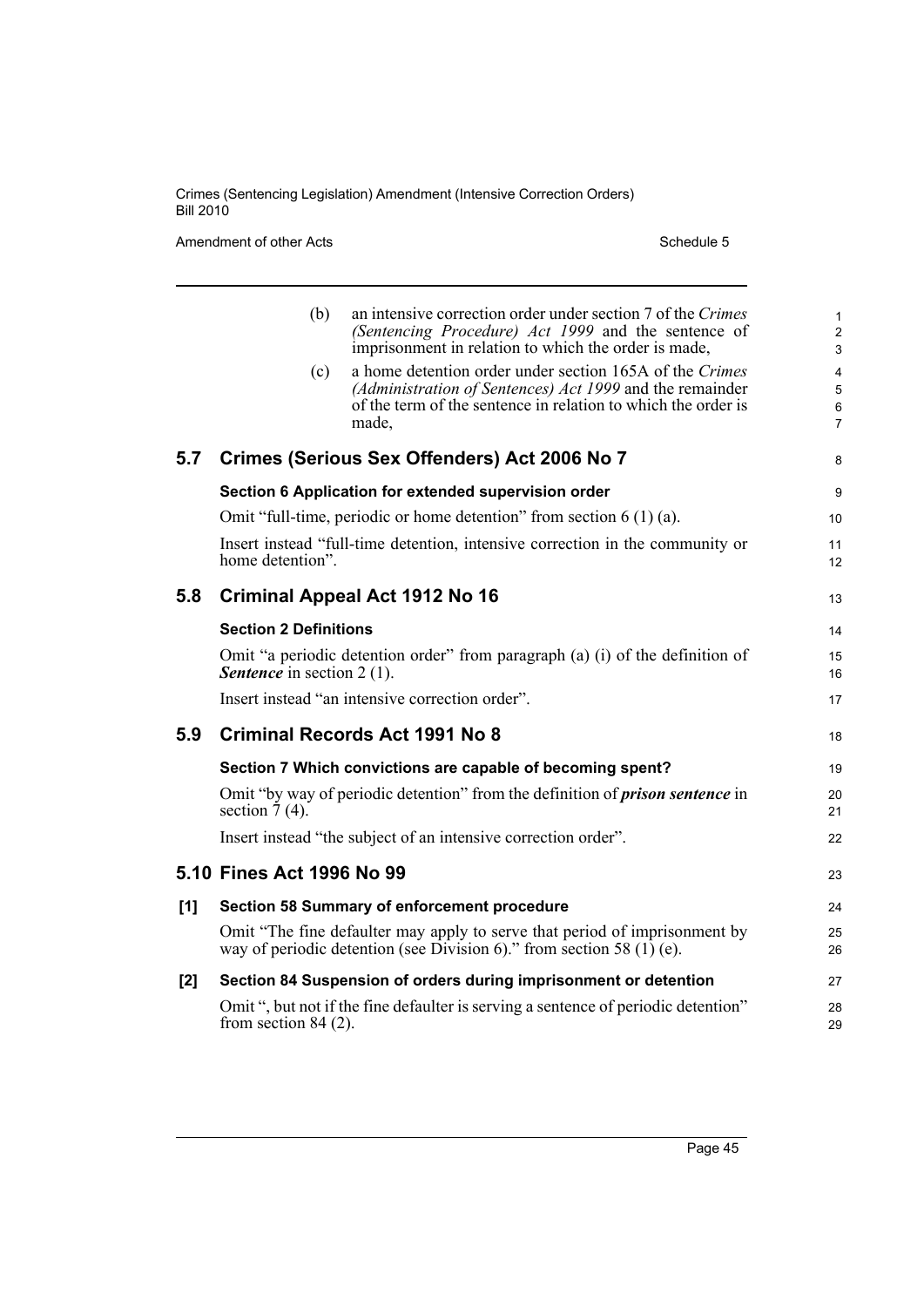(b) an intensive correction order under section 7 of the *Crimes (Sentencing Procedure) Act 1999* and the sentence of imprisonment in relation to which the order is made,

(c) a home detention order under section 165A of the *Crimes (Administration of Sentences) Act 1999* and the remainder of the term of the sentence in relation to which the order is made,

## 5.7 Crimes (Serious Sex Offenders) Act 2006 No 7

**Section 6 Application for extended supervision order**

Omit "full-time, periodic or home detention" from section 6 (1) (a).

Insert instead "full-time detention, intensive correction in the community or home detention".

## 5.8 Criminal Appeal Act 1912 No 16

**Section 2 Definitions**

Omit "a periodic detention order" from paragraph (a) (i) of the definition of ***Sentence*** in section 2 (1).

Insert instead "an intensive correction order".

## 5.9 Criminal Records Act 1991 No 8

**Section 7 Which convictions are capable of becoming spent?**

Omit "by way of periodic detention" from the definition of ***prison sentence*** in section 7 (4).

Insert instead "the subject of an intensive correction order".

## 5.10 Fines Act 1996 No 99

**[1] Section 58 Summary of enforcement procedure**

Omit "The fine defaulter may apply to serve that period of imprisonment by way of periodic detention (see Division 6)." from section 58 (1) (e).

**[2] Section 84 Suspension of orders during imprisonment or detention**

Omit ", but not if the fine defaulter is serving a sentence of periodic detention" from section 84 (2).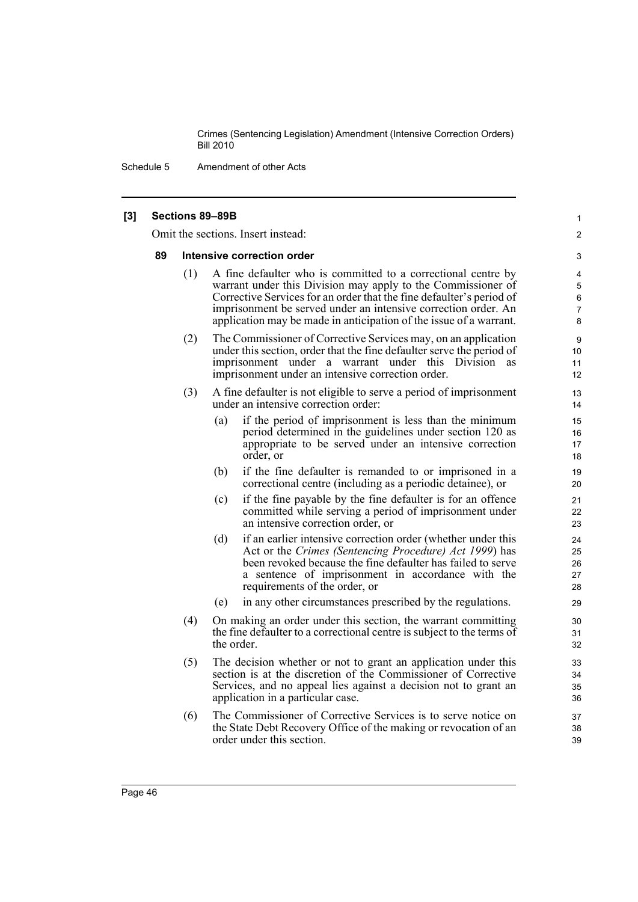**[3] Sections 89–89B**

Omit the sections. Insert instead:

**89 Intensive correction order**

(1) A fine defaulter who is committed to a correctional centre by warrant under this Division may apply to the Commissioner of Corrective Services for an order that the fine defaulter's period of imprisonment be served under an intensive correction order. An application may be made in anticipation of the issue of a warrant.

(2) The Commissioner of Corrective Services may, on an application under this section, order that the fine defaulter serve the period of imprisonment under a warrant under this Division as imprisonment under an intensive correction order.

(3) A fine defaulter is not eligible to serve a period of imprisonment under an intensive correction order:

- (a) if the period of imprisonment is less than the minimum period determined in the guidelines under section 120 as appropriate to be served under an intensive correction order, or
- (b) if the fine defaulter is remanded to or imprisoned in a correctional centre (including as a periodic detainee), or
- (c) if the fine payable by the fine defaulter is for an offence committed while serving a period of imprisonment under an intensive correction order, or
- (d) if an earlier intensive correction order (whether under this Act or the *Crimes (Sentencing Procedure) Act 1999*) has been revoked because the fine defaulter has failed to serve a sentence of imprisonment in accordance with the requirements of the order, or
- (e) in any other circumstances prescribed by the regulations.

(4) On making an order under this section, the warrant committing the fine defaulter to a correctional centre is subject to the terms of the order.

(5) The decision whether or not to grant an application under this section is at the discretion of the Commissioner of Corrective Services, and no appeal lies against a decision not to grant an application in a particular case.

(6) The Commissioner of Corrective Services is to serve notice on the State Debt Recovery Office of the making or revocation of an order under this section.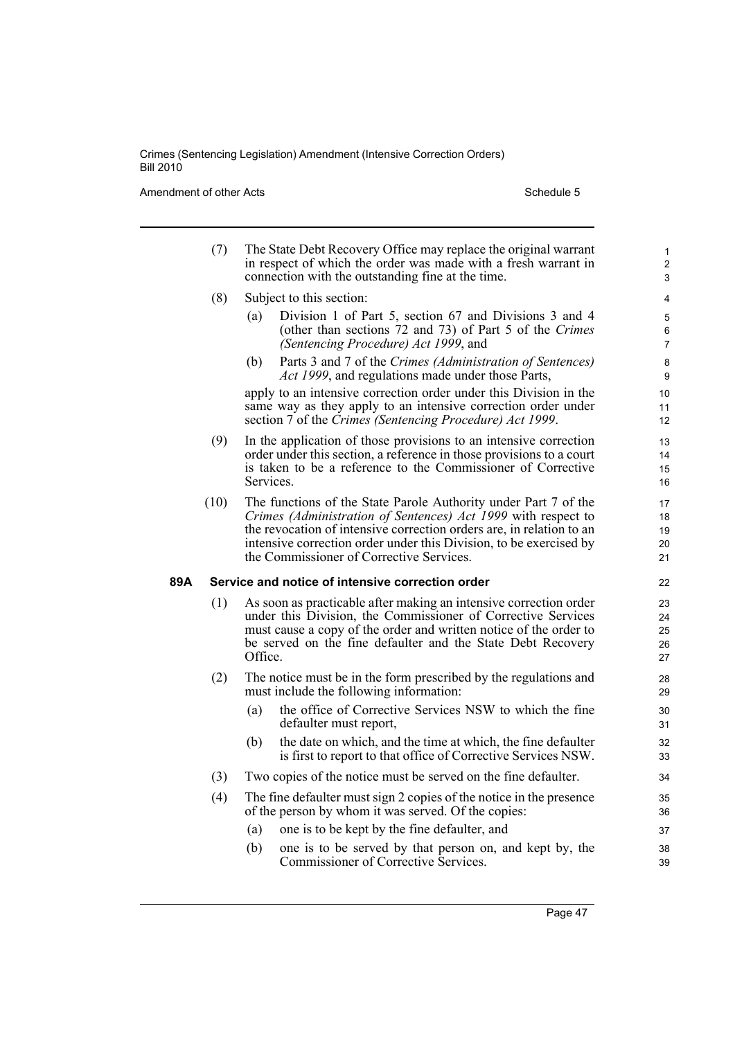(7) The State Debt Recovery Office may replace the original warrant in respect of which the order was made with a fresh warrant in connection with the outstanding fine at the time.

(8) Subject to this section:

(a) Division 1 of Part 5, section 67 and Divisions 3 and 4 (other than sections 72 and 73) of Part 5 of the *Crimes (Sentencing Procedure) Act 1999*, and

(b) Parts 3 and 7 of the *Crimes (Administration of Sentences) Act 1999*, and regulations made under those Parts,

apply to an intensive correction order under this Division in the same way as they apply to an intensive correction order under section 7 of the *Crimes (Sentencing Procedure) Act 1999*.

(9) In the application of those provisions to an intensive correction order under this section, a reference in those provisions to a court is taken to be a reference to the Commissioner of Corrective Services.

(10) The functions of the State Parole Authority under Part 7 of the *Crimes (Administration of Sentences) Act 1999* with respect to the revocation of intensive correction orders are, in relation to an intensive correction order under this Division, to be exercised by the Commissioner of Corrective Services.

**89A Service and notice of intensive correction order**

(1) As soon as practicable after making an intensive correction order under this Division, the Commissioner of Corrective Services must cause a copy of the order and written notice of the order to be served on the fine defaulter and the State Debt Recovery Office.

(2) The notice must be in the form prescribed by the regulations and must include the following information:

(a) the office of Corrective Services NSW to which the fine defaulter must report,

(b) the date on which, and the time at which, the fine defaulter is first to report to that office of Corrective Services NSW.

(3) Two copies of the notice must be served on the fine defaulter.

(4) The fine defaulter must sign 2 copies of the notice in the presence of the person by whom it was served. Of the copies:

(a) one is to be kept by the fine defaulter, and

(b) one is to be served by that person on, and kept by, the Commissioner of Corrective Services.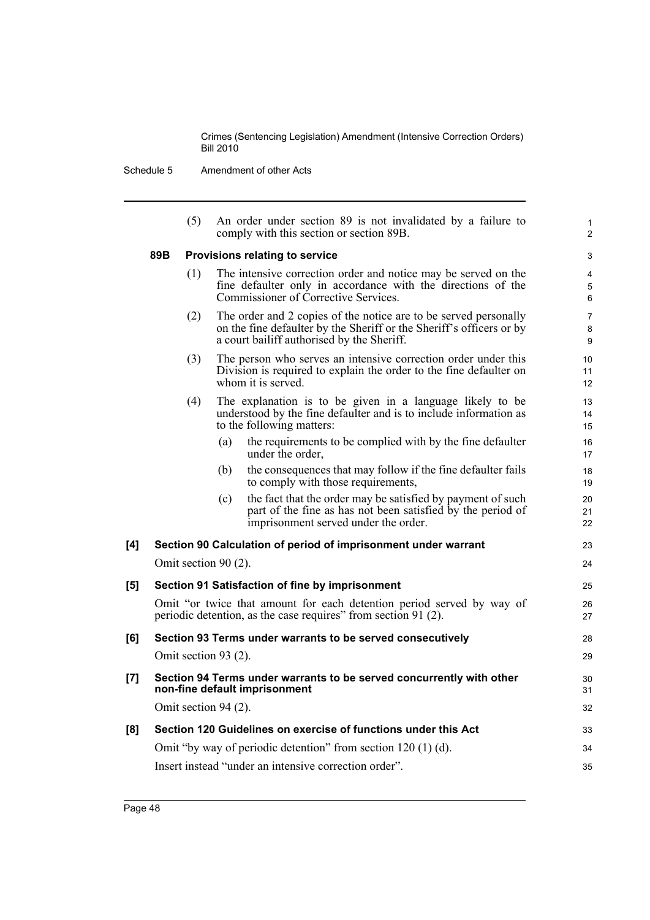(5) An order under section 89 is not invalidated by a failure to comply with this section or section 89B.

**89B Provisions relating to service**

(1) The intensive correction order and notice may be served on the fine defaulter only in accordance with the directions of the Commissioner of Corrective Services.

(2) The order and 2 copies of the notice are to be served personally on the fine defaulter by the Sheriff or the Sheriff's officers or by a court bailiff authorised by the Sheriff.

(3) The person who serves an intensive correction order under this Division is required to explain the order to the fine defaulter on whom it is served.

(4) The explanation is to be given in a language likely to be understood by the fine defaulter and is to include information as to the following matters:

(a) the requirements to be complied with by the fine defaulter under the order,

(b) the consequences that may follow if the fine defaulter fails to comply with those requirements,

(c) the fact that the order may be satisfied by payment of such part of the fine as has not been satisfied by the period of imprisonment served under the order.

**[4] Section 90 Calculation of period of imprisonment under warrant**

Omit section 90 (2).

**[5] Section 91 Satisfaction of fine by imprisonment**

Omit "or twice that amount for each detention period served by way of periodic detention, as the case requires" from section 91 (2).

**[6] Section 93 Terms under warrants to be served consecutively**

Omit section 93 (2).

**[7] Section 94 Terms under warrants to be served concurrently with other non-fine default imprisonment**

Omit section 94 (2).

**[8] Section 120 Guidelines on exercise of functions under this Act**

Omit "by way of periodic detention" from section 120 (1) (d).

Insert instead "under an intensive correction order".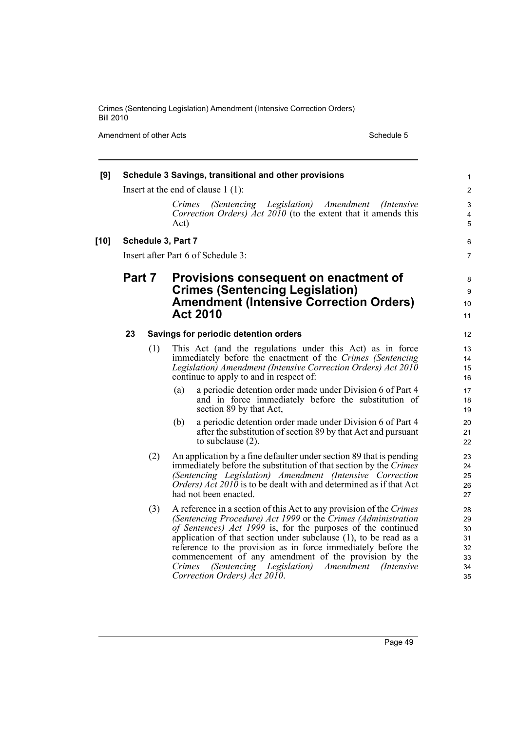**[9] Schedule 3 Savings, transitional and other provisions**

Insert at the end of clause 1 (1):

*Crimes (Sentencing Legislation) Amendment (Intensive Correction Orders) Act 2010* (to the extent that it amends this Act)

**[10] Schedule 3, Part 7**

Insert after Part 6 of Schedule 3:

## Part 7 Provisions consequent on enactment of Crimes (Sentencing Legislation) Amendment (Intensive Correction Orders) Act 2010

### 23 Savings for periodic detention orders

(1) This Act (and the regulations under this Act) as in force immediately before the enactment of the *Crimes (Sentencing Legislation) Amendment (Intensive Correction Orders) Act 2010* continue to apply to and in respect of:

- (a) a periodic detention order made under Division 6 of Part 4 and in force immediately before the substitution of section 89 by that Act,
- (b) a periodic detention order made under Division 6 of Part 4 after the substitution of section 89 by that Act and pursuant to subclause (2).

(2) An application by a fine defaulter under section 89 that is pending immediately before the substitution of that section by the *Crimes (Sentencing Legislation) Amendment (Intensive Correction Orders) Act 2010* is to be dealt with and determined as if that Act had not been enacted.

(3) A reference in a section of this Act to any provision of the *Crimes (Sentencing Procedure) Act 1999* or the *Crimes (Administration of Sentences) Act 1999* is, for the purposes of the continued application of that section under subclause (1), to be read as a reference to the provision as in force immediately before the commencement of any amendment of the provision by the *Crimes (Sentencing Legislation) Amendment (Intensive Correction Orders) Act 2010*.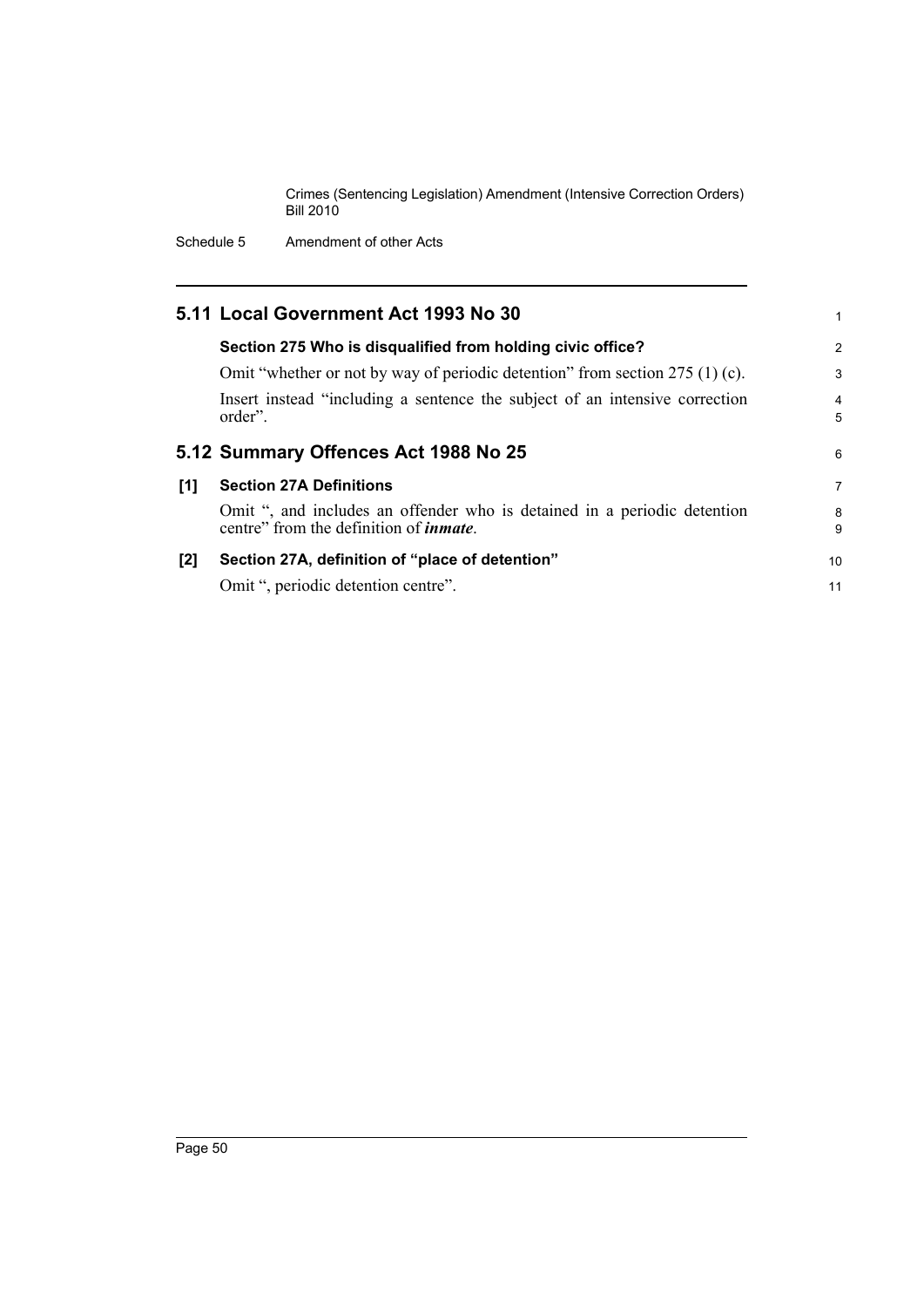## 5.11 Local Government Act 1993 No 30

**Section 275 Who is disqualified from holding civic office?**

Omit "whether or not by way of periodic detention" from section 275 (1) (c).

Insert instead "including a sentence the subject of an intensive correction order".

## 5.12 Summary Offences Act 1988 No 25

**[1] Section 27A Definitions**

Omit ", and includes an offender who is detained in a periodic detention centre" from the definition of ***inmate***.

**[2] Section 27A, definition of "place of detention"**

Omit ", periodic detention centre".